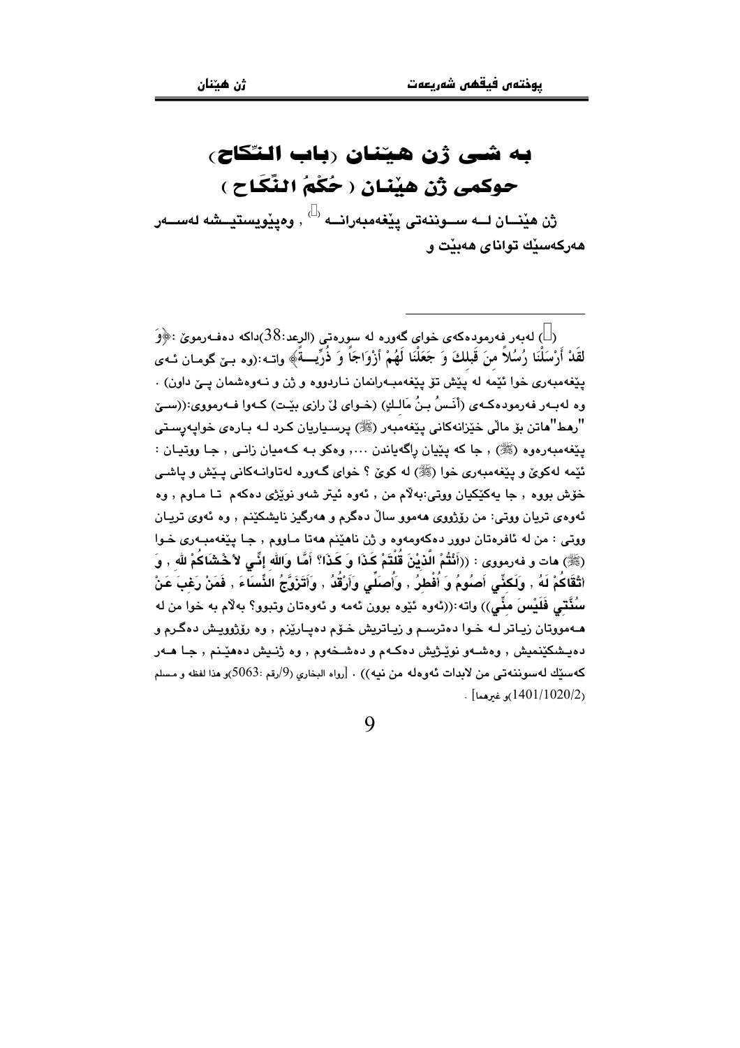# به شی ژن هێنان (باب النّكاح)

## حوکمی ژن هێنان ( حُكْمُ النِّكَاح )

ژن هێنــان لــه ســوننەتی پێغەمبەرانــه [1] , وەپێویستیــشە لەســەر هەرکەسێك توانای هەبێت و

---

([1]) لەبەر فەرمودەکەی خوای گەورە لە سورەتی (الرعد:38)داکە دەفـەرموێ :﴿وَ لَقَدْ أَرْسَلْنَا رُسُلاً مِنَ قَبلكَ وَ جَعَلْنَا لَهُمْ أَزْوَاجَاً وَ ذُرِّيــةً﴾ واتـە:(وە بـێ گومـان ئـەی پێغەمبەری خوا ئێمە لە پێش تۆ پێغەمبـەرانمان نـاردووە و ژن و نـەوەشمان پـێ داون) . وە لەبـەر فەرمودەکـەی (أَنَـسُ بـنُ مَالـكٍ) (خـوای لێ رازی بێـت) کـەوا فـەرمووی:((سـێ "رهط"هاتن بۆ ماڵی خێزانەکانی پێغەمبەر (ﷺ) پرسـیاریان کـرد لـە بـارەی خواپەرسـتی پێغەمبەرەوە (ﷺ) , جا کە پێیان ڕاگەیاندن ..., وەکو بـە کـەمیان زانـی , جـا ووتیـان : ئێمە لەکوێ و پێغەمبەری خوا (ﷺ) لە کوێ ؟ خوای گـەورە لەتاوانـەکانی پـێش و پاشـی خۆش بووە , جا یەکێکیان ووتی:بەڵام من , ئەوە ئیتر شەو نوێژی دەکەم تـا مـاوم , وە ئەوەی تریان ووتی: من ڕۆژووی هەموو ساڵ دەگرم و هەرگیز نایشکێنم , وە ئەوی تریـان ووتی : من لە ئافرەتان دوور دەکەومەوە و ژن ناهێنم هەتا مـاووم , جـا پێغەمبـەری خـوا (ﷺ) هات و فەرمووی : ((أَنْتُمْ الَّذِيْنَ قُلْتَمْ كَذَا وَ كَذَا؟ أَمَّا وَالله إِنِّي لأَخْشَاكُمْ لله , وَ أَتْقَاكُمْ لَهُ , وَلَكِنِّي أَصُومُ وَ أُفْطِرُ , وَأُصَلِّي وَأَرْقُدُ , وَأَتَزَوَّجُ النِّسَاءَ , فَمَنْ رَغِبَ عَنْ سُنَّتِي فَلَيْسَ مِنِّي)) واتە:((ئەوە ئێوە بوون ئەمە و ئەوەتان وتبوو؟ بەڵام بە خوا من لە هـەمووتان زیـاتر لـە خـوا دەترسـم و زیـاتریش خـۆم دەپـارێزم , وە ڕۆژوویـش دەگـرم و دەیـشکێنمیش , وەشــەو نوێـژیش دەکـەم و دەشـخەوم , وە ژنـیش دەهێـنم , جـا هــەر کەسێك لەسوننەتی من لابدات ئەوەلە من نیە)) . [رواه البخاري (9/رقم :5063)و هذا لفظه و مسلم (1401/1020/2)و غيرهما] .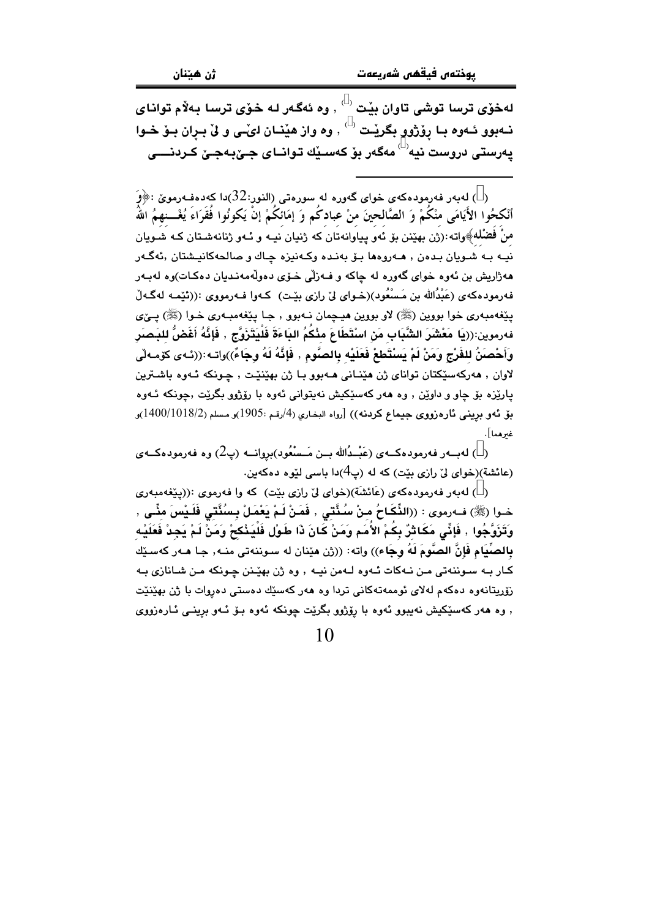لەخۆی ترسا توشی تاوان بێت [1] , وە ئەگەر لە خۆی ترسا بەڵام توانای نەبوو ئەوە با ڕۆژوو بگرێت [2] , وە واز هێنان لێی و لێ بڕان بۆ خوا پەرستی دروست نیە[3] مەگەر بۆ کەسێك توانای جێبەجێ کردنی

---

([1]) لەبەر فەرمودەکەی خوای گەورە لە سورەتی (النور:32)دا کەدەفەرموێ :﴿وَ أَنْكِحُوا الأَيَامَى مِنْكُمْ وَ الصَّالِحِينَ مِنْ عِبادِكُم وَ إِمَائِكُمْ إِنْ يَكُونُوا فُقَرَاءَ يُغْنِهِمُ اللهُ مِنْ فَضْلِه﴾واتە:(ژن بهێنن بۆ ئەو پیاوانەتان کە ژنیان نیە و ئەو ژنانەشتان کە شویان نیە بە شویان بدەن , هەروەها بۆ بەندە وکەنیزە چاك و صالحەکانیشتان ,ئەگەر هەژاریش بن ئەوە خوای گەورە لە چاکە و فەزڵی خۆی دەوڵەمەندیان دەکات)وە لەبەر فەرمودەکەی (عَبْدُالله بن مَسْعُود)(خوای لێ ڕازی بێت) کەوا فەرمووی :((ئێمە لەگەڵ پێغەمبەری خوا بووین (ﷺ) لاو بووین هیچمان نەبوو , جا پێغەمبەری خوا (ﷺ) پێی فەرموین:((يَا مَعْشَرَ الشَّبَابِ مَنِ اسْتَطَاعَ مِنْكُمُ البَاءَةَ فَلْيَتَزَوَّجْ , فَإِنَّهُ أَغَضُّ لِلبَصَرِ وَأَحْصَنُ لِلفَرْجِ وَمَنْ لَمْ يَسْتَطِعْ فَعَلَيْهِ بِالصَّوم , فَإِنَّهُ لَهُ وِجَاءٌ))واتە:((ئەی کۆمەڵی لاوان , هەرکەسێکتان توانای ژن هێنانی هەبوو با ژن بهێنێت , چونکە ئەوە باشترین پارێزە بۆ چاو و داوێن , وە هەر کەسێکیش نەیتوانی ئەوە با ڕۆژوو بگرێت ,چونکە ئەوە بۆ ئەو برینی ئارەزووی جیماع کردنە)) [رواه البخاري (4/رقم :1905)و مسلم (1400/1018/2)و غيرهما].

([2]) لەبەر فەرمودەکەی (عَبْدُالله بن مَسْعُود)بڕوانە (پ2) وە فەرمودەکەی (عائشة)(خوای لێ ڕازی بێت) کە لە (پ4)دا باسی لێوە دەکەین.

([3]) لەبەر فەرمودەکەی (عَائشَة)(خوای لێ ڕازی بێت) کە وا فەرموی :((پێغەمبەری خوا (ﷺ) فەرموی : ((النِّكَاحُ مِنْ سُنَّتِي , فَمَنْ لَمْ يَعْمَلْ بِسُنَّتِي فَلَيْسَ مِنِّي , وَتَزَوَّجُوا , فَإِنِّي مَكَاثِرٌ بِكُمْ الأُمَم وَمَنْ كَانَ ذَا طَوْل فَلْيَنْكِحْ وَمَنْ لَمْ يَجِدْ فَعَلَيْهِ بِالصِّيَامِ فَإِنَّ الصَّومَ لَهُ وِجَاء)) واتە: ((ژن هێنان لە سوننەتی منە, جا هەر کەسێك کار بە سوننەتی من نەکات ئەوە لەمن نیە , وە ژن بهێنن چونکە من شانازی بە زۆریتانەوە دەکەم لەلای ئوممەتەکانی تردا وە هەر کەسێك دەستی دەڕوات با ژن بهێنێت , وە هەر کەسێکیش نەیبوو ئەوە با ڕۆژوو بگرێت چونکە ئەوە بۆ ئەو برینی ئارەزووی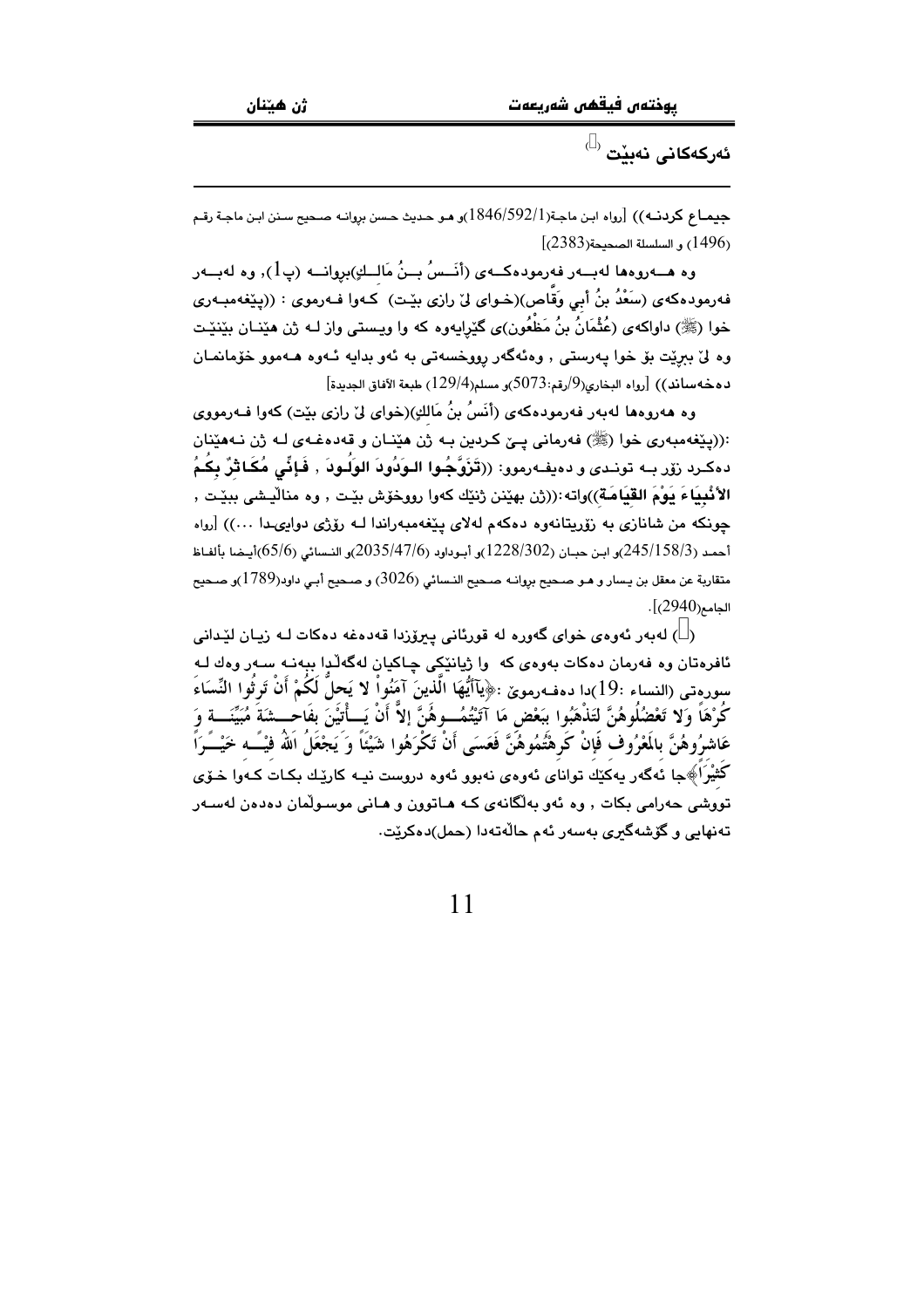## ئەركەكانی نەبێت ([1])

جیمـاع كردنـە)) [رواه ابن ماجة(1846/592/1)و هـو حـديث حسن بروانـه صـحيح سـنن ابـن ماجـة رقـم (1496) و السلسلة الصحيحة(2383)]

وە هـــەروەها لەبـــەر فەرمودەكـــەی (أَنَـسُ بـْـنُ مَالِـكٍ)بروانـــە (پ1), وە لەبـــەر فەرمودەكەی (سَعْدُ بنُ أَبِي وَقَّاص)(خـوای لێ رازی بێـت) كـەوا فـەرموی : ((پێغەمبـەری خوا (ﷺ) داواكەی (عُثْمَانُ بنُ مَظْعُون)ی گێرایەوە كە وا ویـستی واز لـە ژن هێنـان بێنێـت وە لێ ببڕێت بۆ خوا پەرستی , وەئەگەر رووخسەتی بە ئەو بدایە ئـەوە هـەموو خۆمانمـان دەخەساند)) [رواه البخاري(9/رقم:5073)و مسلم(129/4) طبعة الآفاق الجديدة]

وە هەروەها لەبەر فەرمودەكەی (أَنَسُ بنُ مَالِكٍ)(خوای لێ رازی بێت) كەوا فـەرمووی :((پێغەمبەری خوا (ﷺ) فەرمانی پـێ كـردین بـە ژن هێنـان و قەدەغـەی لـە ژن نـەهێنان دەكـرد زۆر بـە تونـدی و دەیفـەرموو: ((**تَزَوَّجُـوا الـوَدُودَ الوَلُـودَ , فَإِنِّي مُكَـاثِرٌ بِكُـمُ الأَنْبِيَاءَ يَوْمَ القِيَامَةِ**))واتە:((ژن بهێنن ژنێك كەوا رووخۆش بێت , وە منالێـشی ببێت , چونكە من شانازی بە زۆریتانەوە دەكەم لەلای پێغەمبەراندا لـە ڕۆژی دوایی‌دا ...)) [رواه أحمد (245/158/3)و ابن حبان (1228/302)و أبـوداود (2035/47/6)و النسائي (65/6)أيضا بألفاظ متقاربة عن معقل بن يسار و هـو صـحيح بروانـه صـحيح النـسائي (3026) و صـحيح أبـي داود(1789)و صـحيح الجامع(2940)].

([1]) لەبەر ئەوەی خوای گەورە لە قورئانی پیرۆزدا قەدەغە دەكات لـە زیـان لێدانی ئافرەتان وە فەرمان دەكات بەوەی كە وا ژیانێكی چاكیان لەگەڵدا ببەنـە سـەر وەك لـە سورەتی (النساء :19)دا دەفـەرموێ :﴿يَاأَيُّهَا الَّذِينَ آمَنُواْ لا يَحِلُّ لَكُمْ أَنْ تَرِثُوا النِّسَاءَ كُرْهًا وَلا تَعْضُلُوهُنَّ لِتَذْهَبُوا بِبَعْضِ مَا آتَيْتُمُوهُنَّ إِلاَّ أَنْ يَأْتِينَ بِفَاحِشَةٍ مُبَيِّنَةٍ وَ عَاشِرُوهُنَّ بِالْمَعْرُوفِ فَإِنْ كَرِهْتُمُوهُنَّ فَعَسَى أَنْ تَكْرَهُوا شَيْئًا وَ يَجْعَلُ اللهُ فِيهِ خَيْرًا كَثِيرًا﴾جا ئەگەر یەكێك توانای ئەوەی نەبوو ئەوە دروست نیـە كارێـك بكـات كـەوا خـۆی تووشی حەرامی بكات , وە ئەو بەڵگانەی كـە هـاتوون و هـانی موسـوڵمان دەدەن لەسـەر تەنهایی و گۆشەگیری بەسەر ئەم حاڵەتەدا (حمل)دەكرێت.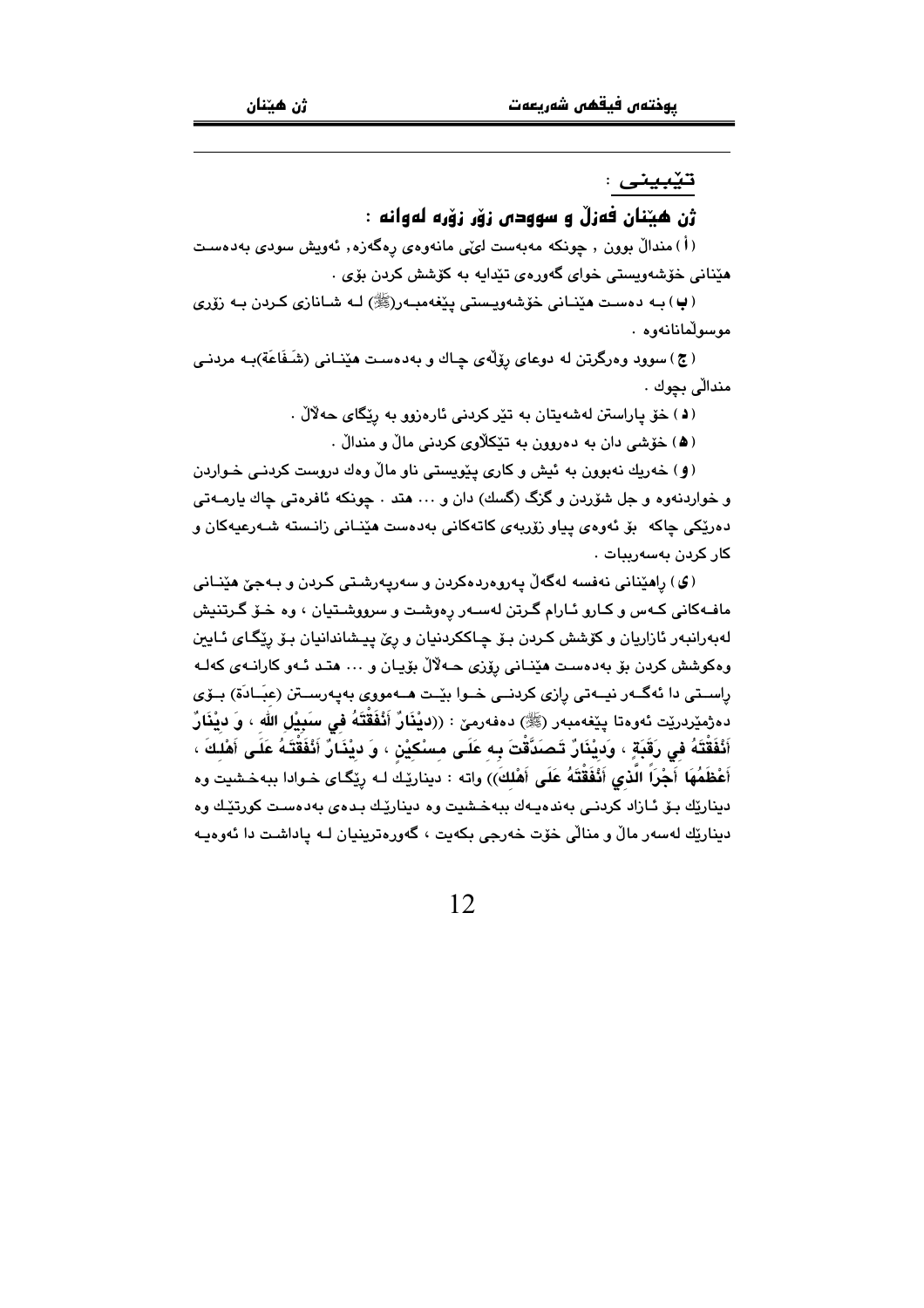**تێبینی :**

### ژن هێنان فەزڵ و سوودی زۆر زۆرە لەوانە :

( أ ) منداڵ بوون , چونكە مەبەست لێی مانەوەی ڕەگەزە, ئەویش سودی بەدەست هێنانی خۆشەویستی خوای گەورەی تێدایە بە كۆشش كردن بۆی .

( ب ) بـە دەسـت هێنـانی خۆشەویـستی پێغەمبـەر(ﷺ) لـە شـانازی كـردن بـە زۆری موسوڵمانانەوە .

( ج ) سوود وەرگرتن لە دوعای ڕۆڵەی چاك و بەدەسـت هێنـانی (شَـفَاعَة)بـە مردنـی منداڵی بچوك .

( د ) خۆ پاراستن لەشەیتان بە تێر كردنی ئارەزوو بە ڕێگای حەڵاڵ .

( هـ ) خۆشی دان بە دەروون بە تێكڵاوی كردنی ماڵ و منداڵ .

( و ) خەریك نەبوون بە ئیش و كاری پێویستی ناو ماڵ وەك دروست كردنـی خـواردن و خواردنەوە و جل شۆردن و گزگ (گسك) دان و ... هتد . چونكە ئافرەتی چاك یارمـەتی دەرێكی چاكە بۆ ئەوەی پیاو زۆربەی كاتەكانی بەدەست هێنـانی زانـستە شـەرعیەكان و كار كردن بەسەرببات .

( ی ) ڕاهێنانی نەفسە لەگەڵ پەروەردەكردن و سەرپەرشـتی كـردن و بـەجێ هێنـانی مافـەكانی كـەس و كـارو ئـارام گـرتن لەسـەر ڕەوشـت و سرووشـتیان ، وە خـۆ گـرتنیش لەبەرانبەر ئازاریان و كۆشش كـردن بـۆ چـاككردنیان و ڕێ پیـشاندانیان بـۆ ڕێگـای ئـاین وەكوشش كردن بۆ بەدەسـت هێنـانی ڕۆزی حـەڵاڵ بۆیـان و ... هتـد ئـەو كارانـەی كەلـە ڕاسـتی دا ئەگـەر نیـەتی ڕازی كردنـی خـوا بێـت هـەمووی بەپەرسـتن (عِبَـادَة) بـۆی دەژمێردرێت ئەوەتا پێغەمبەر (ﷺ) دەفەرمێ : ((**دِيْنَارٌ أَنْفَقْتَهُ فِي سَبِيْلِ اللّهِ ، وَ دِيْنَارٌ أَنْفَقْتَهُ فِي رَقَبَةٍ ، وَدِيْنَارٌ تَـصَدَّقْتَ بِـهِ عَلَـى مِسْكِيْنٍ ، وَ دِيْنَـارٌ أَنْفَقْتَـهُ عَلَـى أَهْلِـكَ ، أَعْظَمُهَا أَجْرَاً الَّذِي أَنْفَقْتَهُ عَلَى أَهْلِكَ**)) واتە : دینارێك لـە ڕێگـای خـوادا ببەخـشیت وە دینارێك بـۆ ئـازاد كردنـی بەندەیـەك ببەخـشیت وە دینارێك بـدەی بەدەسـت كورتێك وە دینارێك لەسەر ماڵ و منالی خۆت خەرجی بكەیت ، گەورەترینیان لـە پاداشـت دا ئەوەیـە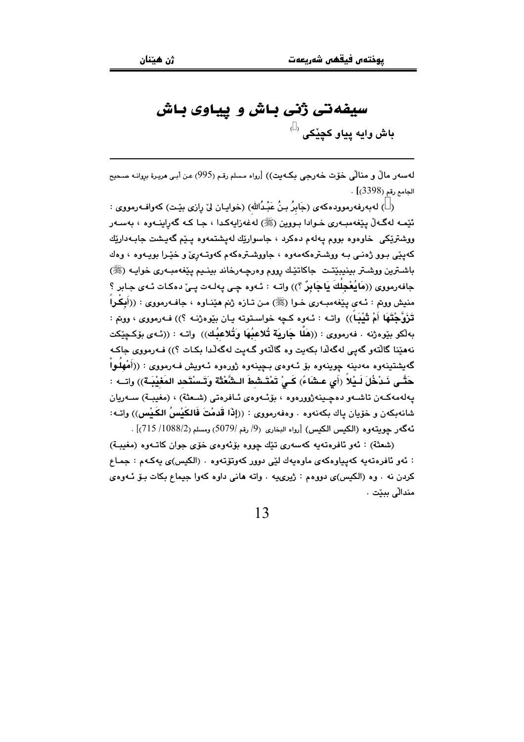# سیفەتی ژنی باش و پیاوی باش

**باش وایە پیاو کچێکی** (١)

---

لەسەر ماڵ و منداڵی خۆت خەرجی بکەیت)) [رواه مسلم رقم (995) عن أبی هریرة بروانە صحیح الجامع رقم (3398)] .

(١) لەبەرفەرموودەکەی (جَابِرُ بنُ عَبْدُالله) (خوایان لێ رازی بێت) کەوافەرمووی : ئێمە لەگەڵ پێغەمبەری خوادا بووین (ﷺ) لەغەزایەکدا ، جا کە گەڕاینەوە ، بەسەر ووشترێکی خاوەوە بووم پەلەم دەکرد ، جاسوارێك لەپشتمەوە پێم گەیشت جابەدارێك کەپێی بوو ژەنی بە ووشترەکەمەوە ، جاووشترەکەم کەوتەڕێ و خێرا بویەوە ، وەك باشترین ووشتر بینیبێتت جاکاتێك رووم وەرچەرخاند بینیم پێغەمبەری خوایە (ﷺ) جافەرمووی ((**مَايُعْجِلُكَ يَاجَابِرُ** ؟)) واتە : ئەوە چی پەلەت پێ دەکات ئەی جابر ؟ منیش ووتم : ئەی پێغەمبەری خوا (ﷺ) من تازە ژنم هێناوە ، جافەرمووی : ((**أَبِكْراً تَزَوَّجْتَهَا أَمْ ثَيْباً**)) واتە : ئەوە کچە خواستوتە یان بێوەژنە ؟)) فەرمووی ، ووتم : بەڵکو بێوەژنە . فەرمووی : ((**هَلَّا جَارِيَةً تُلاعِبُهَا وَتُلاعِبُك**)) واتە : ((ئەی بۆکچێکت نەهێنا گاڵتەو گەپی لەگەڵدا بکەیت وە گاڵتەو گەپت لەگەڵدا بکات ؟)) فەرمووی جاکە گەیشتینەوە مەدینە چوینەوە بۆ ئەوەی بچینەوە ژورەوە ئەویش فەرمووی : ((**أَمْهِلُوا حَتَّى نَدْخُلَ لَيْلاً (أَي عِشَاءً) كَيْ تَمْتَشِطَ الشَّعْثَةُ وَتَسْتَحِد المَغِيْبَةُ**)) واتە : پەلەمەکەن تاشەو دەچینەژوورەوە ، بۆئەوەی ئافرەتی (شعثة) ، (مغیبة) سەریان شانەبکەن و خۆیان پاك بکەنەوە . وەفەرمووی : ((**إِذَا قَدِمْتَ فَالكَيْسُ الكَيْس**)) واتە: ئەگەر چویتەوە (الكيس الكيس) [رواه البخاری (9/ رقم 5079) ومسلم (1088/2/ 715)] .

(شعثة) : ئەو ئافرەتەیە کەسەری تێك چووە بۆئەوەی خۆی جوان کاتەوە (مغیبة) : ئەو ئافرەتەیە کەپیاوەکەی ماوەیەك لێی دوور کەوتۆتەوە . (الكيس)ی یەکەم : جماع کردن نە . وە (الكيس)ی دووەم : ژیرییە . واتە هانی داوە کەوا جیماع بکات بۆ ئەوەی منداڵی ببێت .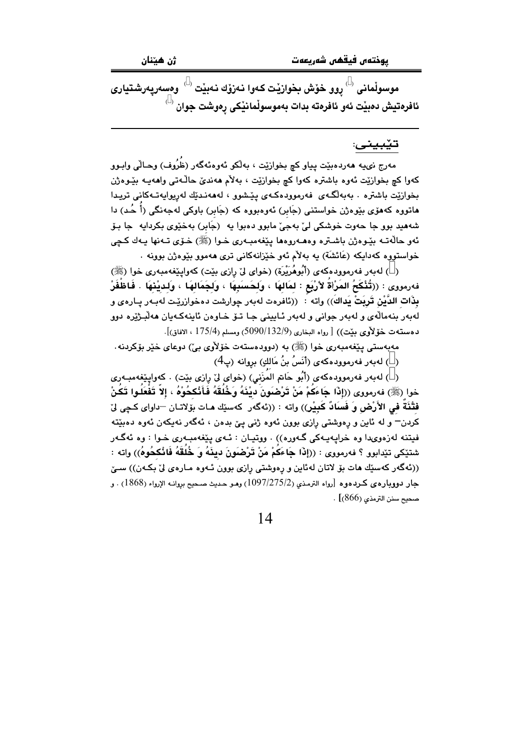موسوڵمانی (□) ڕوو خۆش بخوازێت کەوا نەزۆك نەبێت (□) وەسەرپەرشتیاری ئافرەتیش دەبێت ئەو ئافرەتە بدات بەموسوڵمانێکی ڕەوشت جوان (□)

---

تێبینی:

مەرج نىیە هەردەبێت پیاو کچ بخوازێت ، بەڵکو ئەوەئەگەر (ظُرُوف) وحاڵی وابوو کەوا کچ بخوازێت ئەوە باشترە کەوا کچ بخوازێت ، بەڵام هەندێ حاڵەتی واهەیە بێوەژن بخوازێت باشترە . بەبەڵگەی فەرموودەکەی پێشوو ، لەهەندێك لەڕیوایەتەکانی تریدا هاتووە کەهۆی بێوەژن خواستنی (جَابر) ئەوەبووە کە (جَابر) باوکی لەجەنگی (أُحُد) دا شەهید بوو جا حەوت خوشکی لێ بەجێ مابوو دەبوا یە (جَابر) بەخێوی بکردایە جا بۆ ئەو حاڵەتە بێوەژن باشترە وەهەروەها پێغەمبەری خوا (ﷺ) خۆی تەنها یەك کچی خواستووە کەدایکە (عَائِشَة) یە بەڵام ئەو خێزانەکانی تری هەموو بێوەژن بوونە .

(□) لەبەر فەرموودەکەی (أبُوهُرَیْرَة) (خوای لێ ڕازی بێت) کەواپێغەمبەری خوا (ﷺ) فەرمووی : ((**تُنْكَحُ المَرْأَةُ لأَرْبَعٍ : لِمَالِهَا ، وَلِحَسَبِهَا ، وَلِجَمَالِهَا ، وَلِدِیْنِهَا . فَاظْفَرْ بِذَاتِ الدِّیْنِ تَرِبَتْ یَدَاكَ**)) واتە : ((ئافرەت لەبەر چوارشت دەخوازرێت لەبەر پارەی و لەبەر بنەماڵەی و لەبەر جوانی و لەبەر ئایینی جا تۆ خاوەن ئاینەکەیان هەڵبژێرە دوو دەستەت خۆڵاوی بێت)) [ رواه البخاری (5090/132/9) ومسلم (175/4 ، الافاق)].

مەبەستی پێغەمبەری خوا (ﷺ) بە (دوودەستەت خۆڵاوی بێ) دوعای خێر بۆکردنە.

(□) لەبەر فەرموودەکەی (أَنَسُ بنُ مَالِكٍ) بڕوانە (پ4)

(□) لەبەر فەرموودەکەی (أَبُو حَاتِم المُزَنِي) (خوای لێ ڕازی بێت) . کەواپێغەمبەری خوا (ﷺ) فەرمووی ((**إِذَا جَاءَكُمْ مَنْ تَرْضَوْنَ دِیْنَهُ وَخُلُقَهُ فَأَنْكِحُوْهُ ، إِلاَّ تَفْعَلُوا تَكُنْ فِتْنَةٌ فِي الأَرْضِ وَ فَسَادٌ كَبِیْرٌ**)) واتە : ((ئەگەر کەسێك هات بۆلاتان —داوای کچی لێ کردن— و لە ئاین و ڕەوشتی ڕازی بوون ئەوە ژنی پێ بدەن ، ئەگەر نەیکەن ئەوە دەبێتە فیتنە لەزەویدا وە خراپەیەکی گەورە)) . ووتیان : ئەی پێغەمبەری خوا : وە ئەگەر شتێکی تێدابوو ؟ فەرمووی : ((**إِذَا جَاءَكُمْ مَنْ تَرْضَوْنَ دِینَهُ وَ خُلُقَهُ فَأنْكِحُوهُ**)) واتە : ((ئەگەر کەسێك هات بۆ لاتان لەئاین و ڕەوشتی ڕازی بوون ئەوە مارەی لێ بکەن)) سێ جار دووبارەی کردەوە [رواه الترمذي (1097/275/2) وهو حدیث صحیح بروانە الإرواء (1868) . و صحیح سنن الترمذي (866)] .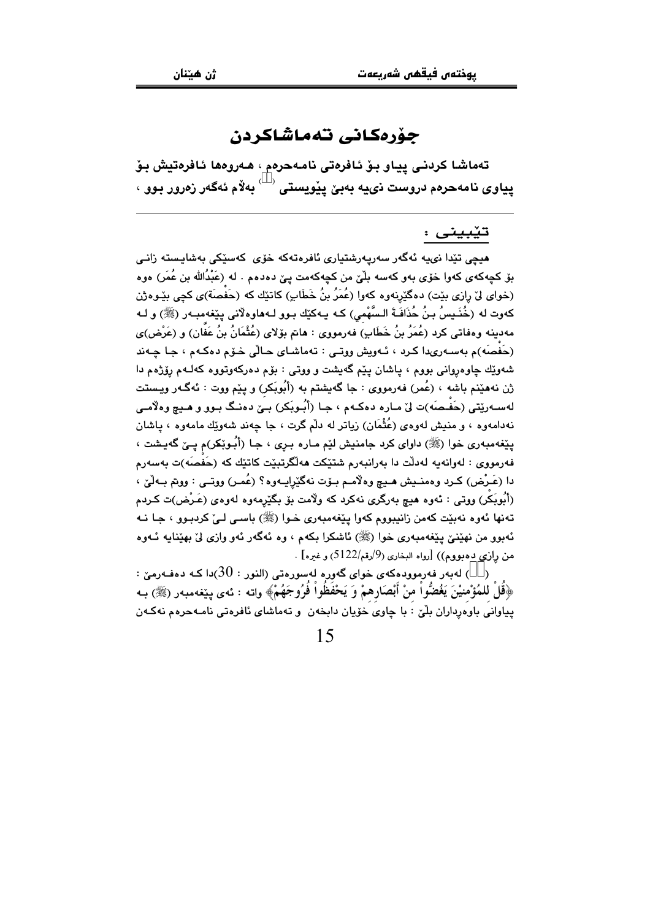# جۆرەكانی تەماشاكردن

**تەماشا كردنی پیاو بۆ ئافرەتی نامەحرەم ، هەروەها ئافرەتیش بۆ پیاوی نامەحرەم دروست نییە بەبێ پێویستی ([١]) بەڵام ئەگەر زەرور بوو ،**

---

## تێبینی :

هیچی تێدا نییە ئەگەر سەرپەرشتیاری ئافرەتەكە خۆی كەسێكی بەشایستە زانی بۆ كچەكەی كەوا خۆی بەو كەسە بڵێ من كچەكەمت پێ دەدەم . لە (عَبْدُالله بن عُمَر) ەوە (خوای لێ ڕازی بێت) دەگێڕنەوە كەوا (عُمَرُ بنُ خَطَابِ) كاتێك كە (حَفْصَة)ی كچی بێوەژن كەوت لە (خُنَیسُ بـنُ حُذَافَـةَ الـسَّهْمِي) كـە یـەكێك بـوو لـەهاوەڵانی پێغەمبـەر (ﷺ) و لـە مەدینە وەفاتی كرد (عُمَرُ بنُ خَطَابِ) فەرمووی : هاتم بۆلای (عُثْمَانُ بنُ عَفَّان) و (عَرْض)ی (حَفْصَە)م بەسـەریدا كـرد ، ئـەویش ووتـی : تەماشـای حـاڵی خـۆم دەكـەم ، جـا چـەند شەوێك چاوەڕوانی بووم ، پاشان پێم گەیشت و ووتی : بۆم دەركەوتووە كەلـەم ڕۆژەم دا ژن نەهێنم باشە ، (عُمر) فەرمووی : جا گەیشتم بە (أَبُوبَكر) و پێم ووت : ئەگـەر ویـستت لەسـەرێتی (حَفْـصَە)ت لێ مـارە دەكـەم ، جـا (أَبُـوبَكر) بـێ دەنـگ بـوو و هـیچ وەڵامـی نەدامەوە ، و منیش لەوەی (عُثْمَان) زیاتر لە دڵم گرت ، جا چەند شەوێك مامەوە ، پاشان پێغەمبەری خوا (ﷺ) داوای كرد جامنیش لێم مـارە بـڕی ، جـا (أَبُـوبَكر)م پـێ گەیـشت ، فەرمووی : لەوانەیە لەدڵت دا بەرانبەرم شتێكت هەڵگرتبێت كاتێك كە (حَفْصَە)ت بەسەرم دا (عَـرْض) كـرد وەمنـیش هـیچ وەڵامـم بـۆت نەگێڕایـەوە؟ (عُمـر) ووتـی : ووتم بـەڵێ ، (أَبُوبَكْر) ووتی : ئەوە هیچ بەرگری نەكرد كە وڵامت بۆ بگێڕمەوە لەوەی (عَـرْض)ت كـردم تەنها ئەوە نەبێت كەمن زانیبووم كەوا پێغەمبەری خـوا (ﷺ) باسـی لـێ كردبـوو ، جـا نـە ئەبوو من نهێنێ پێغەمبەری خوا (ﷺ) ئاشكرا بكەم ، وە ئەگەر ئەو وازی لێ بهێنایە ئـەوە من ڕازی دەبووم)) [رواه البخاري (9/رقم/5122) و غيره] .

([١]) لەبەر فەرموودەكەی خوای گەورە لەسورەتی (النور : 30)دا كـە دەفـەرمێ : ﴿قُلْ لِلمُؤْمِنِيْنَ يَغُضُّواْ مِنْ أَبْصَارِهِمْ وَ يَحْفَظُواْ فُرُوجَهُمْ﴾ واتە : ئەی پێغەمبەر (ﷺ) بـە پیاوانی باوەڕداران بڵێ : با چاوی خۆیان دابخەن و تەماشای ئافرەتی نامـەحرەم نەكـەن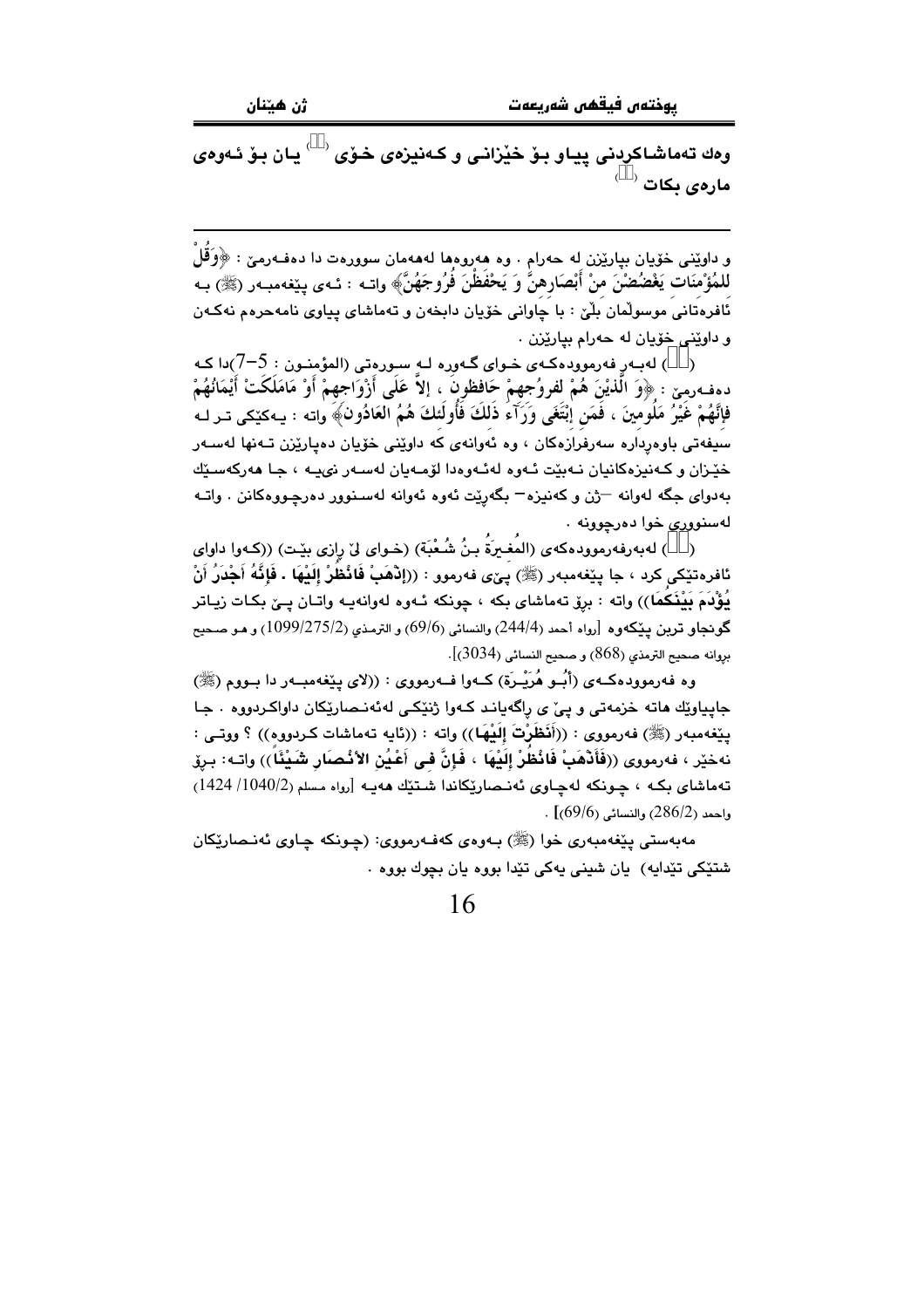وەك تەماشاكردنی پیاو بۆ خێزانی و كەنیزەی خۆی (⁽⁾) یان بۆ ئەوەی مارەی بكات (⁽⁾)

---

و داوێنی خۆیان بپارێزن لە حەرام . وە هەروەها لەهەمان سوورەت دا دەفەرمێ : ﴿وَقُلْ لِلمُؤْمِنَاتِ يَغْضُضْنَ مِنْ أَبْصَارِهِنَّ وَ يَحْفَظْنَ فُرُوجَهُنَّ﴾ واتە : ئەی پێغەمبەر (ﷺ) بە ئافرەتانی موسوڵمان بڵێ : با چاوانی خۆیان دابخەن و تەماشای پیاوی نامەحرەم نەكەن و داوێنی خۆیان لە حەرام بپارێزن .

(⁽⁾) لەبەر فەرموودەكەی خوای گەورە لە سورەتی (المؤمنون : 5–7)دا كە دەفەرمێ : ﴿وَ الَّذِيْنَ هُمْ لِفرُوجِهِمْ حَافِظونَ ، إلاَّ عَلَى أَزْوَاجِهِمْ أَوْ مَامَلَكَتْ أَيْمَانُهُمْ فَإِنَّهُمْ غَيْرُ مَلُومِينَ ، فَمَنِ إبْتَغَى وَرَآءَ ذَلِكَ فَأُولئكَ هُمُ العَادُونَ﴾ واتە : یەكێكی تر لە سیفەتی باوەڕدارە سەرفرازەكان ، وە ئەوانەی كە داوێنی خۆیان دەپارێزن تەنها لەسەر خێزان و كەنیزەكانیان نەبێت ئەوە لەئەوەدا لۆمەیان لەسەر نیيە ، جا هەركەسێك بەدوای جگە لەوانە –ژن و كەنیزە– بگەڕێت ئەوە ئەوانە لەسنوور دەرچووەكانن . واتە لەسنووری خوا دەرچوونە .

(⁽⁾) لەبەرفەرموودەكەی (المُغيرَةُ بنُ شُعْبَة) (خوای لێ ڕازی بێت) ((كەوا داوای ئافرەتێكی كرد ، جا پێغەمبەر (ﷺ) پێی فەرموو : ((**إذْهَبْ فَانْظُرْ إلَيْهَا . فَإنَّهُ أَجْدَرُ أَنْ يُؤْدَمَ بَيْنَكُمَا**)) واتە : بڕۆ تەماشای بكە ، چونكە ئەوە لەوانەیە واتان پێ بكات زیاتر گونجاو تربن پێكەوە [رواه أحمد (244/4) والنسائي (69/6) و الترمذي (1099/275/2) و هو صحيح بروانە صحيح الترمذي (868) و صحيح النسائي (3034)].

وە فەرموودەكەی (أَبُـو هُرَيْـرَة) كەوا فەرمووی : ((لای پێغەمبەر دا بووم (ﷺ) جاپیاوێك هاتە خزمەتی و پێ ی ڕاگەیاند كەوا ژنێكی لەئەنصارێكان داواكردووە . جا پێغەمبەر (ﷺ) فەرمووی : ((**أَنَظَرْتَ إلَيْهَا**)) واتە : ((ئایە تەماشات كردووە)) ؟ ووتی : نەخێر ، فەرمووی ((**فَأَذْهَبْ فَانْظُرْ إلَيْهَا ، فَإنَّ فِى أَعْيُنِ الأنْصَارِ شَيْئًا**)) واتە: بڕۆ تەماشای بكە ، چونكە لەچاوی ئەنصارێكاندا شتێك هەیە [رواه مسلم (1040/2/ 1424) واحمد (286/2) والنسائي (69/6)] .

مەبەستی پێغەمبەری خوا (ﷺ) بەوەی كەفەرمووی: (چونكە چاوی ئەنصارێكان شتێكی تێدایە) یان شینی یەكی تێدا بووە یان بچوك بووە .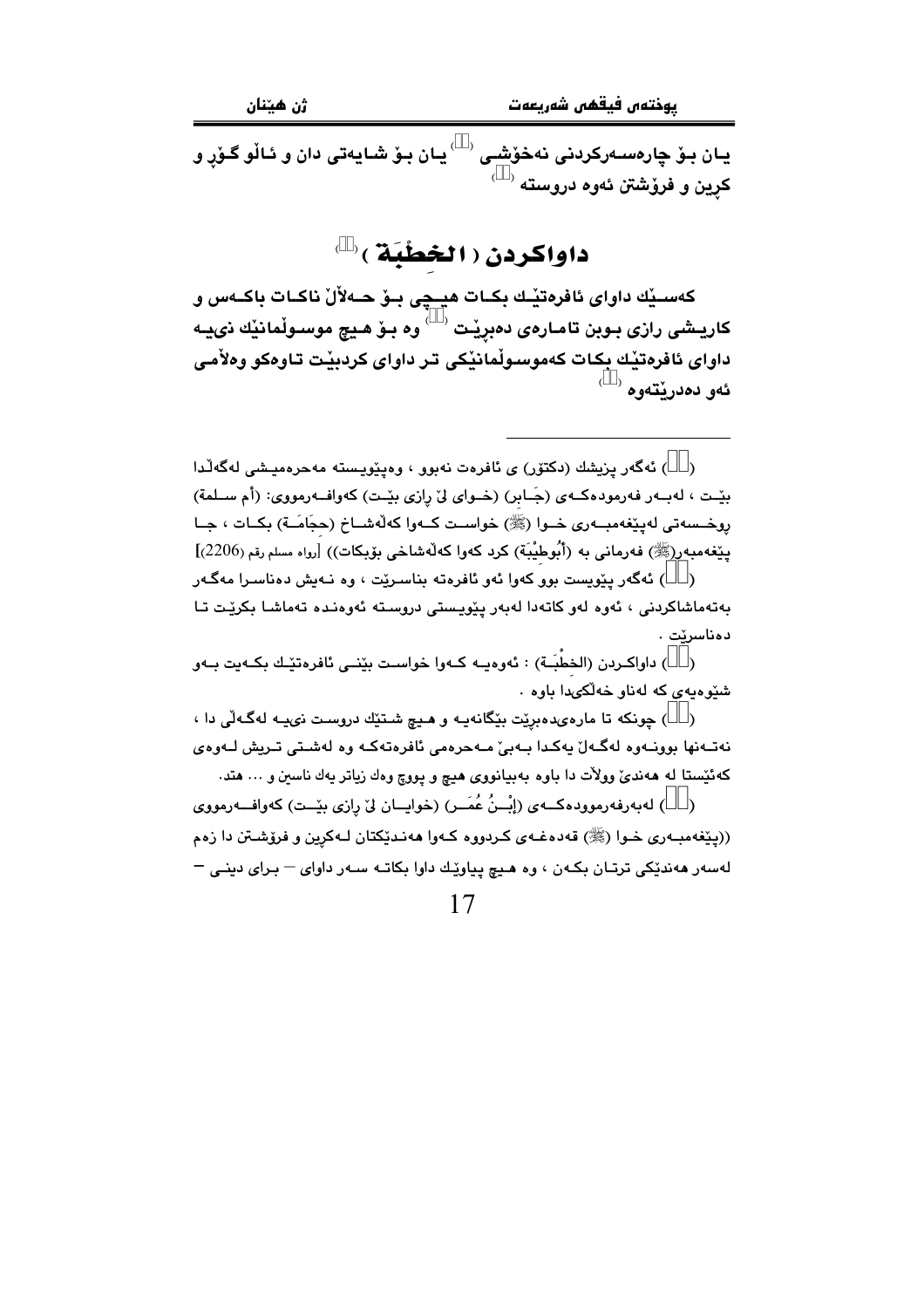یان بۆ چارەسەرکردنی نەخۆشی [] یان بۆ شایەتی دان و ئاڵو گۆڕ و کڕین و فرۆشتن ئەوە دروستە []

## داواکردن ( الخِطْبَة ) []

کەسێك داوای ئافرەتێك بکات هیچی بۆ حەڵاڵ ناکات باکەس و کاریشی رازی بوبن تامارەی دەبڕێت [] وە بۆ هیچ موسوڵمانێك نییە داوای ئافرەتێك بکات کەموسوڵمانێکی تر داوای کردبێت تاوەکو وەڵامی ئەو دەدرێتەوە []

---

([]) ئەگەر پزیشك (دکتۆر) ی ئافرەت نەبوو ، وەپێویستە مەحرەمیشی لەگەڵدا بێت ، لەبەر فەرمودەکەی (جَابر) (خوای لێ رازی بێت) کەوافەرمووی: (أم سلمة) رۆخسەتی لەپێغەمبەری خوا (ﷺ) خواست کەوا کەڵەشاخ (حِجَامَة) بکات ، جا پێغەمبەر(ﷺ) فەرمانی بە (أَبُوطيْبَة) کرد کەوا کەڵەشاخی بۆبکات)) [رواه مسلم رقم (2206)]

([]) ئەگەر پێویست بوو کەوا ئەو ئافرەتە بناسرێت ، وە نەیش دەناسرا مەگەر بەتەماشاکردنی ، ئەوە لەو کاتەدا لەبەر پێویستی دروستە ئەوەندە تەماشا بکرێت تا دەناسرێت .

([]) داواکردن (الخِطْبَة) : ئەوەیە کەوا خواست بێنی ئافرەتێك بکەیت بەو شێوەیەی کە لەناو خەڵکیدا باوە .

([]) چونکە تا مارەیدەبڕێت بێگانەیە و هیچ شتێك دروست نییە لەگەڵی دا ، نەتەنها بوونەوە لەگەڵ یەکدا بەبێ مەحرەمی ئافرەتەکە وە لەشتی تریش لەوەی کەئێستا لە هەندێ وڵات دا باوە بەبیانووی هیچ و پووچ وەك زیاتر یەك ناسین و ... هتد.

([]) لەبەرفەرموودەکەی (إِبْنُ عُمَر) (خوایان لێ رازی بێت) کەوافەرمووی ((پێغەمبەری خوا (ﷺ) قەدەغەی کردووە کەوا هەندێکتان لەکڕین و فرۆشتن دا زەم لەسەر هەندێکی ترتان بکەن ، وە هیچ پیاوێك داوا بکاتە سەر داوای – برای دینی –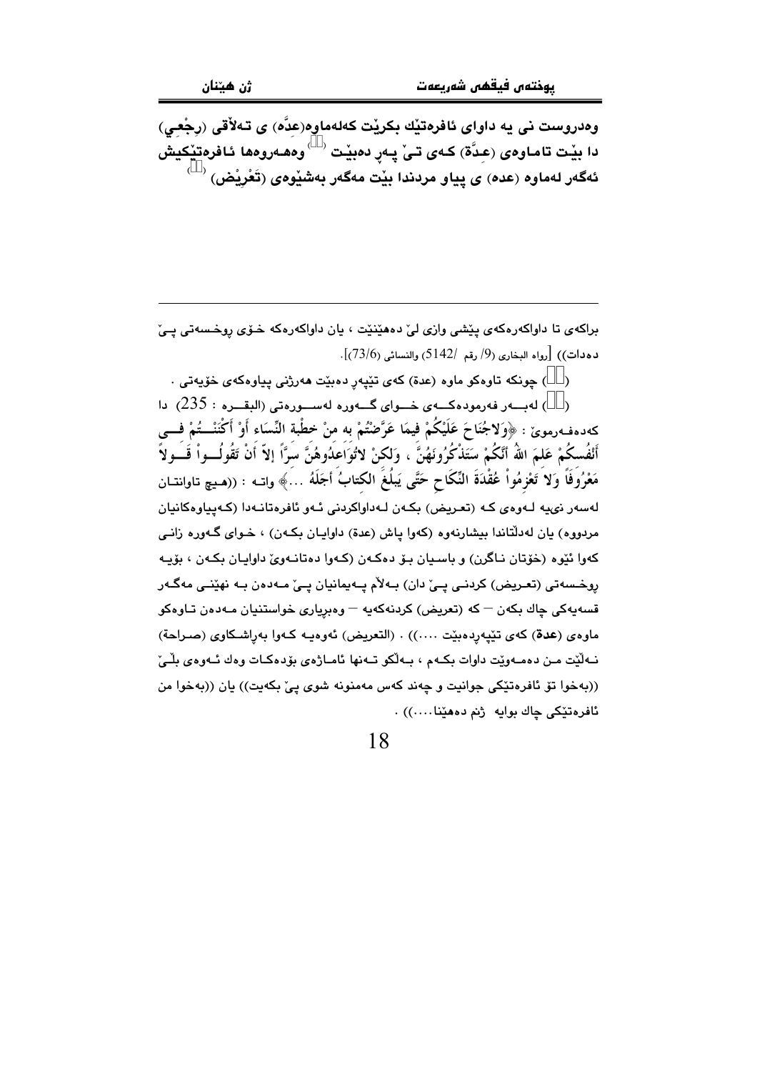وەدروست نی یە داوای ئافرەتێك بكرێت كەلەماوە(عدَّە) ی تەڵاقی (رِجْعِي) دا بێت تاماوەی (عـدَّة) كـەی تـێ پـەڕ دەبێـت [1] وەهـەروەها ئـافرەتێكیش ئەگەر لەماوە (عدە) ی پیاو مردندا بێت مەگەر بەشێوەی (تَعْرِيْض) [2]

---

براكەی تا داواكەرەكەی پێشی وازی لێ دەهێنێت ، یان داواكەرەكە خـۆی ڕوخـسەتی پـێ دەدات)) [رواه البخاري (9/ رقم /5142) والنسائي (73/6)].

(1) چونكە تاوەكو ماوە (عدة) كەی تێپەڕ دەبێت هەرژنی پیاوەكەی خۆیەتی .

(2) لەبـەر فەرمودەكـەی خـوای گـەورە لەسـورەتی (البقـره : 235) دا كەدەفـەرموێ : ﴿وَلاَجُنَاحَ عَلَيْكُمْ فِيمَا عَرَّضْتُمْ بِهِ مِنْ خِطْبَةِ النِّسَاءِ أَوْ أَكْنَنتُمْ فِي أَنْفُسِكُمْ عَلِمَ اللهُ أَنَّكُمْ سَتَذْكُرُونَهُنَّ ، وَلَكِنْ لاتُوَاعِدُوهُنَّ سِرًّا إِلاَّ أَنْ تَقُولُوا قَوْلاً مَعْرُوفًا وَلاَ تَعْزِمُوا عُقْدَةَ النِّكَاحِ حَتَّى يَبْلُغَ الكِتابُ أَجَلَهُ ...﴾ واتـە : ((هـیچ تاوانتـان لەسەر نیيە لـەوەی كـە (تعـريض) بكـەن لـەداواكردنی ئـەو ئافرەتانـەدا (كـەپیاوەكانیان مردووە) یان لەدڵتاندا بیشارنەوە (كەوا پاش (عدة) داوایـان بكـەن) ، خـوای گـەورە زانـی كەوا ئێوە (خۆتان نـاگرن) و باسـیان بـۆ دەكـەن (كـەوا دەتانـەوێ داوایـان بكـەن ، بۆیـە ڕوخسەتی (تعـريض) كردنـی پـێ دان) بـەڵام پـەیمانیان پـێ مـەدەن بـە نهێنـی مەگـەر قسەیەكی چاك بكەن — كە (تعريض) كردنەكەیە — وەبڕیاری خواستنیان مـەدەن تـاوەكو ماوەی (**عدة**) كەی تێپەڕدەبێت ....)) . (التعريض) ئەوەیـە كـەوا بەڕاشـكاوی (صـراحة) نـەڵێت مـن دەمـەوێت داوات بكـەم ، بـەڵكو تـەنها ئامـاژەی بۆدەكـات وەك ئـەوەی بڵـێ ((بەخوا تۆ ئافرەتێكی جوانیت و چەند كەس مەمنونە شوی پێ بكەیت)) یان ((بەخوا من ئافرەتێكی چاك بوایە ژنم دەهێنا....)) .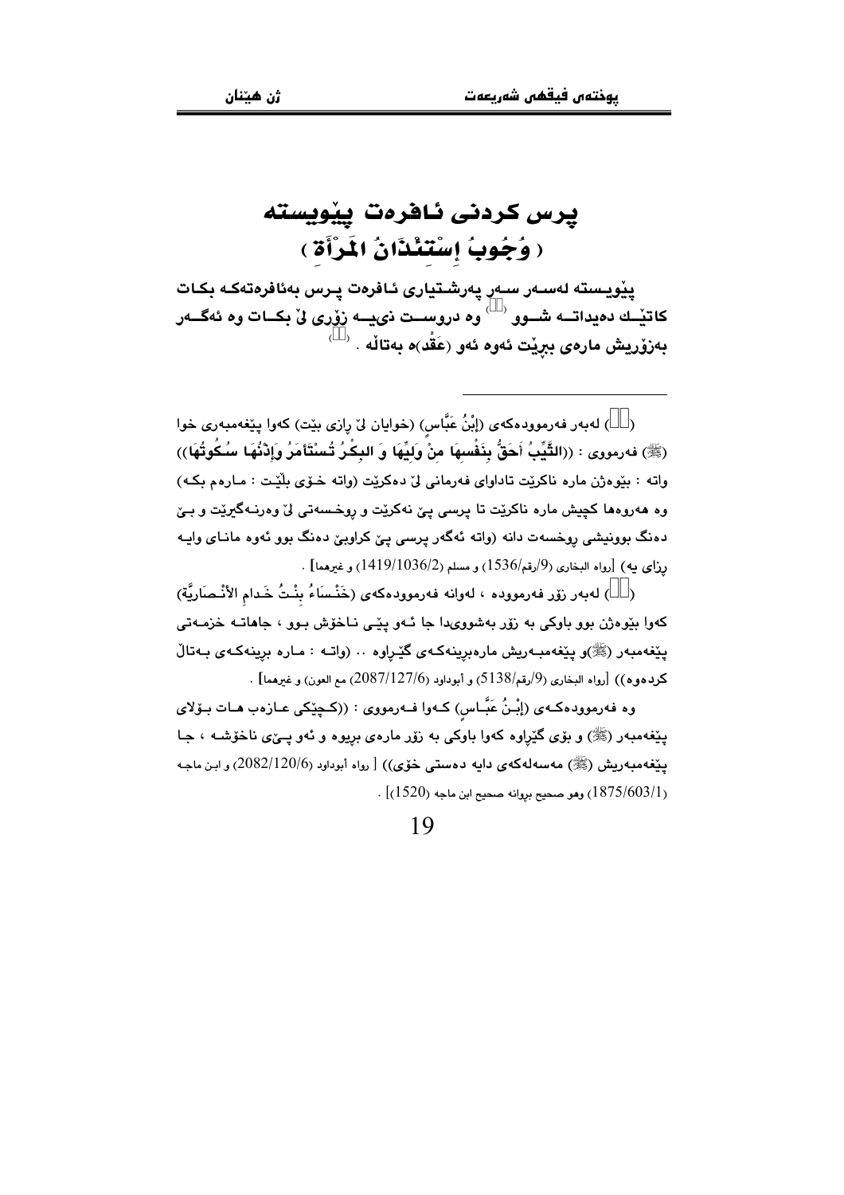# پرس کردنی ئافرەت پێویستە
## ( وُجُوبُ إِسْتِئْذَانُ المَرْأَةِ )

پێویستە لەسەر سەرپەرشتیاری ئافرەت پرس بەئافرەتەکە بکات کاتێك دەیداتە شوو [1] وە دروست نییە زۆری لێ بکات وە ئەگەر بەزۆریش مارەی ببڕێت ئەوە ئەو (عَقْد)ە بەتاڵە . [2]

---

[1] لەبەر فەرموودەکەی (إِبْنُ عَبَّاسٍ) (خوایان لێ ڕازی بێت) کەوا پێغەمبەری خوا (ﷺ) فەرمووی : ((الثَّيِّبُ أَحَقُّ بِنَفْسِهَا مِنْ وَلِيِّهَا وَ البِكْرُ تُسْتَأْمَرُ وَإِذْنُهَا سُكُوتُهَا)) واتە : بێوەژن مارە ناکرێت تاداوای فەرمانی لێ دەکرێت (واتە خۆی بڵێت : مارەم بکە) وە هەروەها کچیش مارە ناکرێت تا پرسی پێ نەکرێت و ڕوخسەتی لێ وەرنەگیرێت و بێ دەنگ بوونیشی ڕوخسەت دانە (واتە ئەگەر پرسی پێ کراوبێ دەنگ بوو ئەوە مانای وایە ڕزای یە) [رواه البخاري (9/رقم/1536) و مسلم (1419/1036/2) و غيرهما] .

[2] لەبەر زۆر فەرموودە ، لەوانە فەرموودەکەی (خَنْسَاءُ بِنْتُ خَدامِ الأَنْصَارِيَّةِ) کەوا بێوەژن بوو باوکی بە زۆر بەشوویدا جا ئەو پێی ناخۆش بوو ، جاهاتە خزمەتی پێغەمبەر (ﷺ)و پێغەمبەریش مارەبڕینەکەی گێڕاوە .. (واتە : مارە بڕینەکەی بەتاڵ کردەوە)) [رواه البخاري (9/رقم/5138) و أبوداود (2087/127/6) مع العون) و غيرهما] .

وە فەرموودەکەی (إِبْنُ عَبَّاسٍ) کەوا فەرمووی : ((کچێکی عازەب هات بۆلای پێغەمبەر (ﷺ) و بۆی گێڕاوە کەوا باوکی بە زۆر مارەی بڕیوە و ئەو پێی ناخۆشە ، جا پێغەمبەریش (ﷺ) مەسەلەکەی دایە دەستی خۆی)) [ رواه أبوداود (2082/120/6) و ابن ماجه (1875/603/1) وهو صحيح بروانه صحيح ابن ماجه (1520)] .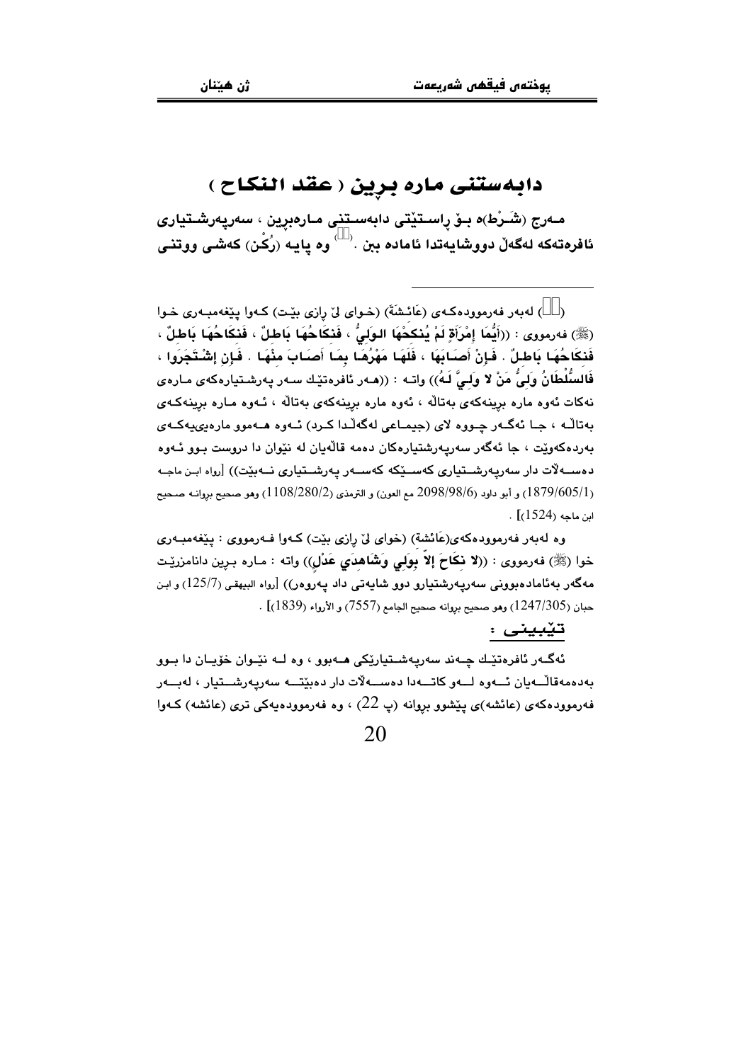# دابەستنی مارە برین ( عقد النكاح )

**مـەرج (شَـرْط)ە بـۆ راسـتێتی دابەسـتنی مـارەبرین ، سەرپەرشـتیاری ئافرەتەکە لەگەڵ دووشایەتدا ئامادە بن .[] وە پایـە (رُكْن) کەشـی ووتنـی**

---

([]) لەبەر فەرموودەکـەی (عَائِـشَةَ) (خـوای لێ رازی بێت) کـەوا پێغەمبـەری خـوا (ﷺ) فەرمووی : ((**أَيُّمَا اِمْرَأَةٍ لَمْ يُنكِحْهَا الوَلِيُّ ، فَنِكَاحُهَا بَاطِلٌ ، فَنِكَاحُهَا بَاطِلٌ ، فَنِكَاحُهَا بَاطِلٌ . فَإِنْ أَصَابَهَا ، فَلَهَا مَهْرُهَا بِمَا أَصَابَ مِنْهَا . فَإِنِ اشْتَجَرُوا ، فَالسُّلْطَانُ وَلِيُّ مَنْ لا وَلِيَّ لَهُ**)) واتـە : ((هـەر ئافرەتێك سـەر پەرشـتیارەکەی مـارەی نەکات ئەوە مارە برینەکەی بەتاڵە ، ئەوە مارە برینەکەی بەتاڵە ، ئـەوە مـارە برینەکـەی بەتاڵـە ، جـا ئەگـەر چـووە لای (جیمـاعی لەگەڵـدا کـرد) ئـەوە هـەموو مارەییەکـەی بەردەکەوێت ، جا ئەگەر سەرپەرشتیارەکان دەمە قاڵەیان لە نێوان دا دروست بـوو ئـەوە دەسـەڵات دار سەرپەرشـتیاری کەسـێکە کەسـەر پەرشـتیاری نـەبێت)) [رواه ابـن ماجـە (1879/605/1) و أبو داود (2098/98/6 مع العون) و الترمذي (1108/280/2) وهو صحيح بروانـە صـحيح ابن ماجه (1524)] .

وە لەبەر فەرموودەکەی(عَائشة) (خوای لێ رازی بێت) کـەوا فـەرمووی : پێغەمبـەری خوا (ﷺ) فەرمووی : ((**لا نِكَاحَ إلاّ بِوَلِي وَشَاهِدَي عَدْلٍ**)) واتە : مـارە بـرین دانامزرێت مەگەر بەئامادەبوونی سەرپەرشتیارو دوو شایەتی داد پەروەر)) [رواه البيهقي (125/7) و ابن حبان (1247/305) وهو صحيح بروانه صحيح الجامع (7557) و الأرواء (1839)] .

**تێبینی :**

ئەگـەر ئافرەتێـك چـەند سەرپەرشـتیارێكی هـەبوو ، وە لـە نێـوان خۆیـان دا بـوو بەدەمەقاڵـەیان ئـەوە لـەو کاتـەدا دەسـەڵات دار دەبێتـە سەرپەرشـتیار ، لەبـەر فەرموودەکەی (عائشە)ی پێشوو بروانە (پ 22) ، وە فەرموودەیەکی تری (عائشە) کـەوا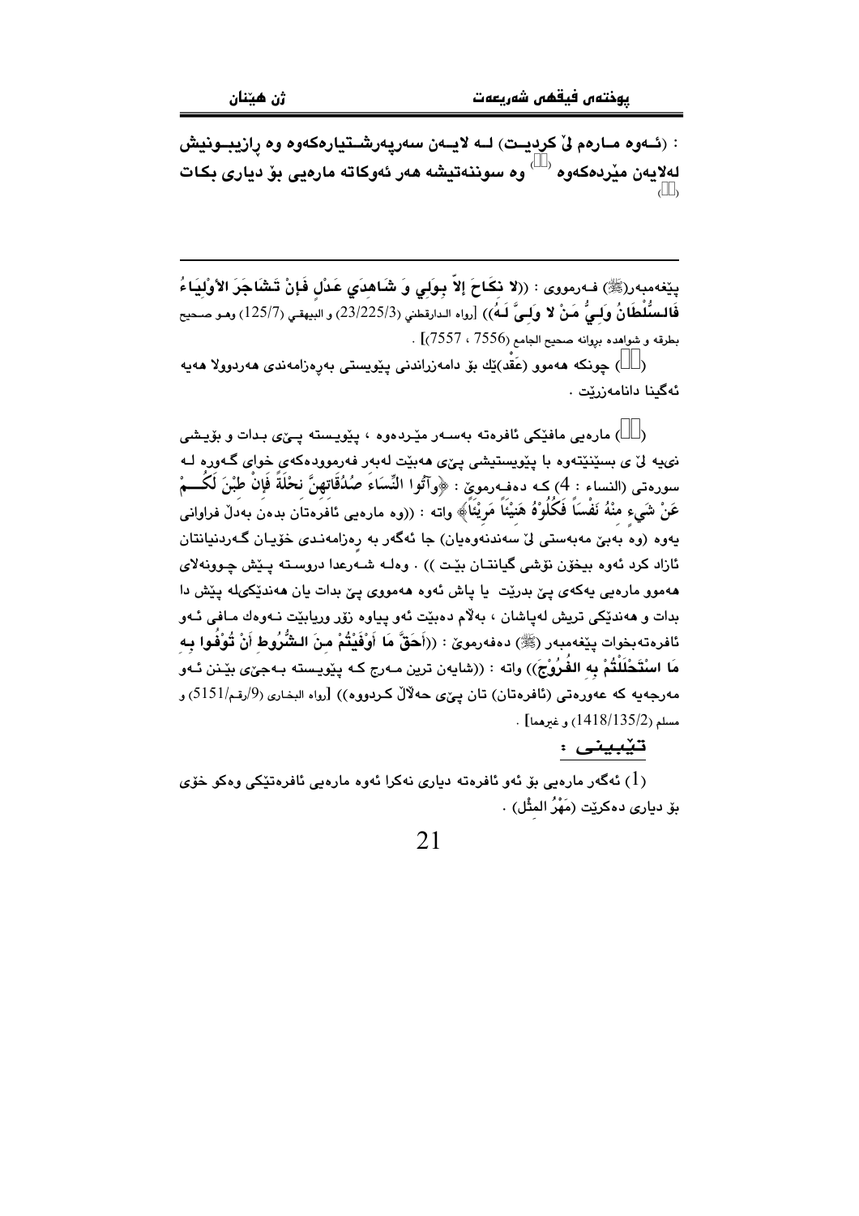: (ئـەوە مـارەم لىٚ كرديـت) لـە لايـەن سەرپەرشـتيارەكەوە وە رازيبـونيش لەلايەن مێردەكەوە [] وە سوننەتيشە هەر ئەوكاتە مارەيى بۆ ديارى بكات []

---

پێغەمبەر(ﷺ) فـەرمووى : ((لا نكَاحَ إلاَّ بِوَلِي وَ شَاهِدَي عَدْلِ فَإنْ تَشَاجَرَ الأوْلِيَاءُ فَالسُّلْطَانُ وَلِيُّ مَنْ لا وَلِيَّ لَـهُ)) [رواه الدارقطني (23/225/3) و البيهقي (125/7) وهـو صـحيح بطرقه و شواهده بروانه صحيح الجامع (7556 ، 7557)] .

([]) چونكە هەموو (عَقْد)ێك بۆ دامەزراندنى پێويستى بەرەزامەندى هەردوولا هەيە ئەگینا دانامەزرێت .

([]) مارەيى مافێكى ئافرەتە بەسـەر مێـردەوە ، پێويـستە پـێى بـدات و بۆيـشى نىيە لىٚ ى بسێنێتەوە با پێويستيشى پێى هەبێت لەبەر فەرموودەكەى خواى گـەورە لـە سورەتى (النساء : 4) كـە دەفـەرموێ : ﴿وآتُوا النِّسَاءَ صُدُقَاتِهِنَّ نحْلَةً فَإنْ طِبْنَ لَكُـمْ عَنْ شَيءٍ منْهُ نَفْسَاً فَكُلُوْهُ هَنِيْئَاً مَرِيْئَاً﴾ واتە : ((وە مارەيى ئافرەتان بدەن بەدڵ فراوانى يەوە (وە بەبىٚ مەبەستى لىٚ سەندنەوەيان) جا ئەگەر بە رەزامەنـدى خۆيـان گـەردنيانتان ئازاد كرد ئەوە بيخۆن نۆشى گيانتـان بێـت )) . وەلـە شـەرعدا دروسـتە پـێش چـوونەلاى هەموو مارەيى يەكەى پىٚ بدرێت يا پاش ئەوە هەمووى پىٚ بدات يان هەندێكىلە پێش دا بدات و هەندێكى تريش لەپاشان ، بەلاٚم دەبێت ئەو پياوە زۆر وريابێت نـەوەك مـافى ئـەو ئافرەتەبخوات پێغەمبەر (ﷺ) دەفەرموێ : ((أَحَقَّ مَا أَوْفَيْتُمْ مِنَ الشُّرُوطِ أَنْ تُوْفُوا بِهِ مَا اسْتَحْلَلْتُمْ بِهِ الفُرُوْجَ)) واتە : ((شايەن ترين مـەرج كـە پێويـستە بـەجىٚ بێـنن ئـەو مەرجەيە كە عەورەتى (ئافرەتان) تان پێى حەلاٚڵ كـردووە)) [رواه البخارى (9/رقم/5151) و مسلم (1418/135/2) و غيرهما] .

**تێبينى :**

(1) ئەگەر مارەيى بۆ ئەو ئافرەتە ديارى نەكرا ئەوە مارەيى ئافرەتێكى وەكو خۆى بۆ ديارى دەكرێت (مَهْرُ المثْل) .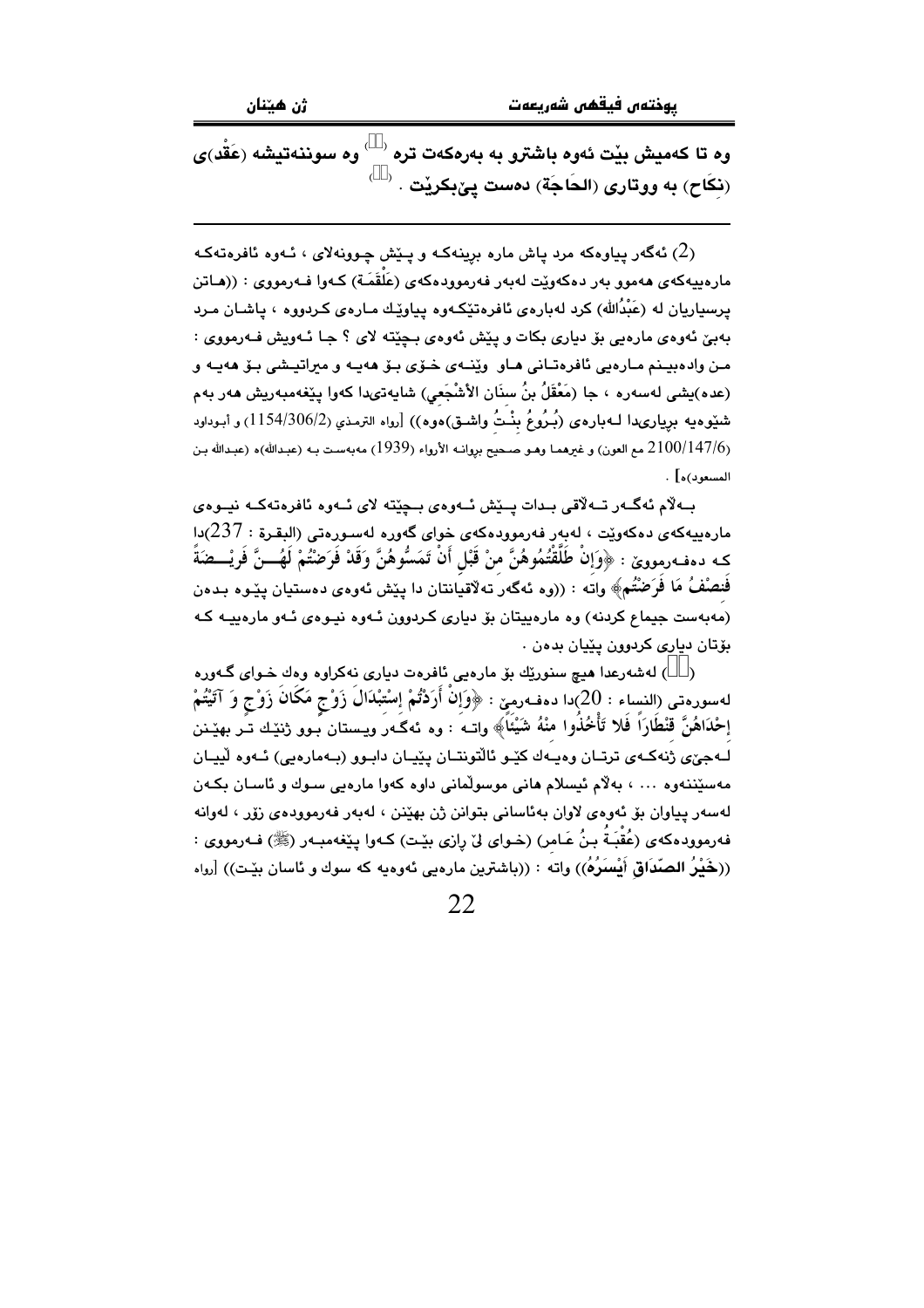وه تا كه‌میش بێت ئه‌وه‌ باشترو به‌ به‌ره‌كه‌ت تره‌ [1] وه‌ سوننه‌تیشه‌ (عَقْد)ی (نِكَاح) به‌ ووتاری (الحَاجَة) ده‌ست پێبكرێت . [2]

---

(2) ئه‌گه‌ر پیاوه‌كه‌ مرد پاش ماره‌ برینه‌كه‌ و پـێش چوونه‌لای ، ئـه‌وه‌ ئافره‌ته‌كه‌ ماره‌ییه‌كه‌ی هه‌موو به‌ر ده‌كه‌وێت له‌به‌ر فه‌رمووده‌كه‌ی (عَلْقَمَة) كه‌وا فـه‌رمووی : ((هـاتن پرسیاریان له‌ (عَبْدُالله) كرد له‌باره‌ی ئافره‌تێكه‌وه‌ پیاوێك مـاره‌ی كـردووه‌ ، پاشـان مـرد به‌بێ ئه‌وه‌ی ماره‌یی بۆ دیاری بكات و پێش ئه‌وه‌ی بچێته‌ لای ؟ جا ئـه‌ویش فـه‌رمووی : مـن واده‌بیـنم مـاره‌یی ئافره‌تـانی هـاو وێنـه‌ی خـۆی بـۆ هه‌یـه‌ و میراتیـشی بـۆ هه‌یـه‌ و (عده‌)یشی له‌سه‌ره‌ ، جا (مَعْقَلُ بنُ سِنَان الأشْجَعِي) شایه‌تیدا كه‌وا پێغه‌مبه‌ریش هه‌ر به‌م شێوه‌یه‌ بریاریدا لـه‌باره‌ی (بُـرُوعُ بِنْـتُ واشـق)ه‌وه‌)) [رواه الترمذي (1154/306/2) و أبوداود (2100/147/6) مع العون) و غيرهما وهـو صحيح بروانـه الأرواء (1939) مه‌به‌ست بـه‌ (عبدالله)ه‌ (عبدالله بن المسعود)ه‌] .

بـه‌ڵام ئه‌گـه‌ر تـه‌ڵاقی بـدات پـێش ئـه‌وه‌ی بـچێته‌ لای ئـه‌وه‌ ئافره‌ته‌كـه‌ نیـوه‌ی ماره‌ییه‌كه‌ی ده‌كه‌وێت ، له‌به‌ر فه‌رمووده‌كه‌ی خوای گه‌وره‌ له‌سـوره‌تی (البقرة : 237)دا كـه‌ ده‌فـه‌رمووێ : ﴿وَإِنْ طَلَّقْتُمُوهُنَّ مِنْ قَبْلِ أَنْ تَمَسُّوهُنَّ وَقَدْ فَرَضْتُمْ لَهُـنَّ فَرِيْـضَةً فَنِصْفُ مَا فَرَضْتُم﴾ واته‌ : ((وه‌ ئه‌گه‌ر ته‌ڵاقیانتان دا پێش ئه‌وه‌ی ده‌ستیان پێوه‌ بـده‌ن (مه‌به‌ست جیماع كردنه‌) وه‌ ماره‌ییتان بۆ دیاری كـردوون ئـه‌وه‌ نیـوه‌ی ئـه‌و ماره‌ییـه‌ كـه‌ بۆتان دیاری كردوون پێیان بده‌ن .

(1) له‌شه‌رعدا هیچ سنورێك بۆ ماره‌یی ئافره‌ت دیاری نه‌كراوه‌ وه‌ك خـوای گـه‌وره‌ له‌سوره‌تی (النساء : 20)دا ده‌فـه‌رمێ : ﴿وَإِنْ أَرَدْتُمْ إِسْتِبْدَالَ زَوْجٍ مَكَانَ زَوْجٍ وَ آتَيْتُمْ إِحْدَاهُنَّ قِنْطَارًا فَلا تَأْخُذُوا مِنْهُ شَيْئًا﴾ واتـه‌ : وه‌ ئه‌گـه‌ر ویـستان بـوو ژنێك تـر بهێـنن لـه‌جێی ژنه‌كـه‌ی ترتـان وه‌یـه‌ك كێـو ئاڵتونتـان پێیـان دابـوو (بـه‌ماره‌یی) ئـه‌وه‌ لێیـان مه‌سێننه‌وه‌ ... ، به‌ڵام ئیسلام هانی موسوڵمانی داوه‌ كه‌وا ماره‌یی سـوك و ئاسـان بكـه‌ن له‌سه‌ر پیاوان بۆ ئه‌وه‌ی لاوان به‌ئاسانی بتوانن ژن بهێنن ، له‌به‌ر فه‌رمووده‌ی زۆر ، له‌وانه‌ فه‌رمووده‌كه‌ی (عُقْبَـةُ بـنُ عَـامِر) (خـوای لێ رازی بێـت) كـه‌وا پێغه‌مبـه‌ر (ﷺ) فـه‌رمووی : ((خَيْرُ الصَّدَاقِ أَيْسَرُهُ)) واته‌ : ((باشترین ماره‌یی ئه‌وه‌یه‌ كه‌ سوك و ئاسان بێـت)) [رواه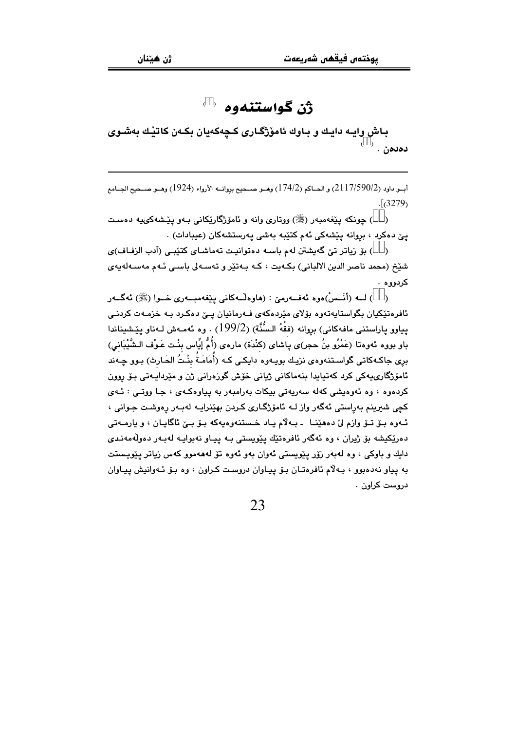# ژن گواستنەوە ⁽⁾

**باش وایە دایك و باوك ئامۆژگاری كچەكەیان بكەن كاتێك بەشوی دەدەن .** ⁽⁾

---

أبـو داود (2117/590/2) و الحـاكم (174/2) وهـو صـحيح بروانـە الأرواء (1924) وهـو صـحيح الجـامع (3279)].

(⁾ چونكە پێغەمبەر (ﷺ) ووتاری وانە و ئامۆژگاریێكانی بەو پێشەكییە دەست پێ دەكرد ، بروانە پێشەكی ئەم كتێبە بەشی پەرستشەكان (عیبادات) .

(⁾ بۆ زیاتر تێ گەیشتن لەم باسە دەتوانیت تەماشای كتێبی (آدب الزفاف)ی شێخ (محمد ناصر الدين الالباني) بكەیت ، كە بەتێر و تەسەلی باسی ئەم مەسەلەیەی كردووە .

(⁾ لە (أَنَـسْ)ەوە ئەفەرمێ : (هاوەڵەكانی پێغەمبەری خوا (ﷺ) ئەگەر ئافرەتێكیان بگواستایەتەوە بۆلای مێردەكەی فەرمانیان پێ دەكرد بە خزمەت كردنی پیاوو پاراستنی مافەكانی) بروانە (فِقْهُ السُّنَّة) (199/2) . وە ئەمەش لەناو پێشینەاندا باو بووە ئەوەتا (عَمْرُو بنُ حجر)ی پاشای (كِنْدَة) مارەی (أُمُّ إِيَّاس بِنْت عَوْف الشَّيْبَاني) بڕی جاكەكاتی گواستنەوەی نزیك بویەوە دایكی كە (أُمَامَةُ بِنْتُ الحَارِث) بوو چەند ئامۆژگاریێكی كرد كەتیایدا بنەماكانی ژیانی خۆش گوزەرانی ژن و مێردایەتی بۆ ڕوون كردەوە ، وە ئەوەیشی كەلە سەریەتی بیكات بەرامبەر بە پیاوەكەی ، جا ووتی : ئەی كچی شیرینم بەڕاستی ئەگەر واز لە ئامۆژگاری كردن بهێنرایە لەبەر ڕەوشت جوانی ، ئەوە بۆ تۆ وازم لێ دەهێنا ـ بەڵام یاد خستنەوەیەكە بۆ بێ ئاگایان ، و یارمەتی دەرێكیشە بۆ ژیران ، وە ئەگەر ئافرەتێك پێویستی بە پیاو نەبوایە لەبەر دەوڵەمەندی دایك و باوكی ، وە لەبەر زۆر پێویستی ئەوان بەو ئەوە تۆ لەهەموو كەس زیاتر پێویستت بە پیاو نەدەبوو ، بەڵام ئافرەتان بۆ پیاوان دروست كراون ، وە بۆ ئەوانیش پیاوان دروست كراون .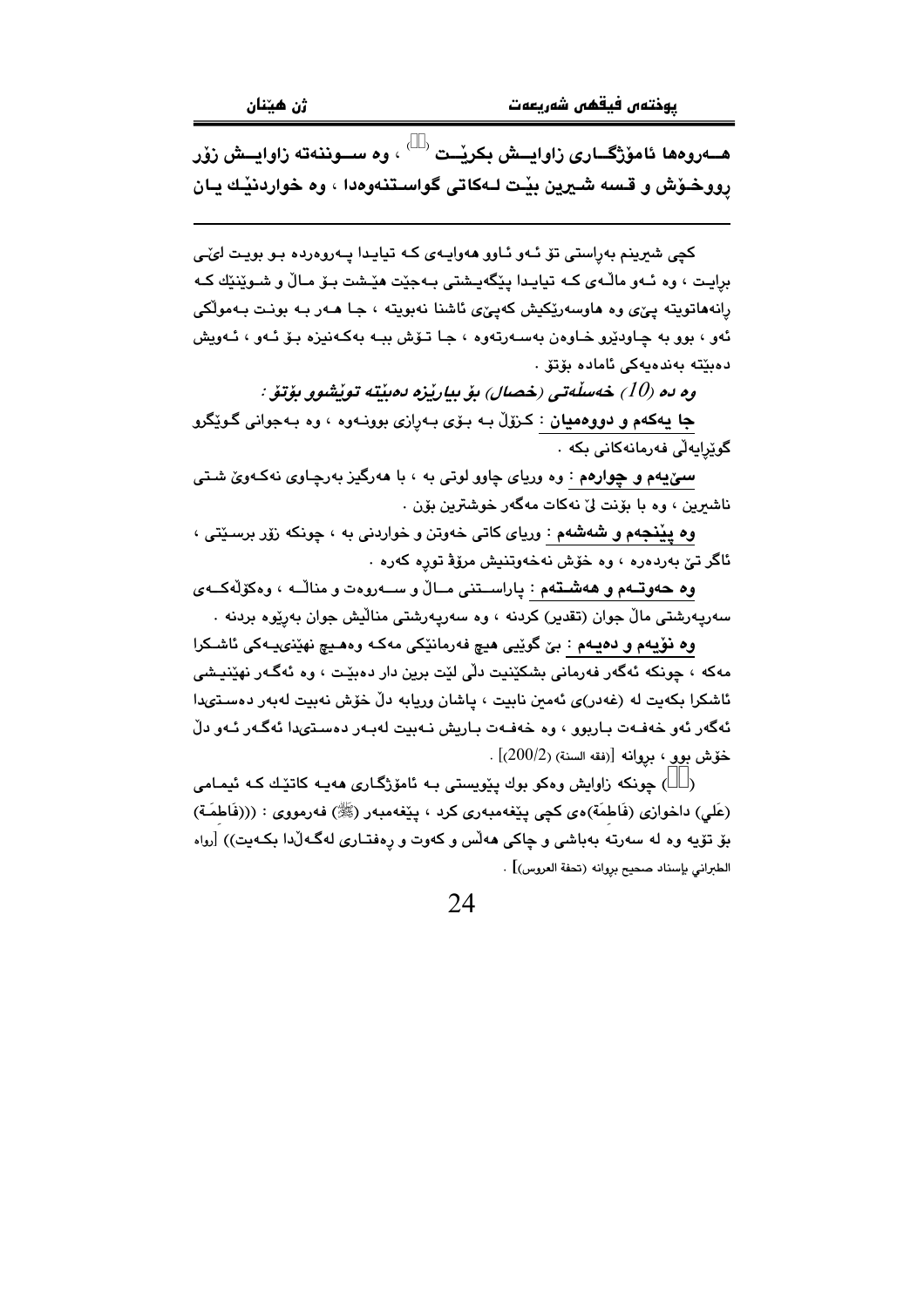**هــەروەها ئامۆژگــاری زاوایــش بکرێــت (١) ، وە ســوننەتە زاوایــش زۆر ڕووخـۆش و قسە شـیرین بێـت لـەکاتی گواسـتنەوەدا ، وە خواردنێـك یـان**

---

کچی شیرینم بەڕاستی تۆ ئـەو ئـاوو هەوایـەی کـە تیایـدا پـەروەردە بـو بویـت لێـی برایـت ، وە ئـەو ماڵـەی کـە تیایـدا پێگەیـشتی بـەجێت هێـشت بـۆ مـاڵ و شـوێنێك کـە ڕانەهاتویتە پێی وە هاوسەرێکیش کەپێی ئاشنا نەبویتە ، جـا هـەر بـە بونـت بـەموڵکی ئەو ، بوو بە چـاودێرو خـاوەن بەسـەرتەوە ، جـا تـۆش ببـە بەکـەنیزە بـۆ ئـەو ، ئـەویش دەبێتە بەندەیەکی ئامادە بۆتۆ .

*وە دە (10) خەسڵەتی (خصال) بۆ بیارێزە دەبێتە توێشوو بۆتۆ :*

**جا یەکەم و دووەمیان** : کـزۆڵ بـە بـۆی بـەرازی بوونـەوە ، وە بـەجوانی گـوێگرو گوێڕایەڵی فەرمانەکانی بکە .

**سێیەم و چوارەم** : وە وریای چاوو لوتی بە ، با هەرگیز بەرچـاوی نەکـەوێ شـتی ناشیرین ، وە با بۆنت لێ نەکات مەگەر خوشترین بۆن .

**وە پێنجەم و شەشەم** : وریای کاتی خەوتن و خواردنی بە ، چونکە زۆر برسـێتی ، ئاگر تێ بەردەرە ، وە خۆش نەخەوتنیش مرۆڤ تورە کەرە .

**وە حەوتـەم و هەشـتەم** : پاراسـتنی مـاڵ و سـەروەت و منداڵـە ، وەکۆڵەکـەی سەرپەرشتی ماڵ جوان (تقدیر) کردنە ، وە سەرپەرشتی منداڵیش جوان بەڕێوە بردنە .

**وە نۆیەم و دەیەم** : بێ گوێیی هیچ فەرمانێکی مەکـە وەهـیچ نهێنیـەکی ئاشـکرا مەکە ، چونکە ئەگەر فەرمانی بشکێنیت دڵی لێت برین دار دەبێت ، وە ئەگـەر نهێنیـشی ئاشکرا بکەیت لە (غەدر)ی ئەمین نابیت ، پاشان وریابە دڵ خۆش نەبیت لەبەر دەسـتیدا ئەگەر ئەو خەفـەت بـاربوو ، وە خەفـەت بـاریش نـەبیت لەبـەر دەسـتیدا ئەگـەر ئـەو دڵ خۆش بوو ، بروانە [فقه السنة (200/2)] .

(١) چونکە زاوایش وەکو بوك پێویستی بـە ئامۆژگـاری هەیـە کاتێـك کـە ئیمـامی (عَلي) داخوازی (فَاطمَة)ەی کچی پێغەمبەری کرد ، پێغەمبەر (ﷺ) فەرمووی : (((فَاطمَة) بۆ تۆیە وە لە سەرتە بەباشی و چاکی هەڵس و کەوت و ڕەفتـاری لەگـەڵدا بکـەیت)) [رواه الطبراني بإسناد صحيح بروانە (تحفة العروس)] .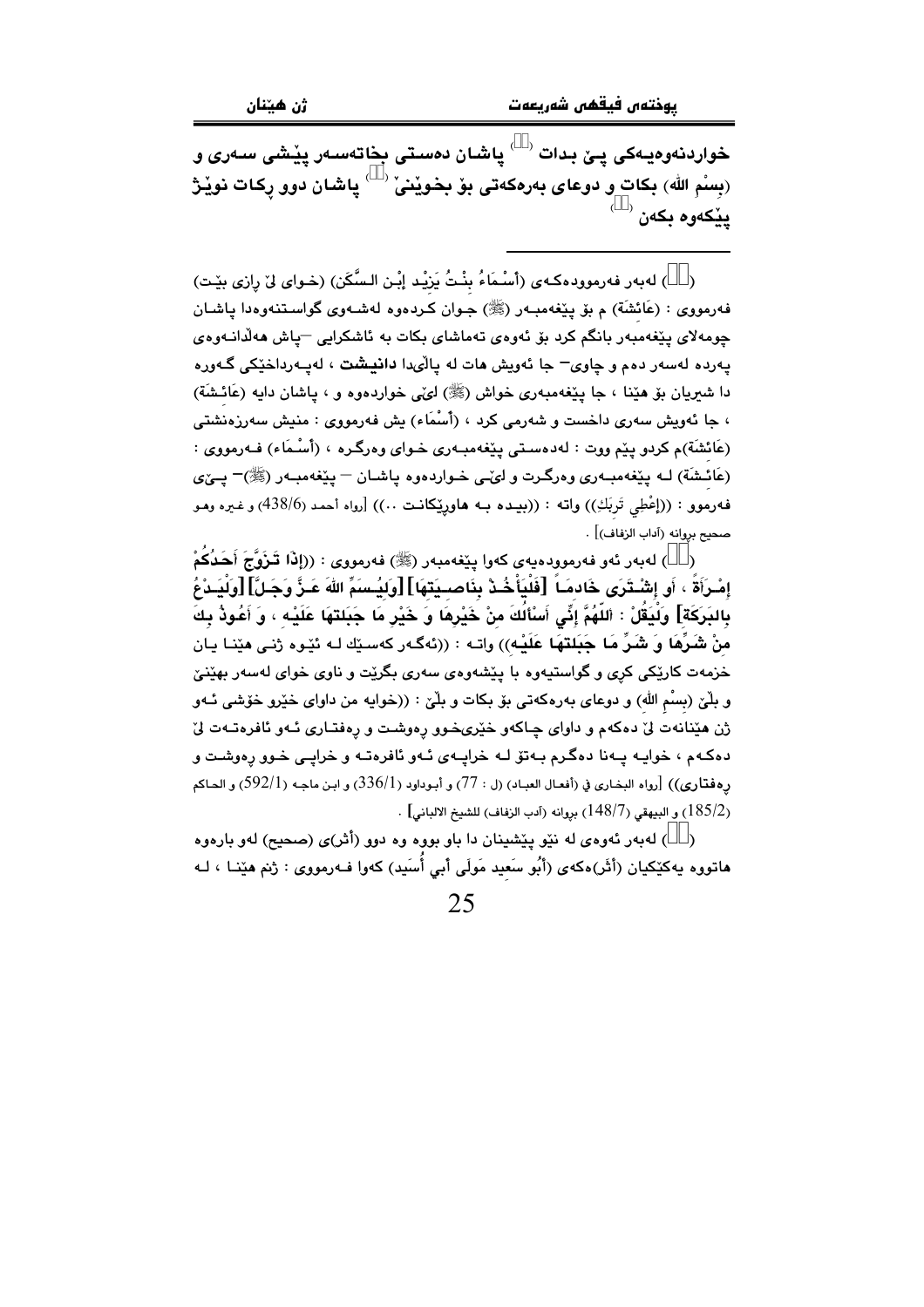خواردنەوەیەکی پێ بدات ⁽⁾ پاشان دەستی بخاتەسەر پێشی سەری و (بِسْمِ الله) بکات و دوعای بەرەکەتی بۆ بخوێنێ ⁽⁾ پاشان دوو ڕکات نوێژ پێکەوە بکەن ⁽⁾

---

(⁾) لەبەر فەرموودەکەی (أَسْمَاءُ بِنْتُ يَزِيْد إِبْن السَّكَن) (خوای لێ ڕازی بێت) فەرمووی : (عَائِشَة) م بۆ پێغەمبەر (ﷺ) جوان کردەوە لەشەوی گواستنەوەدا پاشان چومەلای پێغەمبەر بانگم کرد بۆ ئەوەی تەماشای بکات بە ئاشکرایی –پاش هەڵدانەوەی پەردە لەسەر دەم و چاوی– جا ئەویش هات لە پاڵیدا **دانیشت** ، لەپەرداخێکی گەورە دا شیریان بۆ هێنا ، جا پێغەمبەری خواش (ﷺ) لێی خواردەوە و ، پاشان دایە (عَائِشَة) ، جا ئەویش سەری داخست و شەرمی کرد ، (أَسْمَاء) یش فەرمووی : منیش سەرزەنشتی (عَائِشَة)م کردو پێم ووت : لەدەستی پێغەمبەری خوای وەرگرە ، (أَسْمَاء) فەرمووی : (عَائِشَة) لە پێغەمبەری وەرگرت و لێی خواردەوە پاشان – پێغەمبەر (ﷺ)– پێی فەرموو : ((إِعْطِي تَرِبَكِ)) واتە : ((بیدە بە هاوڕێکانت ..)) [رواه أحمد (438/6) و غيره وهو صحيح بروانه (آداب الزفاف)] .

(⁾) لەبەر ئەو فەرموودەیەی کەوا پێغەمبەر (ﷺ) فەرمووی : ((**إِذَا تَزَوَّجَ أَحَدُكُمْ إِمْرَأَةً ، أَو إِشْتَرَى خَادِماً [فَلْيَأْخُذْ بِنَاصِيَتِهَا] [وَلْيُسَمِّ اللهَ عَزَّ وَجَلَّ] [وَلْيَدْعُ بِالبَرَكَةِ] وَلْيَقُلْ : أَللّهُمَّ إِنِّي أَسْأَلُكَ مِنْ خَيْرِهَا وَ خَيْرِ مَا جَبَلْتَهَا عَلَيْهِ ، وَ أَعُوذُ بِكَ مِنْ شَرِّهَا وَ شَرِّ مَا جَبَلْتَهَا عَلَيْهِ**)) واتە : ((ئەگەر کەسێك لە ئێوە ژنی هێنا یان خزمەت کارێکی کڕی و گواستیەوە با پێشەوەی سەری بگرێت و ناوی خوای لەسەر بهێنێ و بڵێ (بِسْمِ الله) و دوعای بەرەکەتی بۆ بکات و بڵێ : ((خوایە من داوای خێرو خۆشی ئەو ژن هێنانەت لێ دەکەم و داوای چاکەو خێریخوو ڕەوشت و ڕەفتاری ئەو ئافرەتەت لێ دەکەم ، خوایە پەنا دەگرم بەتۆ لە خراپەی ئەو ئافرەتە و خراپی خوو ڕەوشت و **ڕەفتاری**)) [رواه البخاري في (أفعال العباد) (ل : 77) و أبوداود (336/1) و ابن ماجه (592/1) و الحاكم (185/2) و البيهقي (148/7) بروانه (آدب الزفاف) للشيخ الالباني] .

(⁾) لەبەر ئەوەی لە نێو پێشینان دا باو بووە وە دوو (أَثَر)ی (صحيح) لەو بارەوە هاتووە یەکێکیان (أَثَر)ەکەی (أَبُو سَعِيد مَولَى أَبِي أُسَيد) کەوا فەرمووی : ژنم هێنا ، لە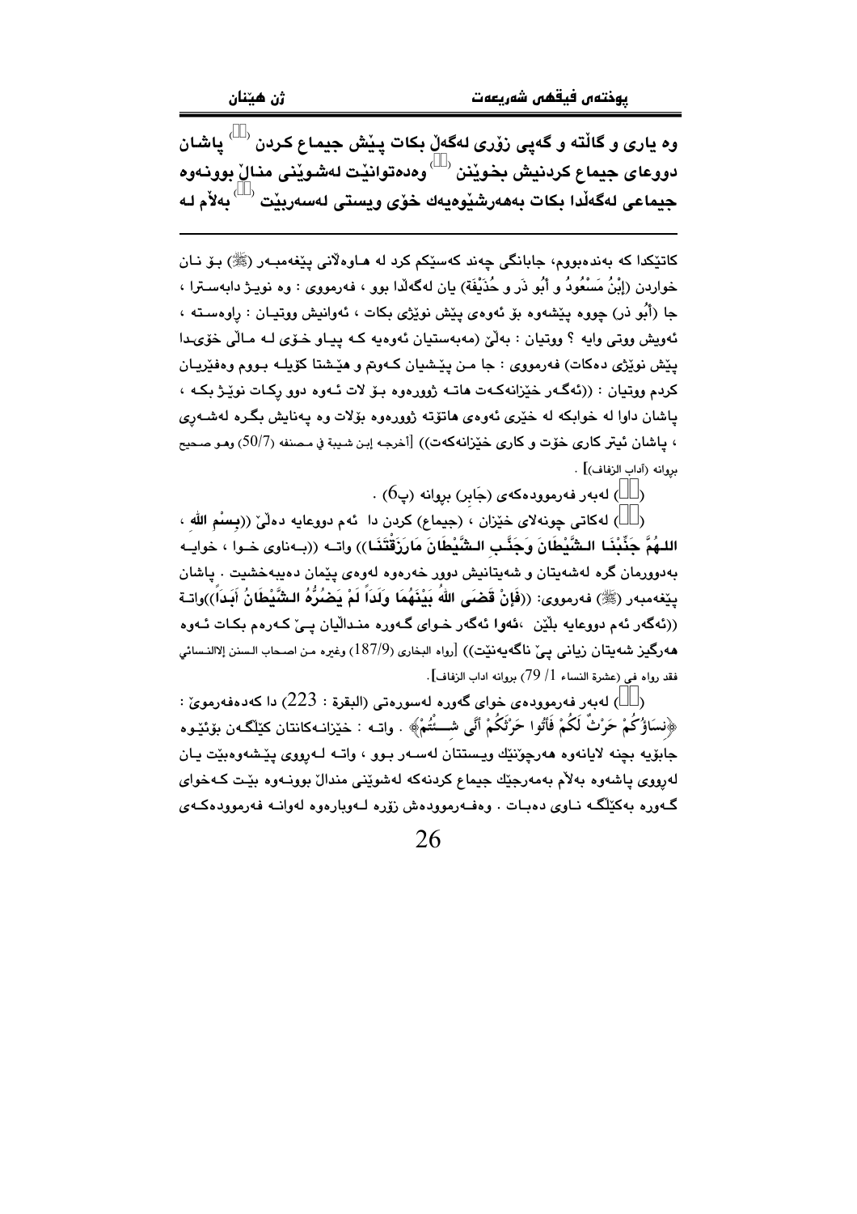**وە یاری و گاڵتە و گەپی زۆری لەگەڵ بکات پێش جیماع کردن ([]) پاشان دووعای جیماع کردنیش بخوێنن ([]) وەدەتوانێت لەشوێنی منداڵ بوونەوە جیماعی لەگەڵدا بکات بەهەرشێوەیەك خۆی ویستی لەسەربێت ([]) بەڵام لە**

---

کاتێکدا کە بەندەبووم، جابانگی چەند کەسێکم کرد لە هاوەڵانی پێغەمبەر (ﷺ) بۆ نان خواردن (إِبْنُ مَسْعُودُ و أَبُو ذَر و حُذَيْفَة) یان لەگەڵدا بوو ، فەرمووی : وە نویژ دابەسترا ، جا (أَبُو ذر) چووە پێشەوە بۆ ئەوەی پێش نوێژی بکات ، ئەوانیش ووتیان : راوەستە ، ئەویش ووتی وایە ؟ ووتیان : بەڵێ (مەبەستیان ئەوەیە کە پیاو خۆی لە ماڵی خۆیدا پێش نوێژی دەکات) فەرمووی : جا من پێشیان کەوتم و هێشتا کۆیلە بووم وەفێریان کردم ووتیان : ((ئەگەر خێزانەکەت هاتە ژوورەوە بۆ لات ئەوە دوو رکات نوێژ بکە ، پاشان داوا لە خوابکە لە خێری ئەوەی هاتۆتە ژوورەوە بۆلات وە پەنایش بگرە لەشەڕی ، پاشان ئیتر کاری خۆت و کاری خێزانەکەت)) [أخرجه إبن شيبة في مصنفه (50/7) وهو صحيح بروانه (آداب الزفاف)] .

([]) لەبەر فەرموودەکەی (جَابِر) بڕوانە (پ6) .

([]) لەکاتی چوونەلای خێزان ، (جیماع) کردن دا ئەم دووعایە دەڵێ ((**بِسْمِ اللهِ ، اللَّهُمَّ جَنِّبْنَا الشَّيْطَانَ وَجَنِّبِ الشَّيْطَانَ مَارَزَقْتَنَا**)) واتە ((بەناوی خوا ، خوایە بەدوورمان گرە لەشەیتان و شەیتانیش دوور خەرەوە لەوەی پێمان دەیبەخشیت . پاشان پێغەمبەر (ﷺ) فەرمووی: ((**فَإِنْ قَضَى اللهُ بَيْنَهُمَا وَلَداً لَمْ يَضُرُّهُ الشَّيْطَانُ أَبَداً**))واتە ((ئەگەر ئەم دووعایە بڵێن ،**ئەوا** ئەگەر خوای گەورە منداڵیان پێ کەرەم بکات ئەوە هەرگیز شەیتان زیانی پێ ناگەیەنێت)) [رواه البخاري (187/9) وغيره من اصحاب السنن إلاالنسائي فقد رواه في (عشرة النساء 1/ 79) بروانە اداب الزفاف] .

([]) لەبەر فەرموودەی خوای گەورە لەسورەتی (البقرة : 223) دا کەدەفەرموێ : ﴿نِسَاؤُكُمْ حَرْثٌ لَكُمْ فَأْتُوا حَرْثَكُمْ أَنَّى شِئْتُمْ﴾ . واتە : خێزانەکانتان کێڵگەن بۆئێوە جابۆیە بچنە لایانەوە هەرچۆنێك ویستتان لەسەر بوو ، واتە لەرووی پێشەوەبێت یان لەرووی پاشەوە بەڵام بەمەرجێك جیماع کردنەکە لەشوێنی منداڵ بوونەوە بێت کەخوای گەورە بەکێڵگە ناوی دەبات . وەفەرموودەش زۆرە لەوبارەوە لەوانە فەرموودەکەی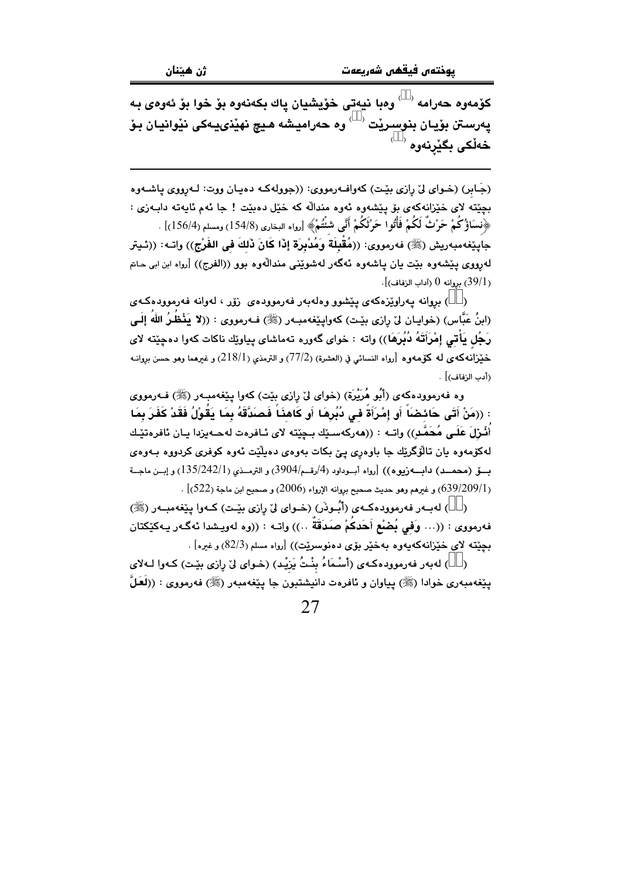كۆمەوە حەرامە (  ) وەبا نيەتى خۆيشيان پاك بكەنەوە بۆ خوا بۆ ئەوەى بە پەرستن بۆيان بنوسرێت (  ) وە حەراميشە هيچ نهێنىيەكى نێوانيان بۆ خەڵكى بگێڕنەوە (  )

---

(جَابر) (خـواى لىَ رازى بێـت) كەوافـەرمووى: ((جوولەكـە دەيـان ووت: لـەرووى پاشـەوە بچێتە لاى خێزانەكەى بۆ پێشەوە ئەوە منداڵە كە خێل دەبێت ! جا ئەم ئايەتە دابـەزى : ﴿نِسَاؤُكُمْ حَرْثٌ لَكُمْ فَأْتُوا حَرْثَكُمْ أَنَّى شِئْتُمْ﴾ [رواه البخارى (154/8) ومسلم (156/4)] .

جاپێغەمبەريش (ﷺ) فەرمووى: ((مُقْبِلَةً وَمُدْبِرَةً إذَا كَانَ ذَلكَ فِى الفَرْجِ)) واتـە: ((ئـيتر لەرووى پێشەوە بێت يان پاشەوە ئەگەر لەشوێنى منداڵەوە بوو ((الفرج)) [رواه ابن ابى حاتم (39/1) بروانە 0 (آداب الزفاف)].

(  ) بروانە پەراوێزەكەى پێشوو وەلەبەر فەرموودەى زۆر ، لەوانە فەرموودەكـەى (ابنُ عَبَّاس) (خوايـان لىَ رازى بێت) كەواپێغەمبـەر (ﷺ) فـەرمووى : ((لا يَنْظُرُ اللّهُ إلَـى رَجُلٍ يَأْتِي إمْرَأَتَهُ دُبُرَهَا)) واتە : خواى گەورە تەماشاى پياوێك ناكات كەوا دەچێتە لاى خێزانەكەى لە كۆمەوە [رواه النسائي في (العشرة) (77/2) و الترمذي (218/1) و غيرهما وهو حسن بروانـه (أدب الزفاف)] .

وە فەرموودەكەى (أَبُو هُرَيْرَة) (خواى لىَ رازى بێت) كەوا پێغەمبـەر (ﷺ) فـەرمووى : ((مَنْ أَتَى حَائِضَاً أَو إمْرَأَةً فِي دُبُرِهَا أَو كَاهِنَاً فَصَدَّقَهُ بِمَا يَقُوْلُ فَقَدْ كَفَرَ بِمَا أُنْزِلَ عَلَى مُحَمَّدٍ)) واتـە : ((هەركەسـێك بـچێتە لاى ئـافرەت لەحـەيزدا يـان ئافرەتێـك لەكۆمەوە يان تاڵۆگرێك جا باوەرى پێ بكات بەوەى دەيڵێت ئەوە كوفرى كردووە بـەوەى بـۆ (محمـد) دابـەزيوە)) [رواه أبـوداود (4/رقـم/3904) و الترمـذي (135/242/1) و إبـن ماجـة (639/209/1) و غيرهم وهو حديث صحيح بروانە الإرواء (2006) و صحيح ابن ماجة (522)] .

(  ) لەبـەر فەرموودەكـەى (أَبُـوذَر) (خـواى لىَ رازى بێـت) كـەوا پێغەمبـەر (ﷺ) فەرمووى : ((... وَفِي بُضْعِ أَحَدِكُمْ صَدَقَةٌ ..)) واتـە : ((وە لەويشدا ئەگـەر يـەكێكتان بچێتە لاى خێزانەكەيەوە بەخێر بۆى دەنوسرێت)) [رواه مسلم (82/3) و غيره] .

(  ) لەبەر فەرموودەكـەى (أَسْـمَاءُ بِنْـتُ يَزِيْـد) (خـواى لىَ رازى بێـت) كـەوا لـەلاى پێغەمبەرى خوادا (ﷺ) پياوان و ئافرەت دانيشتبون جا پێغەمبەر (ﷺ) فەرمووى : ((لَعَلَّ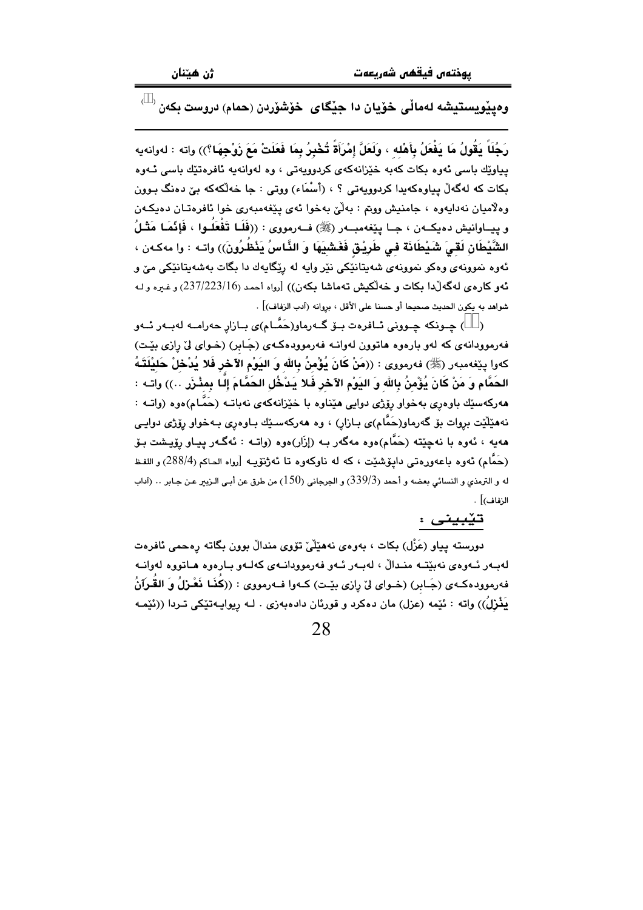وەپێویستیشە لەماڵی خۆیان دا جێگای خۆشۆردن (حمام) دروست بکەن [1]

---

رَجُلاً يَقُولُ مَا يَفْعَلُ بِأَهْلِهِ ، وَلَعَلَّ إِمْرَأَةً تُخْبِرُ بِمَا فَعَلَتْ مَعَ زَوْجِهَا؟)) واتە : لەوانەیە پیاوێك باسی ئەوە بكات كەبە خێزانەكەی كردوویەتی ، وە لەوانەیە ئافرەتێك باسی ئەوە بكات كە لەگەڵ پیاوەكەیدا كردوویەتی ؟ ، (أَسْمَاء) ووتی : جا خەڵكەكە بێ دەنگ بوون وەڵامیان نەدایەوە ، جامنیش ووتم : بەڵێ بەخوا ئەی پێغەمبەری خوا ئافرەتان دەیكەن و پیاوانیش دەیكەن ، جا پێغەمبەر (ﷺ) فەرمووی : ((فَلَا تَفْعَلُوا ، فَإِنَّمَا مَثَلُ الشَّيْطَانِ لَقِيَ شَيْطَانَةً فِي طَرِيقٍ فَغَشِيَهَا وَ النَّاسُ يَنْظُرُونَ)) واتە : وا مەكەن ، ئەوە نموونەی وەكو نموونەی شەیتانێكی نێر وایە لە رێگایەك دا بگات بەشەیتانێكی مێ و ئەو كارەی لەگەڵدا بكات و خەڵكیش تەماشا بكەن)) [رواه أحمد (237/223/16) و غيره و له شواهد به يكون الحديث صحيحا أو حسنا على الأقل ، بروانه (أدب الزفاف)] .

([1]) چونكە چوونی ئافرەت بۆ گەرماو(حَمَّام)ی بازاڕ حەرامە لەبەر ئەو فەرموودانەی كە لەو بارەوە هاتوون لەوانە فەرموودەكەی (جَابِر) (خوای لێ ڕازی بێت) كەوا پێغەمبەر (ﷺ) فەرمووی : ((مَنْ كَانَ يُؤْمِنُ بِاللهِ وَ اليَوْمِ الآخِرِ فَلا يُدْخِلْ حَلِيْلَتَهُ الحَمَّام وَ مَنْ كَانَ يُؤْمِنُ بِاللهِ وَ اليَوْمِ الآخِرِ فَلا يَدْخُلِ الحَمَّامَ إِلَّا بِمِئْزَرٍ ..)) واتە : هەركەسێك باوەڕی بەخواو ڕۆژی دوایی هێناوە با خێزانەكەی نەباتە (حَمَّام)ەوە (واتە : نەهێڵێت بڕوات بۆ گەرماو(حَمَّام)ی بازاڕ) ، وە هەركەسێك باوەڕی بەخواو ڕۆژی دوایی هەیە ، ئەوە با نەچێتە (حَمَّام)ەوە مەگەر بە (إِزَار)ەوە (واتە : ئەگەر پیاو ڕۆیشت بۆ (حَمَّام) ئەوە باعەورەتی داپۆشێت ، كە لە ناوكەوە تا ئەژنۆیە [رواه الحاكم (288/4) و اللفظ له و الترمذي و النسائي بعضه و أحمد (339/3) و الجرجاني (150) من طرق عن أبى الزبير عن جابر .. (آداب الزفاف)] .

## تێبینی :

دورستە پیاو (عَزْل) بكات ، بەوەی نەهێڵێ تۆوی منداڵ بوون بگاتە ڕەحمی ئافرەت لەبەر ئەوەی نەبێتە منداڵ ، لەبەر ئەو فەرموودانەی كەلەو بارەوە هاتووە لەوانە فەرموودەكەی (جَابِر) (خوای لێ ڕازی بێت) كەوا فەرمووی : ((كُنَّا نَعْزِلُ وَ القُرآنُ يَنْزِلُ)) واتە : ئێمە (عزل) مان دەكرد و قورئان دادەبەزی . لە ڕیوایەتێكی تردا ((ئێمە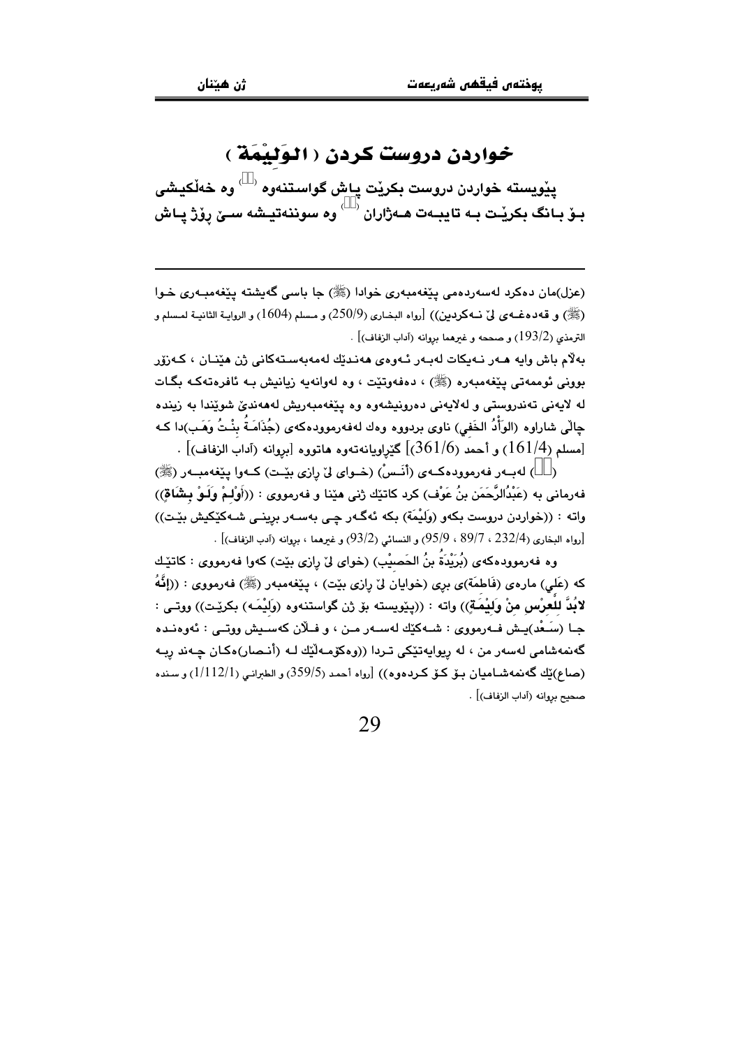# خواردن دروست كردن ( الوَلِيْمَة )

پێویسته خواردن دروست بكرێت پاش گواستنه‌وه [1] وه خه‌ڵكیشی بۆ بانگ بكرێت به‌ تایبه‌ت هه‌ژاران [2] وه سوننه‌تیشه سێ رۆژ پاش

---

(عزل)مان ده‌كرد له‌سه‌رده‌می پێغه‌مبه‌ری خوادا (ﷺ) جا باسی گه‌یشته پێغه‌مبه‌ری خوا (ﷺ) و قه‌ده‌غه‌ی لێ نه‌كردین)) [رواه البخاري (250/9) و مسلم (1604) و الرواية الثانية لمسلم و الترمذي (193/2) و صححه و غيرهما بروانه (آداب الزفاف)] .

به‌لاَم باش وایه هه‌ر نه‌یكات له‌به‌ر ئه‌وه‌ی هه‌ندێك له‌مه‌به‌سته‌كانی ژن هێنان ، كه‌زۆر بوونی ئومه‌تی پێغه‌مبه‌ره (ﷺ) ، ده‌فه‌وتێت ، وه له‌وانه‌یه زیانیش به ئافره‌ته‌كه بگات له لایه‌نی ته‌ندروستی و له‌لایه‌نی ده‌روونیشه‌وه وه پێغه‌مبه‌ریش له‌هه‌ندێ شوێندا به زینده چاڵی شاراوه (الوَأْدُ الخَفِي) ناوی بردووه وه‌ك له‌فه‌رمووده‌كه‌ی (جُذَامَـةُ بِنْـتُ وَهَـب)دا كه [مسلم (161/4) و أحمد (361/6)] گێڕاویانه‌ته‌وه هاتووه [بروانه (آداب الزفاف)] .

[1] له‌به‌ر فه‌رمووده‌كه‌ی (أنَـسْ) (خـوای لێ رازی بێـت) كـه‌وا پێغه‌مبـه‌ر (ﷺ) فه‌رمانی به (عَبْدُالرَّحَمَن بنُ عَوْف) كرد كاتێك ژنی هێنا و فه‌رمووی : ((**أَوْلِـمْ وَلَـوْ بِشَاةٍ**)) واته : ((خواردن دروست بكه‌و (وَلِیْمَة) بكه ئه‌گه‌ر چی به‌سه‌ر برینی شه‌كێكیش بێت)) [رواه البخاري (232/4 ، 89/7 ، 95/9) و النسائي (93/2) و غيرهما ، بروانه (آدب الزفاف)] .

وه فه‌رمووده‌كه‌ی (بُرَيْدَةُ بنُ الحَصِيْب) (خوای لێ رازی بێت) كه‌وا فه‌رمووی : كاتێك كه (عَلِي) ماره‌ی (فَاطِمَة)ی برِی (خوایان لێ رازی بێت) ، پێغه‌مبه‌ر (ﷺ) فه‌رمووی : ((**إِنَّهُ لابُدَّ لِلْعِرْسِ مِنْ وَلِيْمَةٍ**)) واته : ((پێویسته بۆ ژن گواستنه‌وه (وَلِیْمَه) بكرێت)) ووتی : جا (سَعْد)یش فه‌رمووی : شه‌كێك له‌سه‌ر من ، و فلاَن كه‌سیش ووتی : ئه‌وه‌نده گه‌نمه‌شامی له‌سه‌ر من ، له ریوایه‌تێكی تردا ((وه‌كۆمه‌ڵێك له (أنصار)ه‌كان چه‌ند ربه (صاع)ێك گه‌نمه‌شامیان بۆ كۆ كرده‌وه)) [رواه أحمد (359/5) و الطبراني (1/112/1) و سنده صحيح بروانه (آداب الزفاف)] .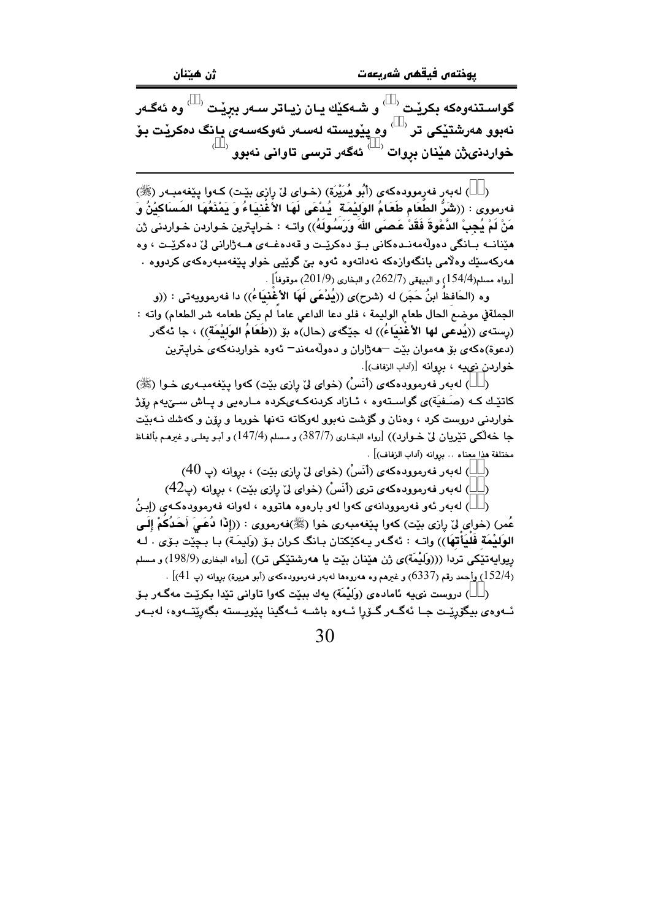گواستنەوەكە بكرێت ⁽⁾ و شەكێك یان زیاتر سەر ببڕێت ⁽⁾ وە ئەگەر نەبوو هەرشتێكی تر ⁽⁾ وە پێویستە لەسەر ئەوكەسەی بانگ دەكرێت بۆ خواردنی ژن هێنان بڕوات ⁽⁾ ئەگەر ترسی تاوانی نەبوو ⁽⁾

---

(  ) لەبەر فەرموودەكەی (أَبُو هُرَيْرَة) (خوای لێ رازی بێت) كەوا پێغەمبەر (ﷺ) فەرمووی : ((**شَرُّ الطَّعَامِ طَعَامُ الوَلِيْمَةِ يُدْعَى لَهَا الأغْنِيَاءُ وَ يَمْنَعُهَا المَسَاكِيْنُ وَ مَنْ لَمْ يُجِبْ الدَّعْوَةَ فَقَدْ عَصَى اللهَ وَرَسُولَهُ**)) واتە : خراپترین خواردن خواردنی ژن هێنانە بانگی دەوڵەمەندەكانی بۆ دەكرێت و قەدەغەی هەژارانی لێ دەكرێت ، وە هەركەسێك وەڵامی بانگەوازەكە نەداتەوە ئەوە بێ گوێیی خوا و پێغەمبەرەكەی كردووە . [رواه مسلم(154/4) و البيهقي (262/7) و البخاري (201/9) موقوفاً] .

وە (الحَافظُ ابنُ حَجَر) لە (شرح)ی ((**يُدْعَى لَهَا الأغْنِيَاءُ**)) دا فەرموویەتی : ((و الجملةفي موضع الحال طعام الوليمة ، فلو دعا الداعي عاماً لم يكن طعامه شر الطعام) واتە : (ڕستەی ((**يُدعى لها الأغْنِيَاءُ**)) لە جێگەی (حال)ە بۆ ((**طَعَامُ الوَلِيْمَةِ**)) ، جا ئەگەر (دعوة)ەكەی بۆ هەموان بێت –هەژاران و دەوڵەمەند– ئەوە خواردنەكەی خراپترین خواردن نییە ، بڕوانە [آداب الزفاف)] .

(  ) لەبەر فەرموودەكەی (أَنَسْ) (خوای لێ رازی بێت) كەوا پێغەمبەری خوا (ﷺ) كاتێك كە (صَفيّة)ی گواستەوە ، ئازاد كردنەكەیكردە مارەیی و پاش سێیەم ڕۆژ خواردنی دروست كرد ، وەنان و گۆشت نەبوو لەوكاتە تەنها خورما و ڕۆن و كەشك نەبێت جا خەڵكی تێریان لێ خوارد)) [رواه البخاري (387/7) و مسلم (147/4) و أبو يعلى و غيرهم بألفاظ مختلفة هذا معناه .. بڕوانە (آداب الزفاف)] .

(  ) لەبەر فەرموودەكەی (أَنَسْ) (خوای لێ رازی بێت) ، بڕوانە (پ 40)

(  ) لەبەر فەرموودەكەی تری (أَنَسْ) (خوای لێ رازی بێت) ، بڕوانە (پ42)

(  ) لەبەر ئەو فەرموودانەی كەوا لەو بارەوە هاتووە ، لەوانە فەرموودەكەی (إبنُ عُمر) (خوای لێ رازی بێت) كەوا پێغەمبەری خوا (ﷺ)فەرمووی : ((**إذَا دُعِيَ أَحَدُكُمْ إِلَى الوَلِيْمَةِ فَلْيَأْتِهَا**)) واتە : ئەگەر یەكێكتان بانگ كران بۆ (وَليمَة) با بچێت بۆی . لە ڕیوایەتێكی تردا (((وَلِيْمَة)ی ژن هێنان بێت یا هەرشتێكی تر)) [رواه البخاري (198/9) و مسلم (152/4) وأحمد رقم (6337) و غيرهم وە هەروەها لەبەر فەرموودەكەی (أبو هريرة) بڕوانە (پ 41)] .

(  ) دروست نییە ئامادەی (وَلِيْمَة) یەك ببێت كەوا تاوانی تێدا بكرێت مەگەر بۆ ئەوەی بیگۆڕێت جا ئەگەر گۆڕا ئەوە باشە ئەگینا پێویستە بگەڕێتەوە، لەبەر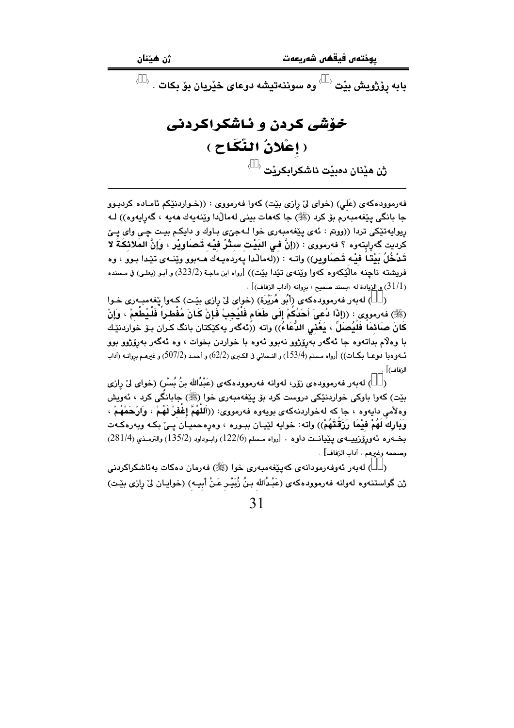بابە ڕۆژویش بێت ⁽⁾ وە سوننەتیشە دوعای خێریان بۆ بکات . ⁽⁾

# خۆشی کردن و ئاشکراکردنی

## ( إِعْلانُ النِّكَاح )

ژن هێنان دەبێت ئاشکرابکرێت ⁽⁾

---

فەرموودەکەی (عَلِي) (خوای لێ ڕازی بێت) کەوا فەرمووی : ((خـواردنێکم ئامـادە کردبـوو جا بانگی پێغەمبەرم بۆ کرد (ﷺ) جا کەهات بینی لەماڵدا وێنەیەك هەیە ، گەڕایەوە)) لـە ڕیوایەتێکی تردا ((ووتم : ئەی پێغەمبەری خوا لـەجێی بـاوك و دایکـم بیـت چـی وای پـێ کردیت گەڕایتەوە ؟ فەرمووی : ((**إِنَّ فِي البَيْتِ سِتْرٌ فِيْهِ تَصَاوِيْر ، وَإِنَّ المَلائكَةَ لا تَدْخُلُ بَيْتاً فِيْهِ تَصَاوِير**)) واتـە : ((لەماڵدا پەردەیـەك هـەبوو وێنـەی تێدا بـوو ، وە فریشتە ناچنە ماڵێکەوە کەوا وێنەی تێدا بێت)) [رواه ابن ماجة (323/2) و أبو (يعلى) في مسنده (31/1) و الزيادة له ،بسند صحيح ، بروانه (آداب الزفاف)] .

(⁽⁾) لەبەر فەرموودەکەی (أَبُو هُرَيْرَة) (خوای لێ ڕازی بێـت) کـەوا پێغەمبـەری خـوا (ﷺ) فەرمووی : ((**إِذَا دُعِيَ أَحَدُكُمْ إِلَى طَعَامٍ فَلْيُجِبْ فَإِنْ كَانَ مُفْطِراً فَلْيُطْعِمْ ، وَإِنْ كَانَ صَائِماً فَلْيُصَلِّ ، يَعْنِي الدُّعَاءُ**)) واتە ((ئەگەر یەکێکتان بانگ کـران بـۆ خواردنێـك با وەڵام بداتەوە جا ئەگەر بەڕۆژوو نەبوو ئەوە با خواردن بخوات ، وە ئەگەر بەڕۆژوو بوو ئـەوەبا دوعـا بکـات)) [رواه مسلم (153/4) و النسائي في الكبرى (62/2) و أحمد (507/2) و غيرهـم بروانـه (آداب الزفاف)] .

(⁽⁾) لەبەر فەرموودەی زۆر، لەوانە فەرموودەکەی (عَبْدُالله بنُ بُسْر) (خوای لێ ڕازی بێت) کەوا باوکی خواردنێکی دروست کرد بۆ پێغەمبەری خوا (ﷺ) جابانگی کرد ، ئەویش وەڵامی دایەوە ، جا کە لەخواردنەکەی بویەوە فەرمووی: ((**اَللَّهُمَّ إِغْفِرْ لَهُمْ ، وَارْحَمْهُمْ ، وَبَارِكْ لَهُمْ فِيْمَا رَزَقْتَهُمْ**)) واتە: خوایە لێیـان ببـورە ، وەڕەحمیـان پـێ بکـە وبەرەکـەت بخـەرە ئەورۆزییـەی پێیانـت داوە . [رواه مسلم (122/6) وابـوداود (135/2) والترمـذي (281/4) وصححه وغيرهم . آداب الزفاف] .

(⁽⁾) لەبەر ئەوفەرمودانەی کەپێغەمبەری خوا (ﷺ) فەرمان دەکات بەئاشکراکردنی ژن گواستنەوە لەوانە فەرموودەکەی (عَبْدُالله بـنُ زُبَيْـرِ عَـنْ أَبِيـه) (خوایـان لێ ڕازی بێـت)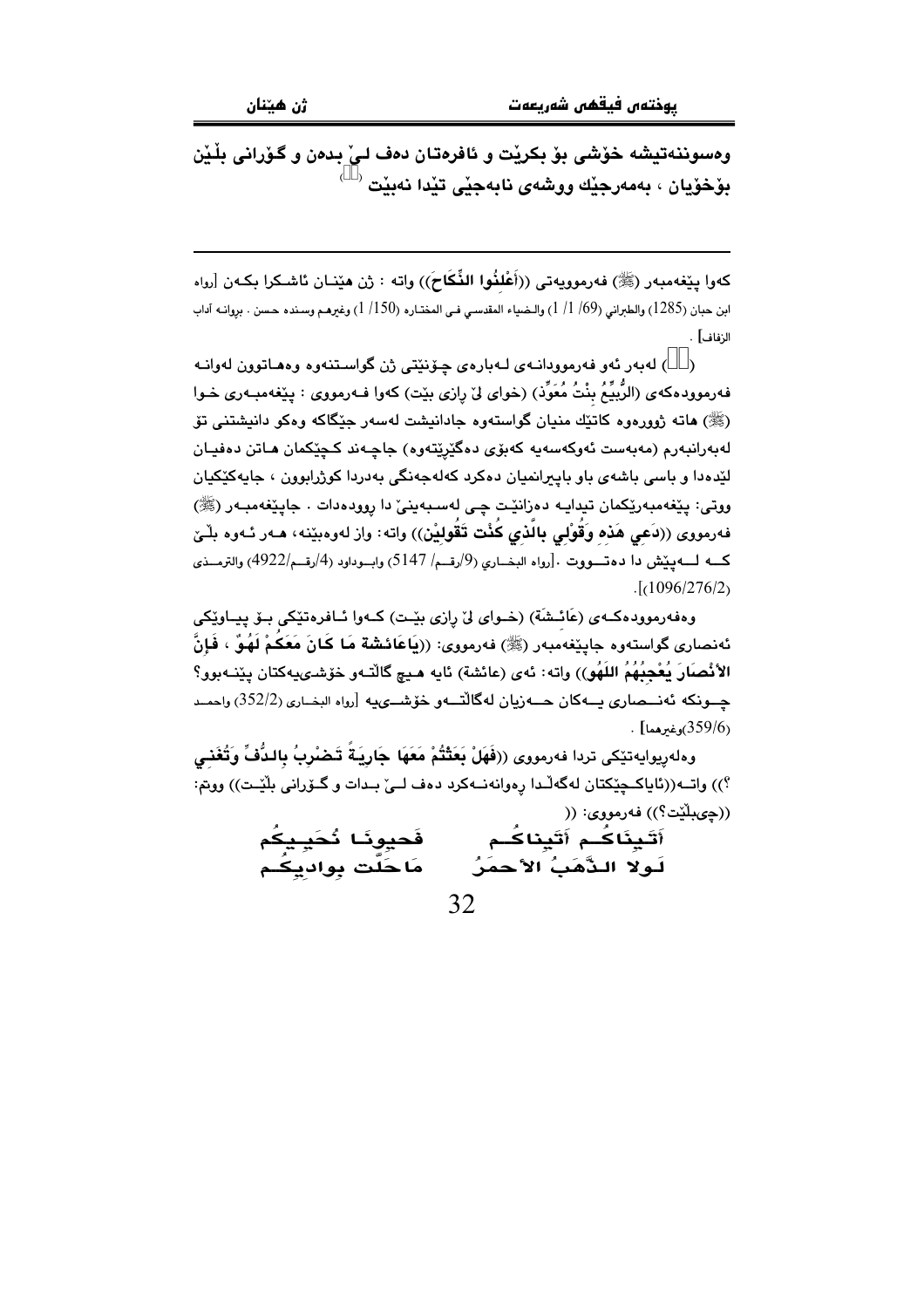وەسوننەتیشە خۆشی بۆ بکرێت و ئافرەتان دەف لێ بدەن و گۆرانی بڵێن بۆخۆیان ، بەمەرجێك ووشەی نابەجێی تێدا نەبێت ([])

---

کەوا پێغەمبەر (ﷺ) فەرموویەتی ((أَعْلِنُوا النِّكَاحَ)) واتە : ژن هێنان ئاشکرا بکەن [رواه ابن حبان (1285) والطبراني (69/ 1/ 1) والضياء المقدسي في المختارە (150/ 1) وغيرهم وسندە حسن . بروانە آداب الزفاف] .

([]) لەبەر ئەو فەرموودانەی لەبارەی چۆنێتی ژن گواستنەوە وەهاتوون لەوانە فەرموودەکەی (الرُّبَيِّعُ بِنْتُ مُعَوِّذٍ) (خوای لێ ڕازی بێت) کەوا فەرمووی : پێغەمبەری خوا (ﷺ) هاتە ژوورەوە کاتێك منیان گواستەوە جادانیشت لەسەر جێگاکە وەکو دانیشتنی تۆ لەبەرانبەرم (مەبەست ئەوکەسەیە کەبۆی دەگێڕێتەوە) جاچەند کچێکمان هاتن دەفیان لێدەدا و باسی باشەی باو باپیرانمیان دەکرد کەلەجەنگی بەدردا کوژرابوون ، جایەکێکیان ووتی: پێغەمبەرێکمان تیدایە دەزانێت چی لەسبەینێ دا ڕوودەدات . جاپێغەمبەر (ﷺ) فەرمووی ((دَعِي هَذِهِ وَقُولِي بِالَّذِي كُنْتِ تَقُولِيْن)) واتە: واز لەوەبێنە، هەر ئەوە بڵێ کە لەپێش دا دەتووت .[رواه البخاري (9/رقم/ 5147) وابوداود (4/رقم/4922) والترمذي (1096/276/2)].

وەفەرموودەکەی (عَائِشَةَ) (خوای لێ ڕازی بێت) کەوا ئافرەتێکی بۆ پیاوێکی ئەنصاری گواستەوە جاپێغەمبەر (ﷺ) فەرمووی: ((يَاعَائِشَةُ مَا كَانَ مَعَكُمْ لَهُوٌ ، فَإِنَّ الأَنْصَارَ يُعْجِبُهُمُ اللهُو)) واتە: ئەی (عائشة) ئایە هیچ گاڵتەو خۆشی‌یەکتان پێنەبوو؟ چونکە ئەنصاری یەکان حەزیان لەگاڵتەو خۆشی‌یە [رواه البخاري (352/2) واحمد (359/6)وغيرهما] .

وەلەڕیوایەتێکی تردا فەرمووی ((فَهَلْ بَعَثْتُمْ مَعَهَا جَارِيَةً تَضْرِبُ بِالدُّفِّ وَتُغَنِّي ؟)) واتە((ئایاکچێکتان لەگەڵدا ڕەوانەنەکرد دەف لێ بدات و گۆرانی بڵێت)) ووتم: ((چی‌بڵێت؟)) فەرمووی: ((

أَتَيْنَاكُمْ أَتَيْنَاكُمْ ... فَحَيُّونَا نُحَيِّيكُمْ

لَوْلا الذَّهَبُ الأَحْمَرُ ... مَاحَلَّت بِوَادِيكُمْ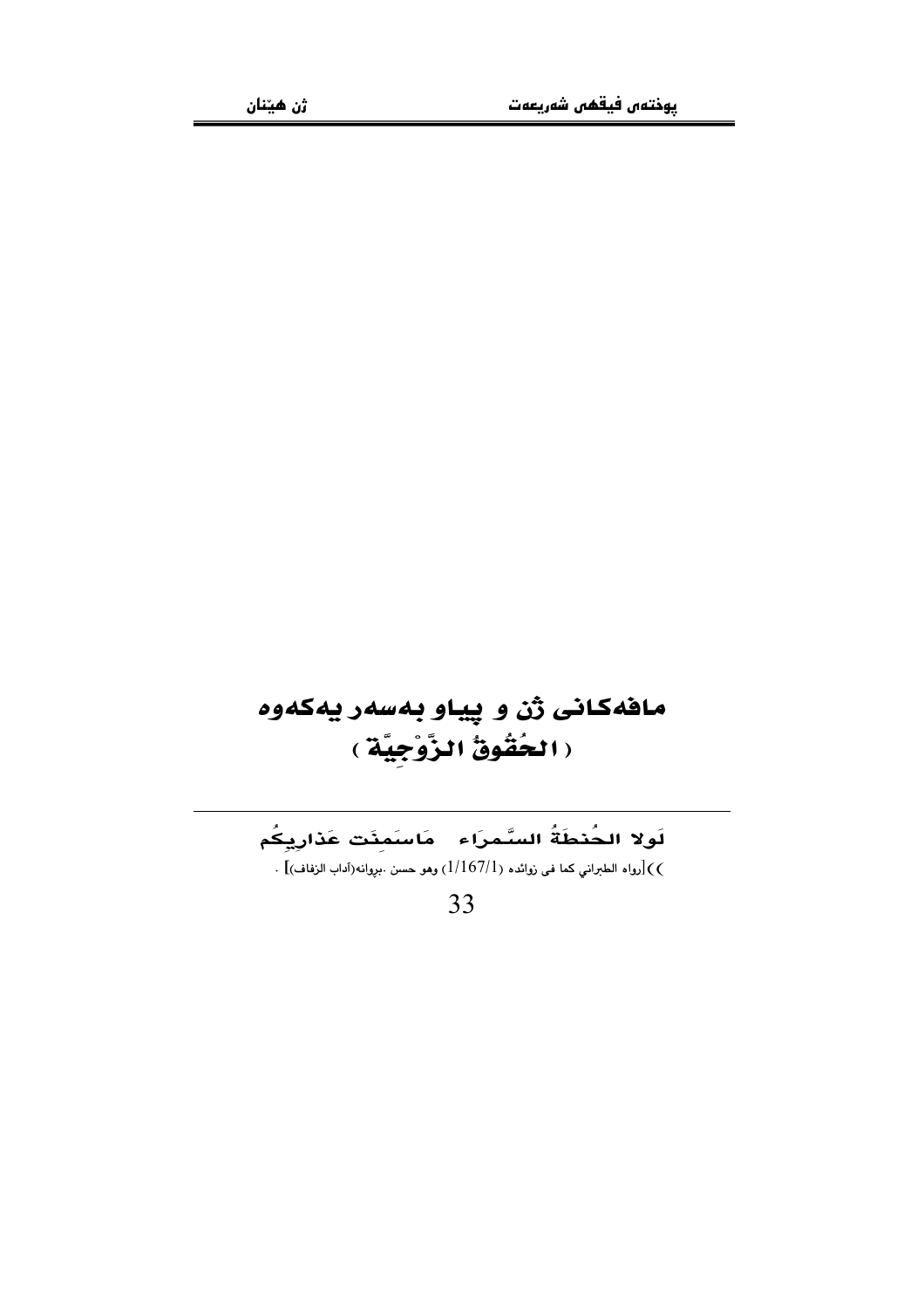# مافەکانی ژن و پیاو بەسەر یەکەوە
# ( الحُقُوقُ الزَّوْجِيَّة )

---

**لَولا الحُنطَةُ السَّمرَاء   مَاسَمِنَت عَذارِيكُم**

))[رواه الطبراني كما في زوائده (1/167/1) وهو حسن .بڕوانە(آداب الزفاف)] .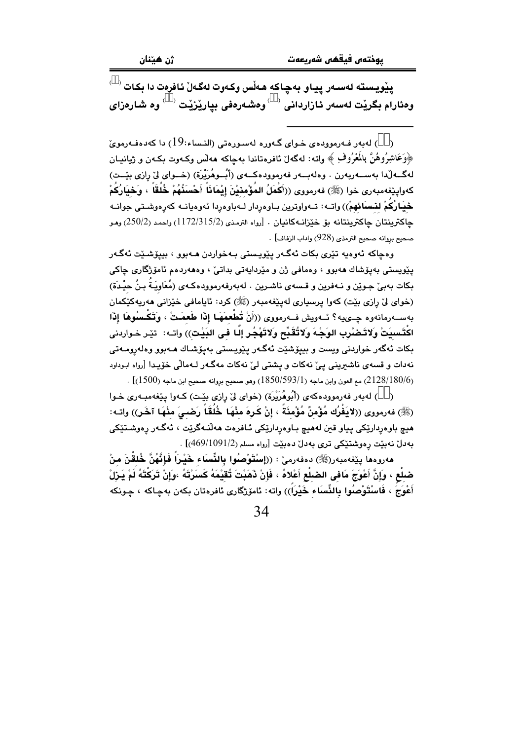پێویسته لەسەر پیاو بەچاکە هەڵس وکەوت لەگەڵ ئافرەت دا بکات () وەئارام بگرێت لەسەر ئازاردانی () وەشەرەفی بپارێزێت () وە شارەزای

() لەبەر فەرموودەی خوای گەورە لەسورەتی (النساء:19) دا کەدەفەرمویٚ ﴿وَعَاشِرُوهُنَّ بِالْمَعْرُوفِ﴾ واتە: لەگەڵ ئافرەتاندا بەچاکە هەڵس وکەوت بکەن و ژیانیان لەگەڵدا بەسەربەرن . وەلەبەر فەرموودەکەی (أَبُــوهُرَيْرَة) (خــوای لیٚ رازی بێــت) کەوایپێغەمبەری خوا (ﷺ) فەرمووی ((اَكْمَلُ المُؤْمِنِيْنَ إِيْمَانَاً أَحْسَنُهُمْ خُلُقَاً ، وَخِيَارُكُمْ خِيَارُكُمْ لِنِسَائِهِمْ)) واتـە: تـەواوترین بـاوەڕدار لـەباوەڕدا ئەوەیانـە کەڕەوشـتی جوانـە چاکترینتان چاکترینتانە بۆ خێزانـەکانیان . [رواه الترمذی (1172/315/2) واحمد (250/2) وهو صحیح بروانە صحیح الترمذی (928) واداب الزفاف] .

وەچاکە ئەوەیە تێری بکات ئەگەر پێویستی بـەخواردن هـەبوو ، بیپۆشـێت ئەگـەر پێویستی بەپۆشاك هەبوو ، وەمافی ژن و مێردایەتی بداتیٚ ، وەهەردەم ئامۆژگاری چاکی بکات بەبیٚ جوێن و نـەفرین و قـسەی ناشـرین . لەبەرفەرموودەکـەی (مُعَاوِيَـةُ بـنُ حيْـدَة) (خوای لیٚ رازی بێت) کەوا پرسیاری لەپێغەمبەر (ﷺ) کرد: ئایامافی خێزانی هەریەکێکمان بەسـەرمانەوە چـیـیە؟ ئـەویش فـەرمووی ((أَنْ تُطْعِمَهَا إذَا طَعِمَتْ ، وَتَكْسُوهَا إذَا اكْتَسيَتْ وَلاتَـضْرِب الوَجْـهَ وَلاتُقَبِّح وَلاتَهْجُر إلَّا فِى البَيْتِ)) واتـە: تێـر خـواردنی بکات ئەگەر خواردنی ویست و بیپۆشێت ئەگـەر پێویـستی بەپۆشـاك هـەبوو وەلەڕومـەتی نەدات و قسەی ناشیرینی پیٚ نەکات و پشتی لیٚ نەکات مەگـەر لـەماڵی خۆیـدا [رواه ابوداود (2128/180/6) مع العون وابن ماجه (1850/593/1) وهو صحیح بروانە صحیح ابن ماجه (1500)] .

() لەبەر فەرموودەکەی (أَبُوهُرَيْرَة) (خوای لیٚ رازی بێت) کـەوا پێغەمبـەری خـوا (ﷺ) فەرمووی ((لايَفْرُك مُؤْمِنٌ مُؤْمِنَةً ، إنْ كَرِهَ مِنْهَا خُلُقَاً رَضِيَ مِنْهَا آخَر)) واتـە: هیچ باوەڕدارێکی پیاو قین لەهیچ بـاوەڕدارێکی ئـافرەت هەڵنـەگرێت ، ئەگـەر ڕەوشـتێکی بەدڵ نەبێت ڕەوشتێکی تری بەدڵ دەبێت [رواه مسلم (469/1091/2)] .

هەروەها پێغەمبەر(ﷺ) دەفەرمیٚ : ((إسْتَوْصُوا بِالنِّسَاءِ خَيْرَاً فَإنَّهُنَّ خُلِقْنَ مِنْ ضِلْعٍ ، وَإنَّ أَعْوَجَ مَافِى الضِلْعِ أَعْلاهُ ، فَإنْ ذَهَبْتَ تُقِيْمَهُ كَسَرْتَهُ ،وَإنْ تَرَكْتَهُ لَمْ يَزَلْ أَعْوَجَ ، فَاسْتَوْصُوا بِالنِّسَاءِ خَيْرَاً)) واتە: ئامۆژگاری ئافرەتان بکەن بەچاکە ، چـونکە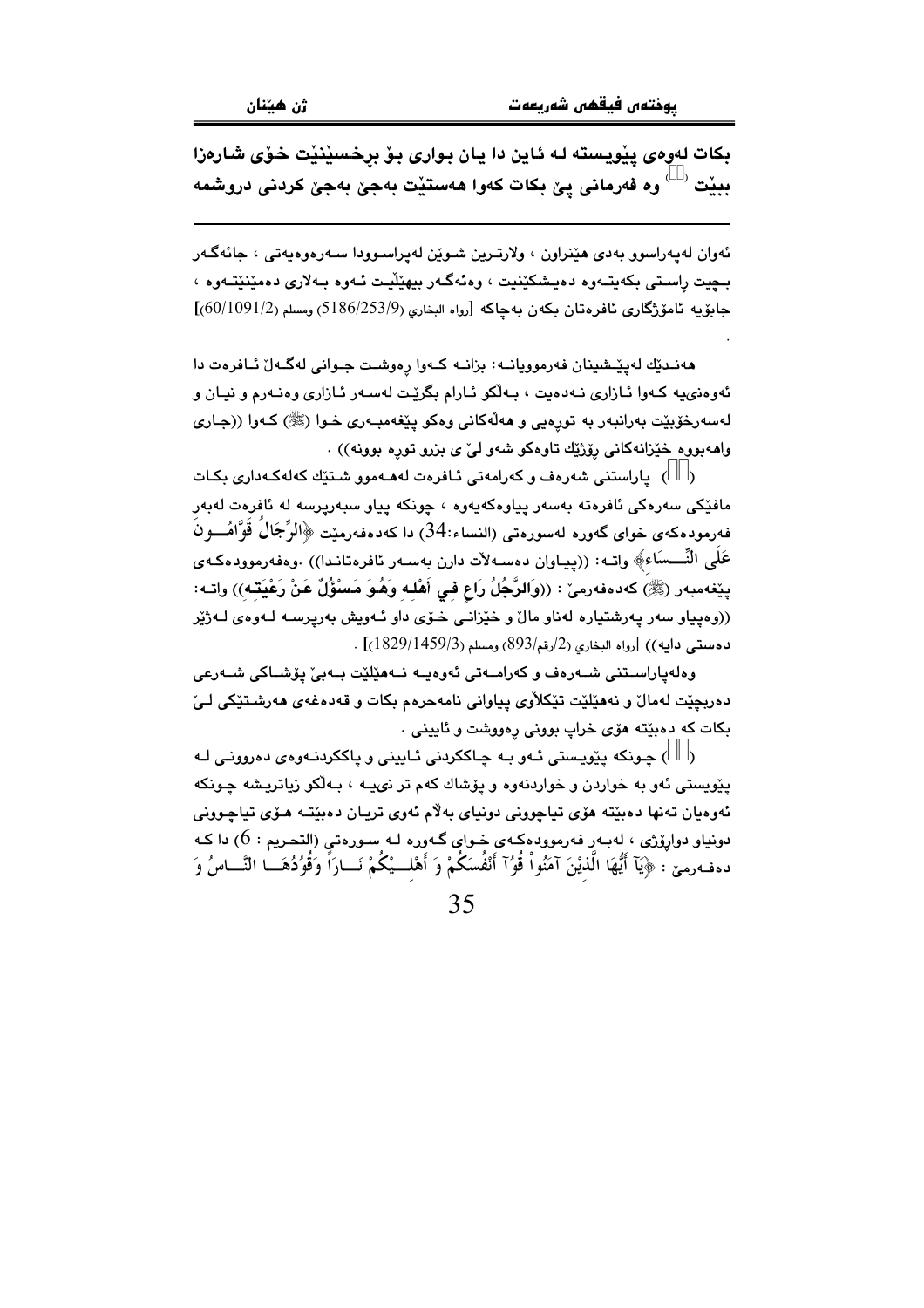**بكات لەوەی پێویستە لە ئاین دا یان بواری بۆ بڕخسێنێت خۆی شارەزا ببێت ([ ]) وە فەرمانی پێ بكات كەوا هەستێت بەجێ بەجێ كردنی دروشمە**

ئەوان لەپەراسوو بەدی هێنراون ، ولارترین شوێن لەپراسوودا سەرەوەیەتی ، جائەگەر بچیت راستی بكەیتەوە دەیشكێنیت ، وەئەگەر بیهێڵیت ئەوە بەلاری دەمێنێتەوە ، جابۆیە ئامۆژگاری ئافرەتان بكەن بەچاكە [رواه البخاري (5186/253/9) ومسلم (60/1091/2)]

.

هەندێك لەپێشینان فەرموویانە: بزانە كەوا رەوشت جوانی لەگەڵ ئافرەت دا ئەوەنیەیە كەوا ئازاری نەدەیت ، بەڵكو ئارام بگرێت لەسەر ئازاری وەنەرم و نیان و لەسەرخۆبێت بەرانبەر بە توڕەیی و هەڵەكانی وەكو پێغەمبەری خوا (ﷺ) كەوا ((جاری واهەبووە خێزانەكانی رۆژێك تاوەكو شەو لیّ ی بزرو توڕە بوونە)) .

([ ]) پاراستنی شەرەف و كەرامەتی ئافرەت لەهەموو شتێك كەلەكەداری بكات مافێكی سەرەكی ئافرەتە بەسەر پیاوەكەیەوە ، چونكە پیاو سبەرپرسە لە ئافرەت لەبەر فەرمودەكەی خوای گەورە لەسورەتی (النساء:34) دا كەدەفەرمێت ﴿الرِّجَالُ قَوَّامُونَ عَلَى النِّسَاءِ﴾ واتە: ((پیاوان دەسەلأت دارن بەسەر ئافرەتاندا)) .وەفەرموودەكەی پێغەمبەر (ﷺ) كەدەفەرمێ : ((وَالرَّجُلُ رَاعٍ فِي أَهْلِهِ وَهُوَ مَسْؤُلٌ عَنْ رَعْيَتِهِ)) واتە: ((وەپیاو سەر پەرشتیارە لەناو ماڵ و خێزانی خۆی داو ئەویش بەرپرسە لەوەی لەژێر دەستی دایە)) [رواه البخاري (2/رقم/893) ومسلم (1829/1459/3)] .

وەلەپاراستنی شەرەف و كەرامەتی ئەوەیە نەهێڵێت بەبێ پۆشاكی شەرعی دەربچێت لەماڵ و نەهێڵێت تێكلاّوی پیاوانی نامەحرەم بكات و قەدەغەی هەرشتێكی لیّ بكات كە دەبێتە هۆی خراپ بوونی رەووشت و ئایینی .

([ ]) چونكە پێویستی ئەو بە چاككردنی ئایینی و پاككردنەوەی دەروونی لە پێویستی ئەو بە خواردن و خواردنەوە و پۆشاك كەم تر نییە ، بەڵكو زیاتریشە چونكە ئەوەیان تەنها دەبێتە هۆی تیاچوونی دونیای بەلاّم ئەوی تریان دەبێتە هۆی تیاچوونی دونیاو دوارۆژی ، لەبەر فەرموودەكەی خوای گەورە لە سورەتی (التحریم : 6) دا كە دەفەرمێ : ﴿يَآ أَيُّهَا الَّذِيْنَ آمَنُوا قُوا أَنْفُسَكُمْ وَ أَهْلِيكُمْ نَارًا وَقُودُهَا النَّاسُ وَ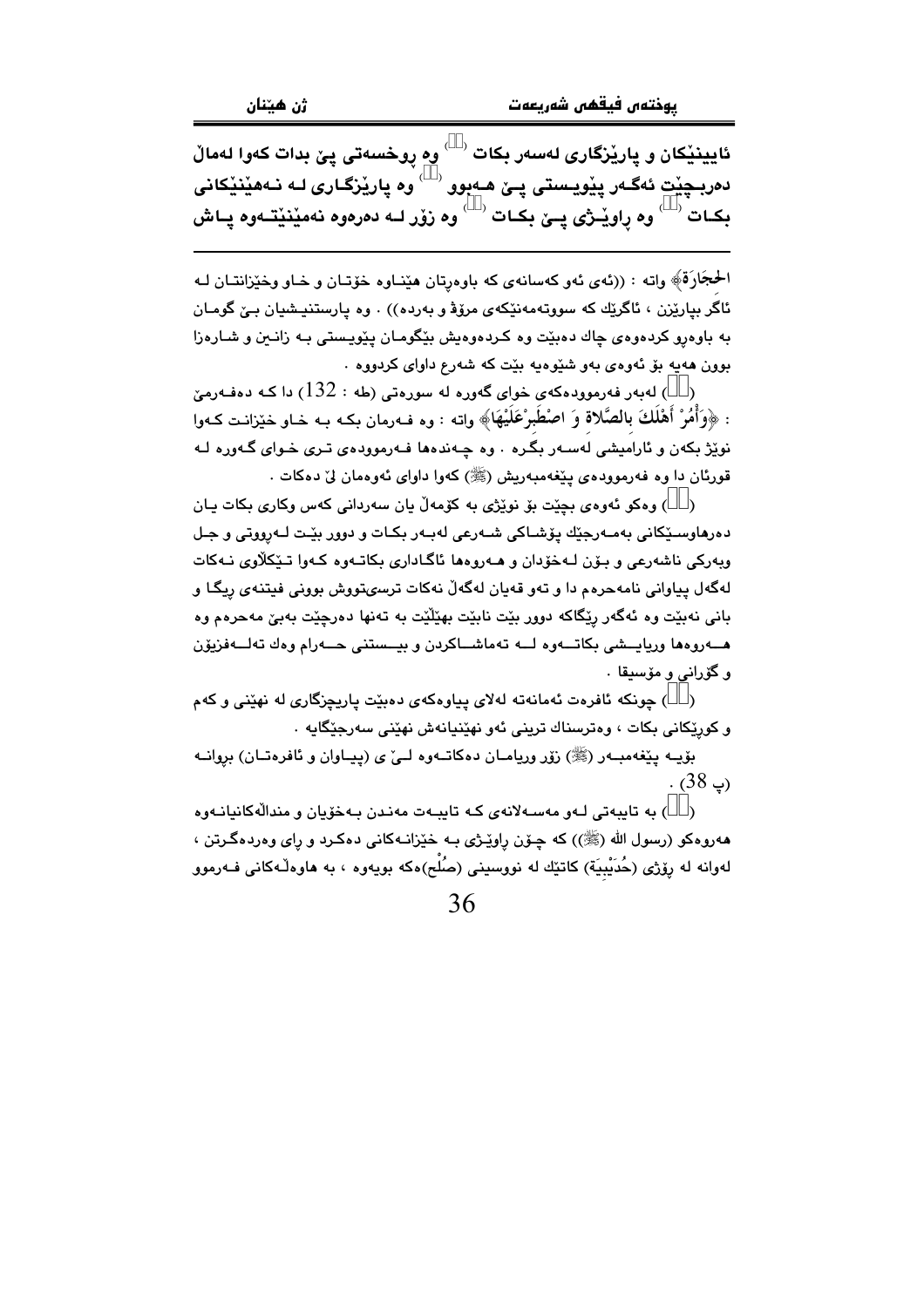ئایینێکان و پارێزگاری لەسەر بکات ( ) وە ڕوخسەتی پێ بدات کەوا لەماڵ دەربچێت ئەگەر پێویستی پێ هەبوو ( ) وە پارێزگاری لە نەهێنیێکانی بکات ( ) وە ڕاوێژی پێ بکات ( ) وە زۆر لە دەرەوە نەمێنێتەوە پاش

---

الحِجَارَةُ﴾ واتە : ((ئەی ئەو کەسانەی کە باوەڕتان هێناوە خۆتان و خاو وخێزانتان لە ئاگر بپارێزن ، ئاگرێك کە سووتەمەنێکەی مرۆڤ و بەردە)) . وە پارستنیشیان بێ گومان بە باوەڕو کردەوەی چاك دەبێت وە کردەوەیش بێگومان پێویستی بە زانین و شارەزا بوون هەیە بۆ ئەوەی بەو شێوەیە بێت کە شەرع داوای کردووە .

( ) لەبەر فەرموودەکەی خوای گەورە لە سورەتی (طه : $132$) دا کە دەفەرمێ : ﴿وَأْمُرْ أَهْلَكَ بِالصَّلاةِ وَ اصْطَبِرْ عَلَيْهَا﴾ واتە : وە فەرمان بکە بە خاو خێزانت کەوا نوێژ بکەن و ئارامیشی لەسەر بگرە . وە چەندەها فەرموودەی تری خوای گەورە لە قورئان دا وە فەرموودەی پێغەمبەریش (ﷺ) کەوا داوای ئەوەمان لێ دەکات .

( ) وەکو ئەوەی بچێت بۆ نوێژی بە کۆمەڵ یان سەردانی کەس وکاری بکات یان دەرهاوسێکانی بەمەرجێك پۆشاکی شەرعی لەبەر بکات و دوور بێت لەڕووتی و جل وبەرکی ناشەرعی و بۆن لەخۆدان و هەروەها ئاگاداری بکاتەوە کەوا تێکەڵاوی نەکات لەگەڵ پیاوانی نامەحرەم دا و تەو قەیان لەگەڵ نەکات ترسیتووش بوونی فیتنەی ڕێگا و بانی نەبێت وە ئەگەر ڕێگاکە دوور بێت نابێت بهێڵێت بە تەنها دەرچێت بەبێ مەحرەم وە هەروەها وریایشی بکاتەوە لە تەماشاکردن و بیستنی حەرام وەك تەلەفزیۆن و گۆرانی و مۆسیقا .

( ) چونکە ئافرەت ئەمانەتە لەلای پیاوەکەی دەبێت پاریزگاری لە نهێنی و کەم و کوڕێکانی بکات ، وەترسناك ترینی ئەو نهێنیانەش نهێنی سەرجێگایە .

بۆیە پێغەمبەر (ﷺ) زۆر وریامان دەکاتەوە لێ ی (پیاوان و ئافرەتان) بروانە (پ $38$) .

( ) بە تایبەتی لەو مەسەلانەی کە تایبەت مەندن بەخۆیان و منداڵەکانیانەوە هەروەکو (رسول الله (ﷺ)) کە چۆن ڕاوێژی بە خێزانەکانی دەکرد و ڕای وەردەگرتن ، لەوانە لە ڕۆژی (حُدَيْبِيَة) کاتێك لە نووسینی (صُلْح)ەکە بویەوە ، بە هاوەڵەکانی فەرموو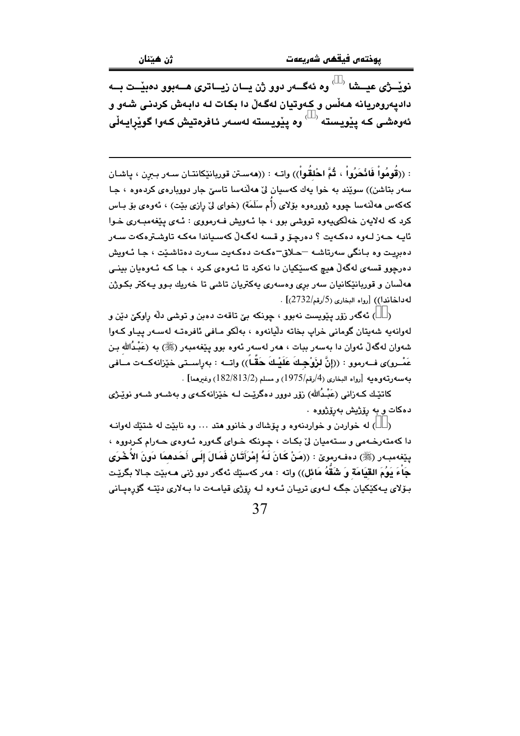نوێــژی عیــشا ([1]) وه ئهگــهر دوو ژن یــان زیــاتری هــهبوو دهبێــت بــه دادپهروهریانه هـهڵس و کـهوتیان لهگـهڵ دا بکـات لـه دابهش کردنـی شـهو و ئهوهشی کـه پێویسته ([2]) وه پێویسته لهسـهر ئافرهتیش کـهوا گوێڕایـهڵی

---

: ((قُومُواْ فَانْحَرُواْ ، ثُمَّ احْلِقُواْ)) واتـه : ((ههسـتن قوربانێکانتـان سـهر بـبڕن ، پاشـان سهر بتاشن)) سوێند به خوا یهك کهسیان لێ ههڵنهسا تاسێ جار دووبارهی کردهوه ، جـا کهکهس ههڵنهسا چووه ژوورهوه بۆلای (أُم سَلَمَة) (خوای لێ ڕازی بێت) ، ئهوهی بۆ بـاس کرد که لهلایهن خهڵکییهوه تووشی بوو ، جا ئـهویش فـهرمووی : ئـهی پێغهمبـهری خـوا ئایـه حـهز لـهوه دهکـهیت ؟ دهرچـۆ و قـسه لهگـهڵ کهسـیاندا مهکـه تاوشـترهکهت سـهر دهبڕیـت وه بـانگی سهرتاشـه –حـلاق–هکـهت دهکـهیت سـهرت دهتاشـێت ، جـا ئـهویش دهرچوو قسهی لهگهڵ هیچ کهسێکیان دا نهکرد تا ئـهوهی کـرد ، جـا کـه ئـهوهیان بینـی ههڵسان و قوربانێکانیان سهر بڕی وهسهری یهکتریان تاشی تا خهریك بـوو یـهکتر بکـوژن لهداخاندا)) [رواه البخاري (5/رقم/2732)] .

([1]) ئهگهر زۆر پێویست نهبوو ، چونکه بێ تاقهت دهبن و توشی دڵه ڕاوکێ دێن و لهوانهیه شهیتان گومانی خراپ بخاته دڵیانهوه ، بهڵکو مـافی ئافرهتـه لهسـهر پیـاو کـهوا شهوان لهگهڵ ئهوان دا بهسهر ببات ، ههر لهسهر ئهوه بوو پێغهمبهر (ﷺ) به (عَبْدُالله بـن عَمْـرو)ی فــهرموو : ((إِنَّ لِزَوْجِـكَ عَلَيْـكَ حَقَّـاً)) واتــه : بهڕاسـتی خێزانهکـهت مــافی بهسهرتهوهیه [رواه البخاري (4/رقم/1975) و مسلم (2/813/182) وغيرهما] .

کاتێـك کـهزانی (عَبْدُالله) زۆر دوور دهگرێـت لـه خێزانهکـهی و بهشـهو نوێـژی دهکات و به ڕۆژیش بهڕۆژووه .

([2]) له خواردن و خواردنهوه و پۆشاك و خانوو هتد ... وه نابێت له شتێك لهوانـه دا کهمتهرخـهمی و سـتهمیان لێ بکـات ، چـونکه خـوای گـهوره ئـهوهی حـهرام کـردووه ، پێغهمبـهر (ﷺ) دهفـهرموێ : ((مَنْ كَانَ لَـهُ إِمْرَأَتَـانِ فَمَـالَ إِلَـى أَحَـدِهِمَا دَونَ الأُخْـرَى جَاْءَ يَوُمَ القِيَامَةِ وَ شَقُّهُ مَائِل)) واته : ههر کهسێك ئهگهر دوو ژنی هـهبێت جـالا بگرێـت بۆلای یـهکێکیان جگـه لـهوی تریـان ئـهوه لـه ڕۆژی قیامـهت دا بـهلاری دێتـه گۆڕهپـانی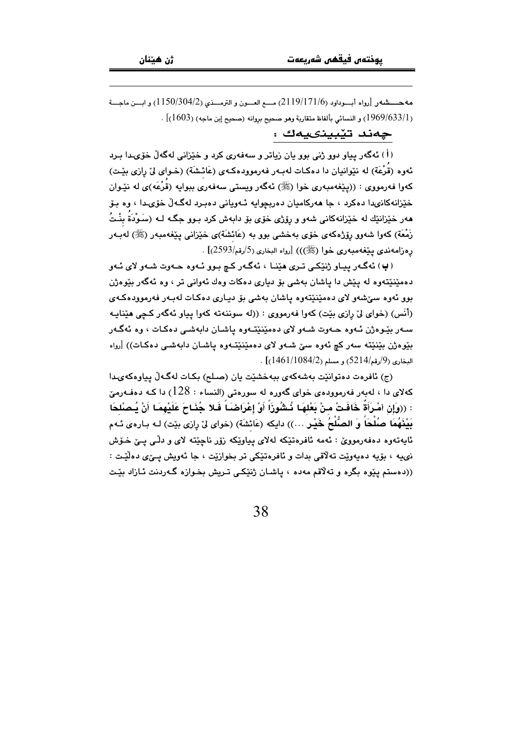مەحــــشەر [رواه أبـــوداود (2119/171/6) مــــع العـــون و الترمـــذي (1150/304/2) و ابـــن ماجـــة (1969/633/1) و النسائي بألفاظ متقاربة وهو صحيح برواته (صحيح إبن ماجه) (1603)] .

## چەند تێبینیەك :

(أ) ئەگەر پیاو دوو ژنی بوو یان زیاتر و سەفەری کرد و خێزانی لەگەڵ خۆیدا بـرد ئەوە (قُرْعَة) لە نێوانیان دا دەکـات لەبـەر فەرموودەکـەی (عَائـشَة) (خـوای لێ ڕازی بێـت) کەوا فەرمووی : ((پێغەمبەری خوا (ﷺ) ئەگەر ویستی سەفەری ببوایە (قُرْعَه)ی لە نێـوان خێزانەکانیدا دەکرد ، جا هەرکامیان دەربچوایە ئـەویانی دەبـرد لەگـەڵ خۆیـدا ، وە بـۆ هەر خێزانێك لە خێزانەکانی شەو و ڕۆژی خۆی بۆ دابەش کرد بـوو جگـە لـە (سَوْدَةُ بِنْتُ زَمْعَة) کەوا شەوو ڕۆژەکەی خۆی بەخشی بوو بە (عَائِشَة)ی خێزانی پێغەمبەر (ﷺ) لەبـەر ڕەزامەندی پێغەمبەری خوا (ﷺ))) [رواه البخاري (5/رقم/2593)] .

(ب) ئەگـەر پیـاو ژنێکـی تـری هێنـا ، ئەگـەر کـچ بـوو ئـەوە حـەوت شـەو لای ئـەو دەمێنێتەوە لە پێش دا پاشان بەشی بۆ دیاری دەکات وەك ئەوانی تر ، وە ئەگەر بێوەژن بوو ئەوە سێشەو لای دەمێنێتەوە پاشان بەشی بۆ دیـاری دەکـات لەبـەر فەرموودەکـەی (أَنَس) (خوای لێ ڕازی بێت) کەوا فەرمووی : ((لە سوننەتە کەوا پیاو ئەگەر کـچی هێنایـە سـەر بێـوەژن ئـەوە حـەوت شـەو لای دەمێنێتـەوە پاشـان دابەشـی دەکـات ، وە ئەگـەر بێوەژن بێنێتە سەر کچ ئەوە سێ شـەو لای دەمێنێتـەوە پاشـان دابەشـی دەکـات)) [رواه البخاري (9/رقم/5214) و مسلم (1461/1084/2)] .

(ج) ئافرەت دەتوانێت بەشەکەی ببەخشێت یان (صـلح) بکـات لەگـەڵ پیاوەکەیدا کەلای دا ، لەبەر فەرموودەی خوای گەورە لە سورەتی (النساء : 128) دا کـە دەفـەرمێ : ((**وَإِنِ امْـرَأَةٌ خَافَـتْ مِـنْ بَعْلِهَـا نُـشُوزاً أَوْ إِعْرَاضَـاً فَـلا جُنَـاحَ عَلَيْهِمَـا أَنْ يُـصْلِحَا بَيْنَهُمَا صُلْحَاً وَ الصُّلْحُ خَيْـر** ...)) دایکە (عَائِشَة) (خوای لێ ڕازی بێت) لـە بـارەی ئـەم ئایەتەوە دەفەرمووێ : ئەمە ئافرەتێکە لەلای پیاوێکە زۆر ناچێتە لای و دڵـی پـێ خـۆش نیەیە ، بۆیە دەیەوێت تەڵاقی بدات و ئافرەتێکی تر بخوازێت ، جا ئەویش پـێی دەڵێـت : ((دەستم پێوە بگرە و تەڵاقم مەدە ، پاشـان ژنێکـی تـریش بخـوازە گـەردنت ئـازاد بێـت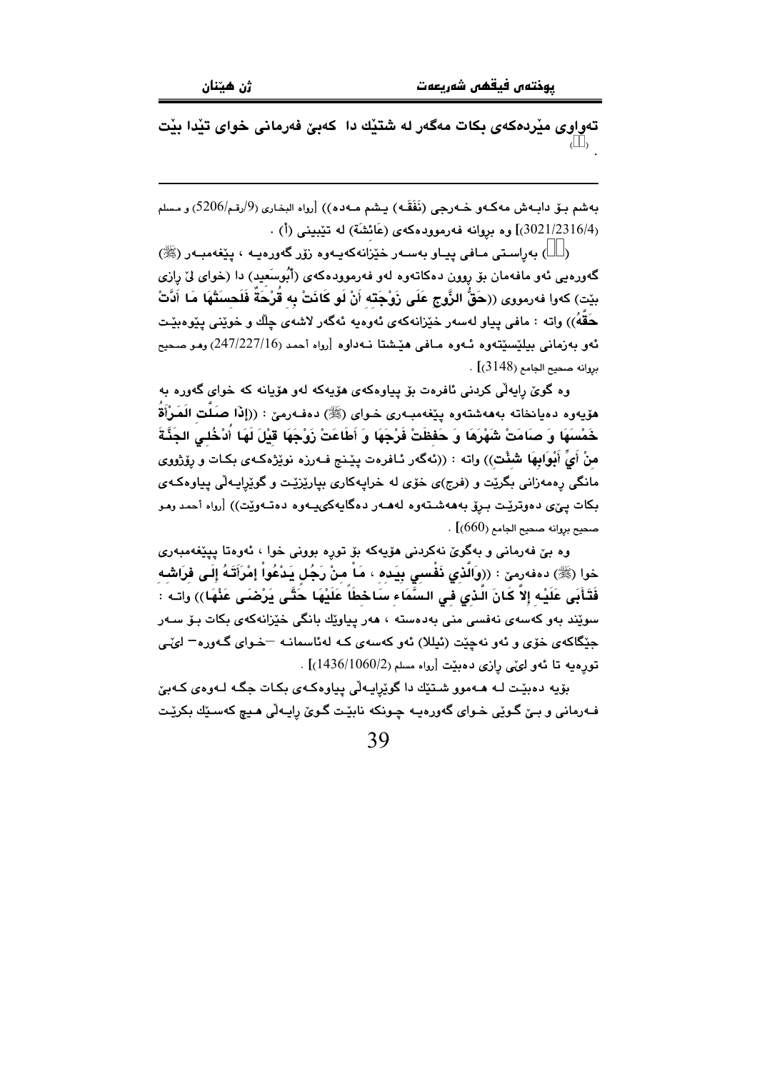تەواوی مێردەکەی بکات مەگەر لە شتێك دا کەبێ فەرمانی خوای تێدا بێت (  ).

---

بەشم بۆ دابەش مەکەو خەرجی (نَفَقَە) یشم مەدە)) [رواه البخاری (9/رقم/5206) و مسلم (3021/2316/4)] وە بروانە فەرموودەکەی (عَائشَة) لە تێبینی (أ) .

(  ) بەراستی مافی پیاو بەسەر خێزانەکەیەوە زۆر گەورەیە ، پێغەمبەر (ﷺ) گەورەیی ئەو مافەمان بۆ روون دەکاتەوە لەو فەرموودەکەی (أبُوسَعید) دا (خوای لێ رازی بێت) کەوا فەرمووی ((**حَقُّ الزَّوج عَلَى زَوْجَتِهِ اَنْ لَو كَانَتْ بِهِ قُرْحَةٌ فَلَحِسَتْهَا مَا أَدَّتْ حَقَّهُ**)) واتە : مافی پیاو لەسەر خێزانەکەی ئەوەیە ئەگەر لاشەی چڵك و خوێنی پێوەبێت ئەو بەزمانی بیلێسێتەوە ئەوە مافی هێشتا نەداوە [رواه أحمد (247/227/16) وهو صحيح بروانە صحيح الجامع (3148)] .

وە گوێ رایەڵی کردنی ئافرەت بۆ پیاوەکەی هۆیەکە لەو هۆیانە کە خوای گەورە بە هۆیەوە دەیانخاتە بەهەشتەوە پێغەمبەری خوای (ﷺ) دەفەرمێ : ((**إِذَا صَلَّتِ المَرْأَةُ خَمْسَهَا وَ صَامَتْ شَهْرَهَا وَ حَفِظَتْ فَرْجَهَا وَ أَطَاعَتْ زَوْجَهَا قِيْلَ لَهَا اُدْخُلِي الجَنَّةَ مِنْ أَيِّ أَبْوَابِهَا شِئْتِ**)) واتە : ((ئەگەر ئافرەت پێنج فەرزە نوێژەکەی بکات و رۆژووی مانگی رەمەزانی بگرێت و (فرج)ی خۆی لە خراپەکاری بپارێزێت و گوێرایەڵی پیاوەکەی بکات پێی دەوترێت برۆ بەهەشتەوە لەهەر دەگایەکیەوە دەتەوێت)) [رواه أحمد وهو صحيح بروانە صحيح الجامع (660)] .

وە بێ فەرمانی و بەگوێ نەکردنی هۆیەکە بۆ تورە بوونی خوا ، ئەوەتا پێغەمبەری خوا (ﷺ) دەفەرمێ : ((**وَالَّذِي نَفْسِي بِيَدِهِ ، مَا مِنْ رَجُلٍ يَدْعُوا إمْرَأتَهُ إِلَى فِرَاشِهِ فَتَأَبَى عَلَيْهِ إلاَّ كَانَ الَّذِي فِي السَّمَاءِ سَاخِطاً عَلَيْهَا حَتَّى يَرْضَى عَنْهَا**)) واتە : سوێند بەو کەسەی نەفسی منی بەدەستە ، هەر پیاوێك بانگی خێزانەکەی بکات بۆ سەر جێگاکەی خۆی و ئەو نەچێت (ئیللا) ئەو کەسەی کە لەئاسمانە –خوای گەورە– لێی تورەیە تا ئەو لێی رازی دەبێت [رواه مسلم (1436/1060/2)] .

بۆیە دەبێت لە هەموو شتێك دا گوێرایەڵی پیاوەکەی بکات جگە لەوەی کەبێ فەرمانی و بێ گوێی خوای گەورەیە چونکە نابێت گوێ رایەڵی هیچ کەسێك بکرێت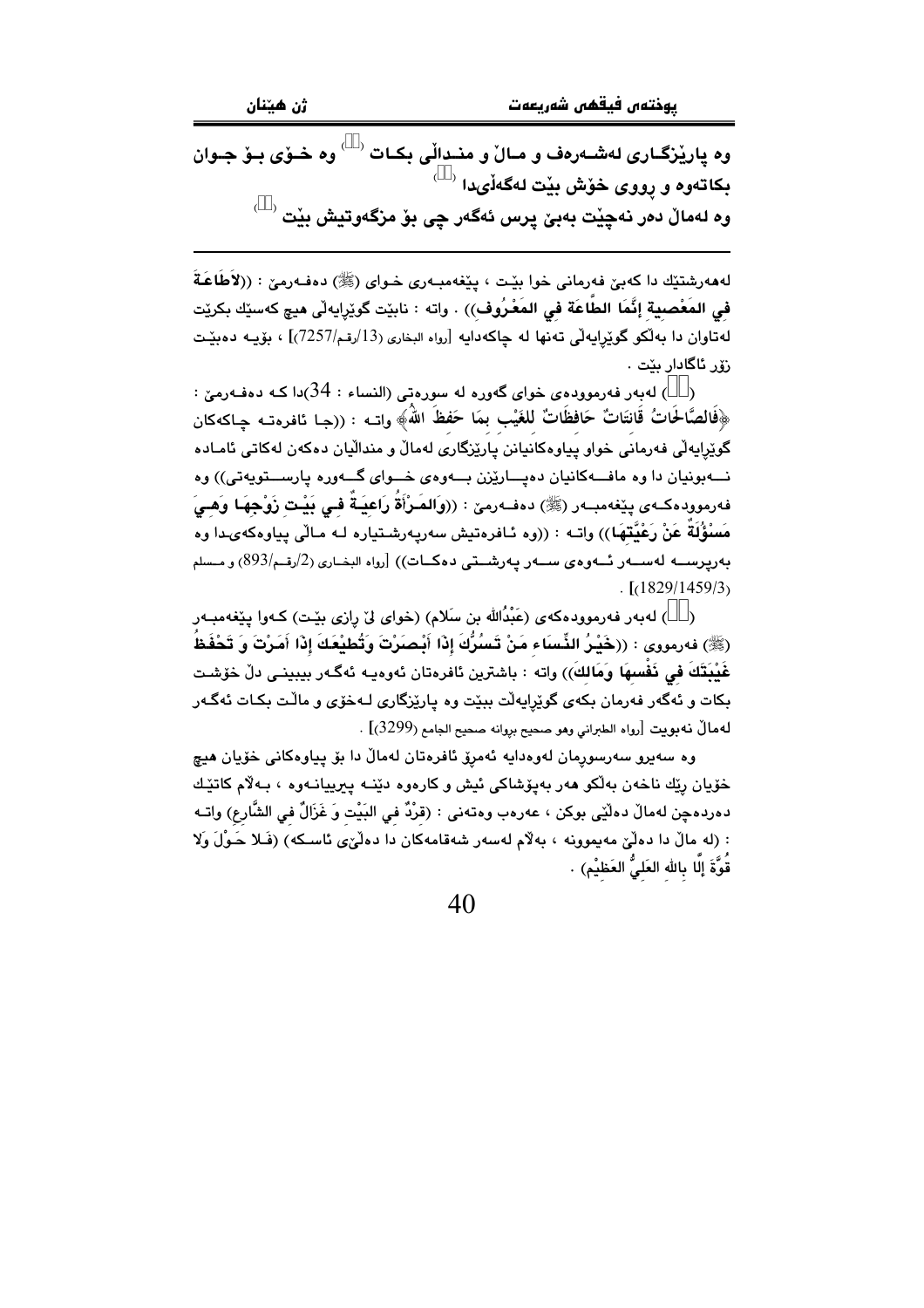وە پارێزگـاری لەشـەرەف و مـاڵ و منـداڵی بکـات ( ) وە خـۆی بـۆ جـوان بکاتەوە و ڕووی خۆش بێت لەگەڵیدا ( )
وە لەماڵ دەر نەچێت بەبێ پرس ئەگەر چی بۆ مزگەوتیش بێت ( )

---

لەهەرشتێك دا کەبێ فەرمانی خوا بێـت ، پێغەمبـەری خـوای (ﷺ) دەفـەرمێ : ((**لاَطَاعَةَ فِي المَعْصِية إنَّمَا الطَّاعَة فِي المَعْرُوف**)) . واتە : نابێت گوێڕایەڵی هیچ کەسێك بکرێت لەتاوان دا بەڵکو گوێڕایەڵی تەنها لە چاکەدایە [رواه البخاري (13/رقم/7257)] ، بۆیـە دەبێـت زۆر ئاگادار بێت .

( ) لەبەر فەرموودەی خوای گەورە لە سورەتی (النساء : 34)دا کـە دەفـەرمێ : ﴿**فَالصَّالِحَاتُ قَانِتَاتٌ حَافِظَاتٌ لِلغَيْبِ بِمَا حَفِظَ اللّٰهُ**﴾ واتـە : ((جـا ئافرەتـە چـاکەکان گوێڕایەڵی فەرمانی خواو پیاوەکانیانن پارێزگاری لەماڵ و منداڵیان دەکەن لەکاتی ئامـادە نـەبونیان دا وە مافـەکانیان دەپـارێزن بـەوەی خـوای گـەورە پارسـتویەتی)) وە فەرموودەکـەی پێغەمبـەر (ﷺ) دەفـەرمێ : ((**وَالمَـرْأَةُ رَاعِيَـةٌ فِـي بَيْـتِ زَوْجِهَـا وَهِـيَ مَسْؤُلَةٌ عَنْ رَعِيَّتِهَا**)) واتـە : ((وە ئـافرەتیش سەرپەرشـتیارە لـە مـاڵی پیاوەکەیدا وە بەرپرسـە لەسـەر ئـەوەی سـەر پەرشـتی دەکـات)) [رواه البخـاري (2/رقـم/893) و مـسلم (1829/1459/3)] .

( ) لەبەر فەرموودەکەی (عَبْدُالله بن سَلام) (خوای لێ ڕازی بێـت) کـەوا پێغەمبـەر (ﷺ) فەرمووی : ((**خَيْرُ النِّسَاءِ مَنْ تَسُرُّكَ إذَا أَبْصَرْتَ وَتُطيْعُكَ إذَا أَمَرْتَ وَ تَحْفَظُ غَيْبَتَكَ فِي نَفْسِهَا وَمَالِكَ**)) واتە : باشترین ئافرەتان ئەوەیـە ئەگـەر ببینـی دڵ خۆشـت بکات و ئەگەر فەرمان بکەی گوێڕایەڵت ببێت وە پارێزگاری لـەخۆی و ماڵت بکـات ئەگـەر لەماڵ نەبویت [رواه الطبراني وهو صحيح بروانه صحيح الجامع (3299)] .

وە سەیرو سەرسوڕمان لەوەدایە ئەمڕۆ ئافرەتان لەماڵ دا بۆ پیاوەکانی خۆیان هیچ خۆیان ڕێك ناخەن بەڵکو هەر بەپۆشاکی ئیش و کارەوە دێنـە پیریانـەوە ، بـەڵام کاتێـك دەردەچن لەماڵ دەڵێی بوکن ، عەرەب وەتەنی : (قِرْدٌ فِي البَيْتِ وَ غَزَالٌ فِي الشَّارِع) واتـە : (لە ماڵ دا دەڵێ مەیموونە ، بەڵام لەسەر شەقامەکان دا دەڵێی ئاسـکە) (فَـلا حَـوْلَ وَلا قُوَّةَ إلَّا بِالله العَلِيُّ العَظِيْم) .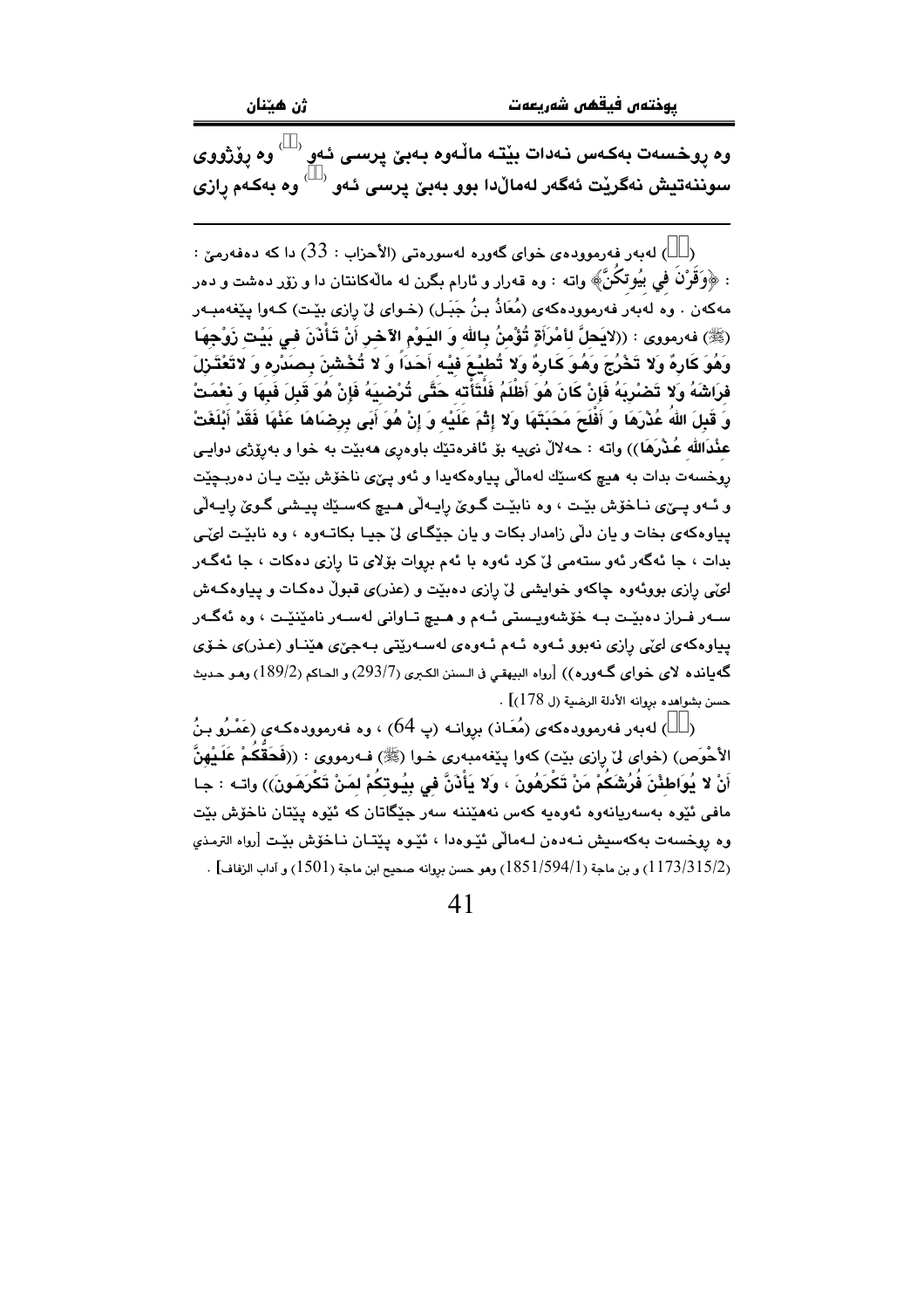وە ڕوخسەت بەکەس نەدات بێتە ماڵەوە بەبێ پرسی ئەو [] وە ڕۆژووی سوننەتیش نەگرێت ئەگەر لەماڵدا بوو بەبێ پرسی ئەو [] وە بەکەم ڕازی

---

([]) لەبەر فەرموودەی خوای گەورە لەسورەتی (الأحزاب : 33) دا کە دەفەرمێ : ﴿وَقَرْنَ فِي بُيُوتِكُنَّ﴾ واتە : وە قەرار و ئارام بگرن لە ماڵەکانتان دا و زۆر دەشت و دەر مەکەن . وە لەبەر فەرموودەکەی (مُعَاذُ بنُ جَبَل) (خوای لێ ڕازی بێت) کەوا پێغەمبەر (ﷺ) فەرمووی : ((لايَحلُّ لأمْرَأةٍ تُؤْمِنُ بِاللهِ وَ اليَوْمِ الآخِرِ أَنْ تَأْذَنَ فِي بَيْتِ زَوْجِهَا وَهُوَ كَارِهٌ وَلا تَخْرُجَ وَهُوَ كَارِهٌ وَلا تُطِيْعَ فِيْهِ أَحَداً وَ لا تُخْشِنَ بِصَدْرِهِ وَ لاتَعْتَزِلَ فِرَاشَهُ وَلا تَضْرِبَهُ فَإِنْ كَانَ هُوَ أَظْلَمُ فَلْتَأْتِه حَتَّى تُرْضِيَهُ فَإِنْ هُوَ قَبِلَ فَبِهَا وَ نِعْمَتْ وَ قَبِلَ اللهُ عُذْرَهَا وَ أَفْلَحَ مَحَبَّتَهَا وَلا إِثْمَ عَلَيْهِ وَ إِنْ هُوَ أَبَى بِرِضَاهَا عَنْهَا فَقَدْ أَبْلَغَتْ عِنْدَاللهِ عُذْرَهَا)) واتە : حەلاڵ نىيە بۆ ئافرەتێك باوەڕی هەبێت بە خوا و بەڕۆژی دوایی ڕوخسەت بدات بە هیچ کەسێك لەماڵی پیاوەکەیدا و ئەو پێی ناخۆش بێت یان دەربچێت و ئەو پێی ناخۆش بێت ، وە نابێت گوێ ڕایەڵی هیچ کەسێك پێشی گوێ ڕایەڵی پیاوەکەی بخات و یان دڵی زامدار بکات و یان جێگای لێ جیا بکاتەوە ، وە نابێت لێی بدات ، جا ئەگەر ئەو ستەمی لێ کرد ئەوە با ئەم بروات بۆلای تا ڕازی دەکات ، جا ئەگەر لێی ڕازی بووئەوە چاکەو خوایشی لێ ڕازی دەبێت و (عذر)ی قبوڵ دەکات و پیاوەکەش سەر فراز دەبێت بە خۆشەویستی ئەم و هیچ تاوانی لەسەر نامێنێت ، وە ئەگەر پیاوەکەی لێی ڕازی نەبوو ئەوە ئەم ئەوەی لەسەریێتی بەجێی هێناو (عذر)ی خۆی گەیاندە لای خوای گەورە)) [رواه البيهقي في السنن الكبرى (293/7) و الحاكم (189/2) وهو حديث حسن بشواهده بروانە الأدلة الرضية (ل 178)] .

([]) لەبەر فەرموودەکەی (مُعَاذ) بڕوانە (پ 64) ، وە فەرموودەکەی (عَمْرُو بنُ الأَحْوَص) (خوای لێ ڕازی بێت) کەوا پێغەمبەری خوا (ﷺ) فەرمووی : ((فَحَقُّكُمْ عَلَيْهِنَّ أَنْ لا يُوَاطِئْنَ فُرُشَكُمْ مَنْ تَكْرَهُونَ ، وَلا يَأْذَنَّ فِي بِيُوتِكُمْ لِمَنْ تَكْرَهُونَ)) واتە : جا مافی ئێوە بەسەریانەوە ئەوەیە کەس نەهێننە سەر جێگاتان کە ئێوە پێتان ناخۆش بێت وە ڕوخسەت بەکەسیش نەدەن لەماڵی ئێوەدا ، ئێوە پێتان ناخۆش بێت [رواه الترمذي (1173/315/2) و بن ماجة (1851/594/1) وهو حسن بروانە صحيح ابن ماجة (1501) و آداب الزفاف] .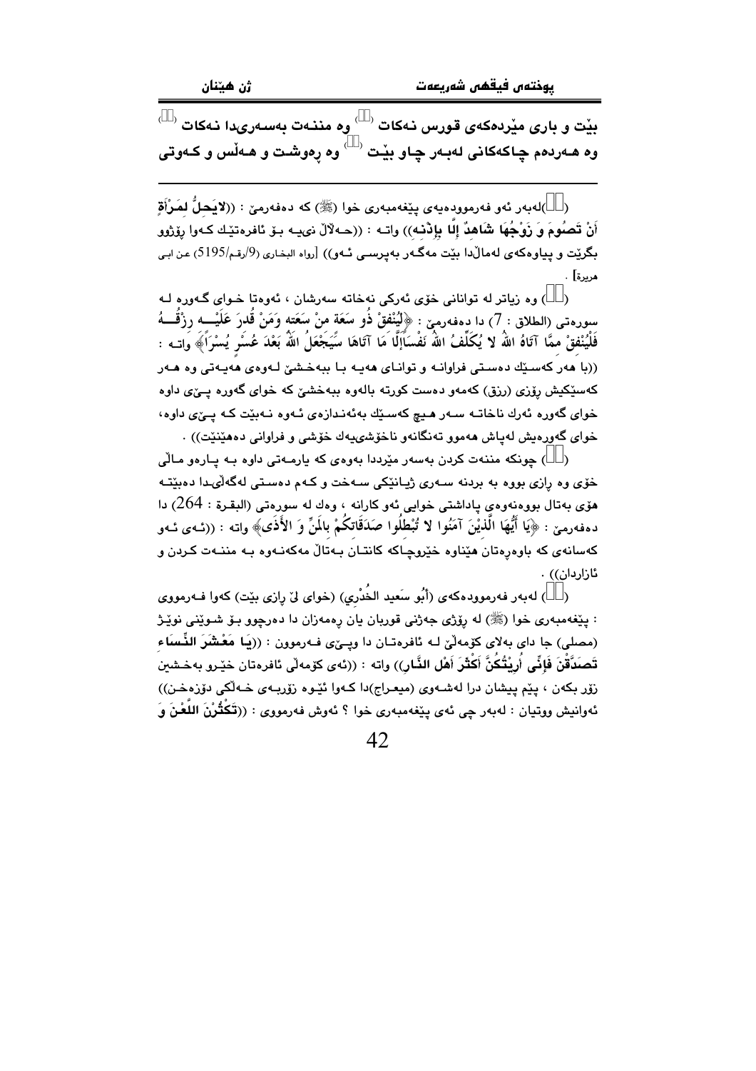بێت و باری مێردەکەی قورس نەکات (  ) وە منـنـەت بەسـەریدا نـەکات (  ) وە هـەردەم چاکەکانی لەبـەر چـاو بێـت (  ) وە ڕەوشـت و هـەڵس و کـەوتی

---

(  )لەبەر ئەو فەرموودەیەی پێغەمبەری خوا (ﷺ) کە دەفەرمێ : ((**لايَحِلُّ لِمَرْأَةٍ أَنْ تَصُومَ وَ زَوْجُهَا شَاهِدٌ إِلَّا بِإِذْنِهِ**)) واتە : ((حەڵاڵ نییە بۆ ئافرەتێك کەوا ڕۆژوو بگرێت و پیاوەکەی لەماڵدا بێت مەگەر بەپرسی ئەو)) [رواه البخاري (9/رقم/5195) عن ابي هريرة] .

(  ) وە زیاتر لە توانانی خۆی ئەرکی نەخاتە سەرشان ، ئەوەتا خوای گەورە لە سورەتی (الطلاق : 7) دا دەفەرمێ : ﴿لِيُنْفِقْ ذُو سَعَةٍ مِنْ سَعَتِهِ وَمَنْ قُدِرَ عَلَيْهِ رِزْقُهُ فَلْيُنْفِقْ مِمَّا آتَاهُ اللَّهُ لا يُكَلِّفُ اللَّهُ نَفْساً إِلَّا مَا آتَاهَا سَيَجْعَلُ اللَّهُ بَعْدَ عُسْرٍ يُسْراً﴾ واتە : ((با هەر کەسێك دەستی فراوانە و توانای هەیە با ببەخشێ لەوەی هەیەتی وە هەر کەسێکیش ڕۆزی (رزق) کەمەو دەست کورتە بالەوە ببەخشێ کە خوای گەورە پێی داوە خوای گەورە ئەرك ناخاتە سەر هیچ کەسێك بەئەندازەی ئەوە نەبێت کە پێی داوە، خوای گەورەیش لەپاش هەموو تەنگانەو ناخۆشییەك خۆشی و فراوانی دەهێنێت)) .

(  ) چونکە منـنەت کردن بەسەر مێرددا بەوەی کە یارمەتی داوە بە پارەو ماڵی خۆی وە ڕازی بووە بە بردنە سەری ژیانێکی سەخت و کەم دەستی لەگەڵیدا دەبێتە هۆی بەتاڵ بوونەوەی پاداشتی خوایی ئەو کارانە ، وەك لە سورەتی (البقرة : 264) دا دەفەرمێ : ﴿يَا أَيُّهَا الَّذِيْنَ آمَنُوا لا تُبْطِلُوا صَدَقَاتِكُمْ بِالْمَنِّ وَ الأَذَى﴾ واتە : ((ئەی ئەو کەسانەی کە باوەڕەتان هێناوە خێروچاکە کانتان بەتاڵ مەکەنەوە بە منـنەت کردن و ئازاردان)) .

(  ) لەبەر فەرموودەکەی (أَبُو سَعِيد الخُدْرِي) (خوای لێ ڕازی بێت) کەوا فەرمووی : پێغەمبەری خوا (ﷺ) لە ڕۆژی جەژنی قوربان یان ڕەمەزان دا دەرچوو بۆ شوێنی نوێژ (مصلى) جا دای بەلای کۆمەڵێ لە ئافرەتان دا وپێی فەرموون : ((**يَا مَعْشَرَ النِّسَاءِ تَصَدَّقْنَ فَإِنِّي أُرِيْتُكُنَّ أَكْثَرَ أَهْلِ النَّارِ**)) واتە : ((ئەی کۆمەڵی ئافرەتان خێرو بەخشین زۆر بکەن ، پێم پیشان درا لەشەوی (میعراج)دا کەوا ئێوە زۆربەی خەڵکی دۆزەخن)) ئەوانیش ووتیان : لەبەر چی ئەی پێغەمبەری خوا ؟ ئەوش فەرمووی : ((**تُكْثِرْنَ اللَّعْنَ وَ**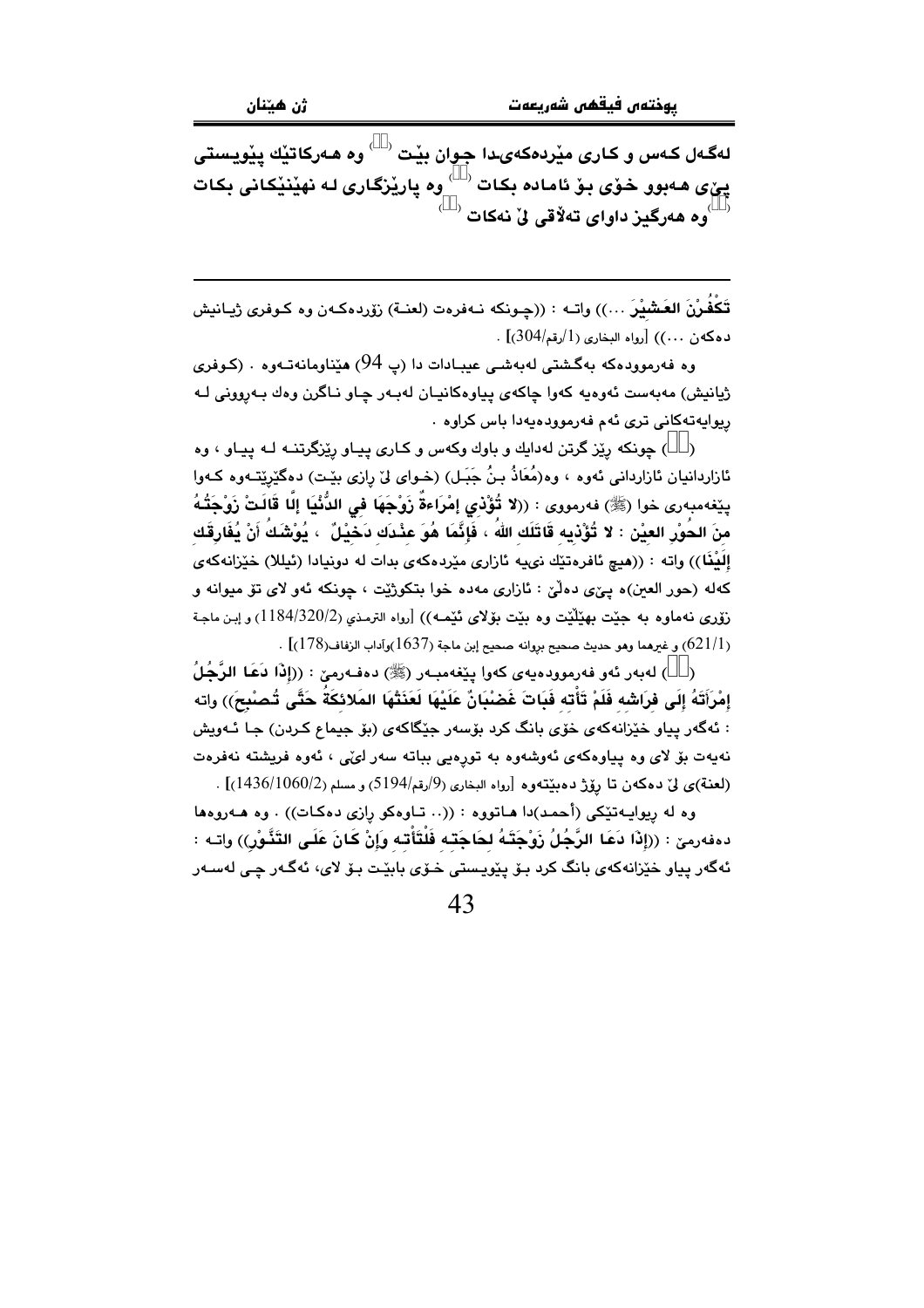لەگەل کەس و کاری مێردەکەیدا جوان بێت ([]) وە هەرکاتێك پێویستی پێی هەبوو خۆی بۆ ئامادە بکات ([]) وە پارێزگاری لە نهێنێکانی بکات ([]) وە هەرگیز داوای تەلاقی لێ نەکات ([])

---

تَكْفُرْنَ العَشِيْرَ ...)) واتە : ((چونکە نەفرەت (لعنة) زۆردەکەن وە کوفری ژیانیش دەکەن ...)) [رواه البخاري (1/رقم/304)] .

وە فەرموودەکە بەگشتی لەبەشی عیبادات دا (پ 94) هێناومانەتەوە . (کوفری ژیانیش) مەبەست ئەوەیە کەوا چاکەی پیاوەکانیان لەبەر چاو ناگرن وەك بەروونی لە ریوایەتەکانی تری ئەم فەرموودەیەدا باس کراوە .

([]) چونکە رێز گرتن لەدایك و باوك وکەس و کاری پیاو رێزگرتنە لە پیاو ، وە ئازاردانیان ئازاردانی ئەوە ، وە(مُعَاذُ بنُ جَبَل) (خوای لێ رازی بێت) دەگێرێتەوە کەوا پێغەمبەری خوا (ﷺ) فەرمووی : ((لا تُؤْذِي إمْرَاءةٌ زَوْجَهَا فِي الدُّنْيَا إلَّا قَالَتْ زَوْجَتُهُ مِنَ الحُوْرِ العِيْنِ : لا تُؤْذِيهِ قَاتَلَكِ اللهُ ، فَإنَّمَا هُوَ عِنْدَكِ دَخِيْلٌ ، يُوْشَكُ أنْ يُفَارِقَكِ إلَيْنَا)) واتە : ((هیچ ئافرەتێك نییە ئازاری مێردەکەی بدات لە دونیادا (ئیللا) خێزانەکەی کەلە (حور العین)ە پێی دەڵێ : ئازاری مەدە خوا بتکوژێت ، چونکە ئەو لای تۆ میوانە و زۆری نەماوە بە جێت بهێڵێت وە بێت بۆلای ئێمە)) [رواه الترمذي (2/320/1184) و إبن ماجة (1/621) و غيرهما وهو حديث صحيح بروانە صحيح إبن ماجة (1637)وآداب الزفاف(178)] .

([]) لەبەر ئەو فەرموودەیەی کەوا پێغەمبەر (ﷺ) دەفەرمێ : ((إذَا دَعَا الرَّجُلُ إمْرَأتَهُ إلَى فِرَاشِه فَلَمْ تَأْتِه فَبَاتَ غَضْبَانٌ عَلَيْهَا لَعَنَتْهَا المَلائِكَةُ حَتَّى تُصْبِحَ)) واتە : ئەگەر پیاو خێزانەکەی خۆی بانگ کرد بۆسەر جێگاکەی (بۆ جیماع کردن) جا ئەویش نەیەت بۆ لای وە پیاوەکەی ئەوشەوە بە توورەیی بباتە سەر لێی ، ئەوە فریشتە نەفرەت (لعنة)ی لێ دەکەن تا رۆژ دەبێتەوە [رواه البخاري (9/رقم/5194) و مسلم (2/1060/1436)] .

وە لە ریوایەتێکی (أحمد)دا هاتووە : ((.. تاوەکو رازی دەکات)) . وە هەروەها دەفەرمێ : ((إذَا دَعَا الرَّجُلُ زَوْجَتَهُ لِحَاجَتِه فَلْتَأْتِه وَإنْ كَانَ عَلَى التَّنُّوْرِ)) واتە : ئەگەر پیاو خێزانەکەی بانگ کرد بۆ پێویستی خۆی بابێت بۆ لای، ئەگەر چی لەسەر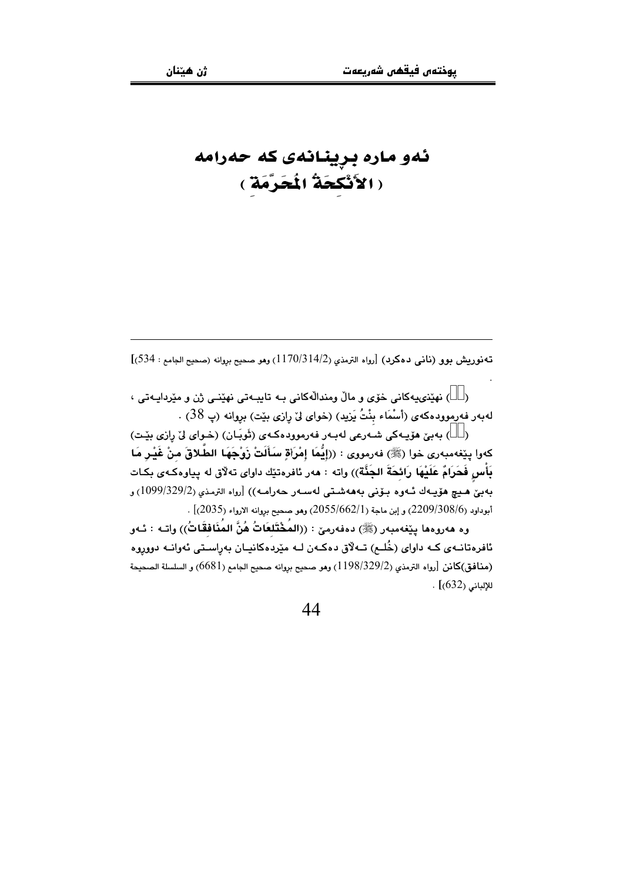# ئەو مارە بڕینانەی کە حەرامە
# ( الأَنْكِحَةُ المُحَرَّمَةِ )

---

تەنوریش بوو (نانی دەکرد) [رواه الترمذي (1170/314/2) وهو صحيح بروانه (صحيح الجامع : 534)]

.

(  ) نهێنییەکانی خۆی و ماڵ ومنداڵەکانی بە تایبەتی نهێنی ژن و مێردایەتی ، لەبەر فەرموودەکەی (أَسْمَاء بِنْتُ يَزِيد) (خوای لێ ڕازی بێت) بروانە (پ 38) .

(  ) بەبێ هۆیەکی شەرعی لەبەر فەرموودەکەی (ثَوبَان) (خوای لێ ڕازی بێت) کەوا پێغەمبەری خوا (ﷺ) فەرمووی : ((**إِيُّمَا إِمْرَأةٍ سَأَلَتْ زَوْجَهَا الطَّلاقَ مِنْ غَيْرِ مَا بَأْسٍ فَحَرَامٌ عَلَيْهَا رَائِحَةَ الجَنَّةَ**)) واتە : هەر ئافرەتێك داوای تەڵاق لە پیاوەکەی بکات بەبێ هیچ هۆیەك ئەوە بۆنی بەهەشتی لەسەر حەرامە)) [رواه الترمذي (1099/329/2) و أبوداود (2209/308/6) و إبن ماجة (2055/662/1) وهو صحيح بروانه الارواء (2035)] .

وە هەروەها پێغەمبەر (ﷺ) دەفەرمێ : ((**المُخْتَلِعَاتُ هُنَّ المُنَافِقَاتُ**)) واتە : ئەو ئافرەتانەی کە داوای (خُلع) تەڵاق دەکەن لە مێردەکانیان بەڕاستی ئەوانە دووڕوە (منافق)کانن [رواه الترمذي (1198/329/2) وهو صحيح بروانه صحيح الجامع (6681) و السلسلة الصحيحة للإلباني (632)] .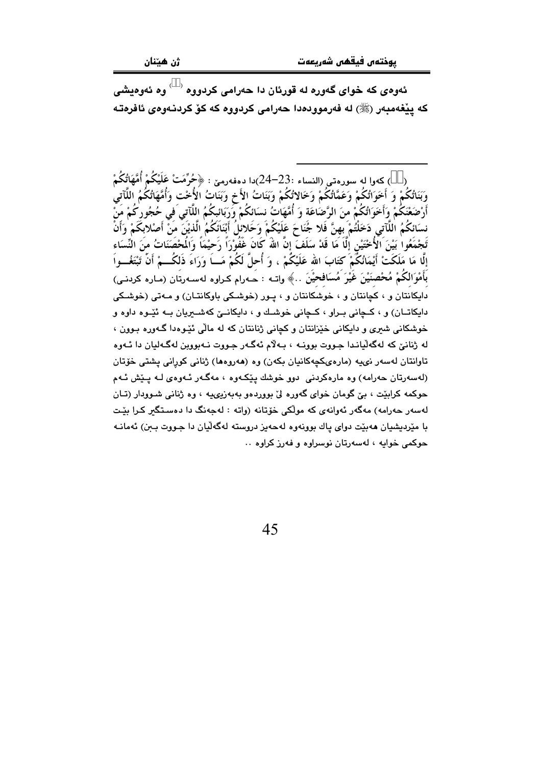ئەوەی کە خوای گەورە لە قورئان دا حەرامی کردووە [١] وە ئەوەیشی کە پێغەمبەر (ﷺ) لە فەرموودەدا حەرامی کردووە کە کۆ کردنـەوەی ئافرەتـە

---

(١) کەوا لە سورەتی (النساء :23-24)دا دەفەرمێ : ﴿حُرِّمَتْ عَلَيْكُمْ أُمَّهَاتُكُمْ وَبَنَاتُكُمْ وَ أَخَوَاتُكُمْ وَعَمَّاتُكُمْ وَخَالاتُكُمْ وَبَنَاتُ الأَخِ وَبَنَاتُ الأُخْت وَأُمَّهَاتُكُمُ اللاَّتِي أَرْضَعْنَكُمْ وَأَخَوَاتُكُمْ منَ الرَّضَاعَة وَ أُمَّهَاتُ نسَائكُمْ وَرَبَائبُكُمُ اللاَّتِي في حُجُورِكُمْ منْ نسَائكُمُ اللاَّتي دَخَلْتُمْ بهنَّ فَلا جُنَاحَ عَلَيْكُمْ وَحَلائلُ أَبْنَائكُمُ الَّذيْنَ منْ أَصْلابكَمْ وَأَنْ تَجْمَعُوا بَيْنَ الأُخْتَيْنِ إلَّا مَا قَدْ سَلَفَ إنَّ اللهَ كَانَ غَفُوْرَاً رَحيْمَاً وَالْمُحْصَنَاتُ منَ النّسَاء إلَّا مَا مَلَكَتْ أَيْمَانُكُمْ كتَابَ الله عَلَيْكُمْ ، وَ أُحلَّ لَكُمْ مَا وَرَاءَ ذَلكُمْ أَنْ تَبْتَغُوا بأَمْوَالكُمْ مُحْصنيْنَ غَيْرَ مُسَافحيْنَ ..﴾ واتـە : حـەرام کـراوە لەسـەرتان (مـارە کردنـی) دایکانتان و ، کچانتان و ، خوشکانتان و ، پـور (خوشـکی باوکانتـان) و مـەتی (خوشـکی دایکانتـان) و ، کـچانی بـراو ، کـچانی خوشـك و ، دایکانـێ کەشـیریان بـە ئێـوە داوە و خوشکانی شیری و دایکانی خێزانتان و کچانی ژنانتان کە لە ماڵی ئێوەدا گەورە بـوون ، لە ژنانێ کە لەگەڵیانـدا جـووت بوونـە ، بـەڵام ئەگـەر جـووت نـەبووبن لەگـەڵیان دا ئـەوە تاوانتان لەسەر نیيە (مارەیکچەکانیان بکەن) وە (هەروەها) ژنانی کوڕانی پشتی خۆتان (لەسەرتان حەرامە) وە مارەکردنی دوو خوشك پێکـەوە ، مەگـەر ئـەوەی لـە پـێش ئـەم حوکمە کرابێت ، بێ گومان خوای گەورە لێ بووردەو بەبەزییيە ، وە ژنانی شـوودار (تـان لەسەر حەرامە) مەگەر ئەوانەی کە موڵکی خۆتانە (واتە : لەجەنگ دا دەسـتگیر کـرا بێـت با مێردیشیان هەبێت دوای پاك بوونەوە لەحەیز دروستە لەگەڵیان دا جـووت بـبن) ئەمانـە حوکمی خوایە ، لەسەرتان نوسراوە و فەرز کراوە ..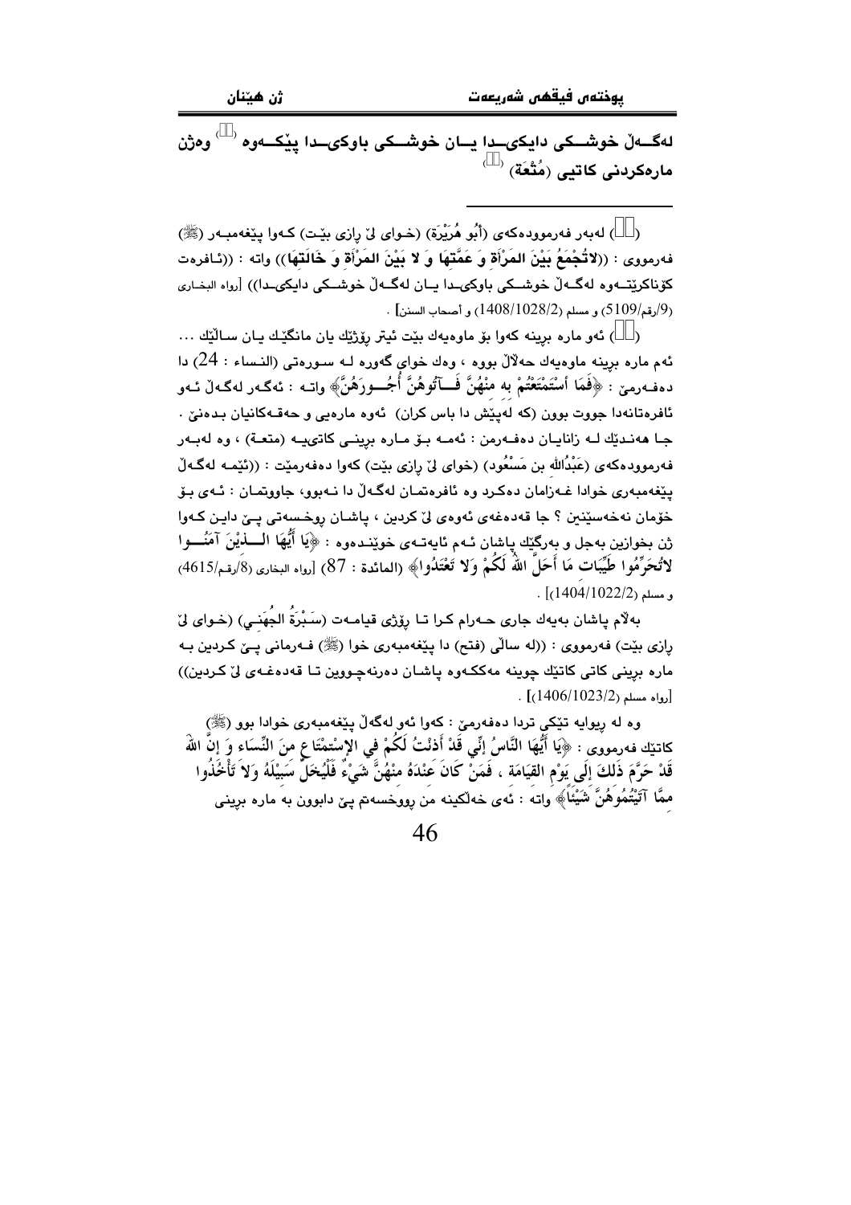لەگـەڵ خوشـكی دایكیـدا یـان خوشـكی باوكیـدا پێكـەوە ([]) وەژن مارەكردنی كاتیی (مُتْعَة) ([])

---

([]) لەبەر فەرموودەكەی (أَبُو هُرَيْرَة) (خـوای لێ ڕازی بێت) كـەوا پێغەمبـەر (ﷺ) فەرمووی : ((**لاتُجْمَعُ بَيْنَ المَرْأَةِ وَ عَمَّتِهَا وَ لا بَيْنَ المَرْأَةِ وَ خَالَتِهَا**)) واتە : ((ئـافرەت كۆناكرێتـەوە لەگـەڵ خوشـكی باوكیـدا یـان لەگـەڵ خوشـكی دایكیـدا)) [رواه البخـاری (9/رقم/5109) و مسلم (1408/1028/2) و أصحاب السنن] .

([]) ئەو مارە برینە كەوا بۆ ماوەیەك بێت ئیتر ڕۆژێك یان مانگێك یان سـاڵێك ... ئەم مارە برینە ماوەیەك حەڵاڵ بووە ، وەك خوای گەورە لـە سـورەتی (النسـاء : 24) دا دەفـەرمێ : ﴿فَمَا أسْتَمْتَعْتُمْ به مِنْهُنَّ فَـآتُوهُنَّ أُجُـورَهُنَّ﴾ واتـە : ئەگـەر لەگـەڵ ئـەو ئافرەتانەدا جووت بوون (كە لەپێش دا باس كران) ئەوە مارەیی و حەقـەكانیان بـدەنێ . جـا هەنـدێك لـە زانایـان دەفـەرمن : ئەمـە بـۆ مـارە برینـی كاتیيـە (متعـة) ، وە لەبـەر فەرموودەكەی (عَبْدُالله بن مَسْعُود) (خوای لێ ڕازی بێت) كەوا دەفەرمێت : ((ئێمـە لەگـەڵ پێغەمبەری خوادا غـەزامان دەكـرد وە ئافرەتمـان لەگـەڵ دا نـەبوو، جاووتمـان : ئـەی بـۆ خۆمان نەخەسێنین ؟ جا قەدەغەی ئەوەی لێ كردین ، پاشـان ڕوخـسەتی پـێ دایـن كـەوا ژن بخوازین بەجل و بەرگێك پاشان ئـەم ئایەتـەی خوێنـدەوە : ﴿يَا أَيُّهَا الَّـذِيْنَ آمَنُـوا لاتُحَرِّمُوا طَيِّبَات مَا أَحَلَّ اللهُ لَكُمْ وَلاَ تَعْتَدُوا﴾ (المائدة : 87) [رواه البخاری (8/رقم/4615) و مسلم (1404/1022/2)] .

بەڵام پاشان بەیەك جاری حـەرام كـرا تـا ڕۆژی قیامـەت (سَبْرَةُ الجُهَنِي) (خـوای لێ ڕازی بێت) فەرمووی : ((لە ساڵی (فتح) دا پێغەمبەری خوا (ﷺ) فـەرمانی پـێ كـردین بـە مارە برینی كاتی كاتێك چوینە مەككـەوە پاشـان دەرنەچـووین تـا قەدەغـەی لێ كـردین)) [رواه مسلم (1406/1023/2)] .

وە لە ڕیوایە تێكی تردا دەفەرمێ : كەوا ئەو لەگەڵ پێغەمبەری خوادا بوو (ﷺ) كاتێك فەرمووی : ﴿يَا أَيُّهَا النَّاسُ إنِّي قَدْ أَذنْتُ لَكُمْ في الإسْتِمْتَاعِ منَ النِّسَاءِ وَ إنَّ اللهَ قَدْ حَرَّمَ ذَلكَ إلَى يَوْمِ القِيَامَة ، فَمَنْ كَانَ عَنْدَهُ مِنْهُنَّ شَيْءٌ فَلْيُخَلِّ سَبِيْلَهُ وَلاَ تَأْخُذُوا ممَّا آتَيْتُمُوهُنَّ شَيْئاً﴾ واتە : ئەی خەڵكینە من ڕووخسەتم پێ دابوون بە مارە برینی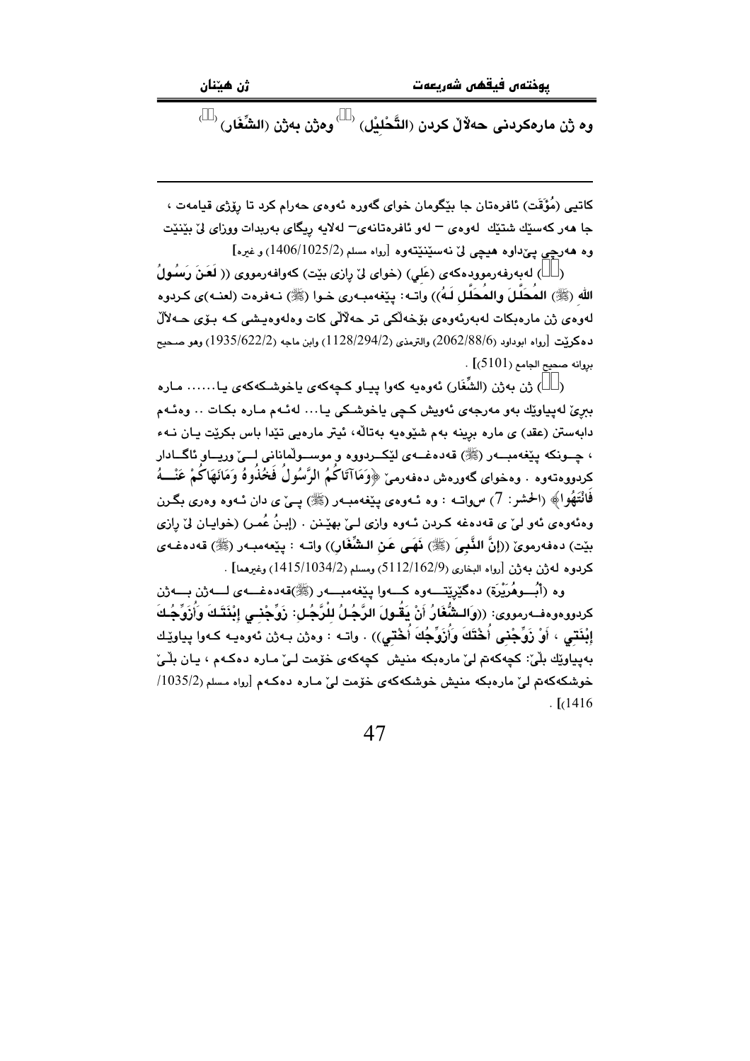وە ژن مارەکردنی حەڵاڵ کردن (التَّحْلِيْل) () وەژن بەژن (الشِّغَار) ()

---

کاتیی (مُؤَقَت) ئافرەتان جا بێگومان خوای گەورە ئەوەی حەرام کرد تا ڕۆژی قیامەت ، جا هەر کەسێك شتێك لەوەی – لەو ئافرەتانەی– لەلایە ڕێگای بەربدات ووزای لێ بێنێت وە هەرچی پێداوە هیچی لێ نەسێنێتەوە [رواه مسلم (1406/1025/2) و غیره]

() لەبەرفەرموودەکەی (علي) (خوای لێ ڕازی بێت) کەوافەرمووی (( لَعَنَ رَسُولُ اللهِ (ﷺ) المُحَلِّلَ والمُحَلَّلِ لَهُ)) واتە: پێغەمبەری خوا (ﷺ) نەفرەت (لعنە)ی کردوە لەوەی ژن مارەبکات لەبەرئەوەی بۆخەڵکی تر حەڵاڵی کات وەلەوەیشی کە بۆی حەڵاڵ دەکرێت [رواه ابوداود (2062/88/6) والترمذی (1128/294/2) وابن ماجه (1935/622/2) وهو صحیح بروانە صحیح الجامع (5101)] .

() ژن بەژن (الشِّغَار) ئەوەیە کەوا پیاو کچەکەی یاخوشکەکەی یا...... مارە ببڕێ لەپیاوێك بەو مەرجەی ئەویش کچی یاخوشکی یا... لەئەم مارە بکات .. وەئەم دابەستن (عقد) ی مارە برینە بەم شێوەیە بەتاڵە، ئیتر مارەیی تێدا باس بکرێت یان نەء ، چونکە پێغەمبەر (ﷺ) قەدەغەی لێکردووە و موسوڵمانانی لێ وریاو ئاگادار کردووەتەوە . وەخوای گەورەش دەفەرمێ ﴿وَمَاآتَاكُمُ الرَّسُولُ فَخُذُوهُ وَمَانَهَاكُمْ عَنْهُ فَانْتَهُوا﴾ (الحشر: 7) سواتە : وە ئەوەی پێغەمبەر (ﷺ) پێ ی دان ئەوە وەری بگرن وەئەوەی ئەو لێ ی قەدەغە کردن ئەوە وازی لێ بهێنن . (إبنُ عُمر) (خوایان لێ ڕازی بێت) دەفەرموێ ((إنَّ النَّبِيَ (ﷺ) نَهَى عَنِ الشِّغَارِ)) واتە : پێغەمبەر (ﷺ) قەدەغەی کردوە لەژن بەژن [رواه البخاري (5112/162/9) ومسلم (1415/1034/2) وغیرهما] .

وە (أَبُوهُرَيْرَة) دەگێڕێتەوە کەوا پێغەمبەر (ﷺ)قەدەغەی لەژن بەژن کردووەوەفەرمووی: ((وَالشُّغَارُ أَنْ يَقُولَ الرَّجُلُ لِلرَّجُلِ: زَوِّجْنِي إِبْنَتَكَ وَأُزَوِّجُكَ إِبْنَتِي ، أَوْ زَوِّجْنِي أُخْتَكَ وَأُزَوِّجُكَ أُخْتِي)) . واتە : وەژن بەژن ئەوەیە کەوا پیاوێك بەپیاوێك بڵێ: کچەکەت لێ مارەبکە منیش کچەکەی خۆمت لێ مارە دەکەم ، یان بڵێ خوشکەکەت لێ مارەبکە منیش خوشکەکەی خۆمت لێ مارە دەکەم [رواه مسلم (1035/2/ 1416)] .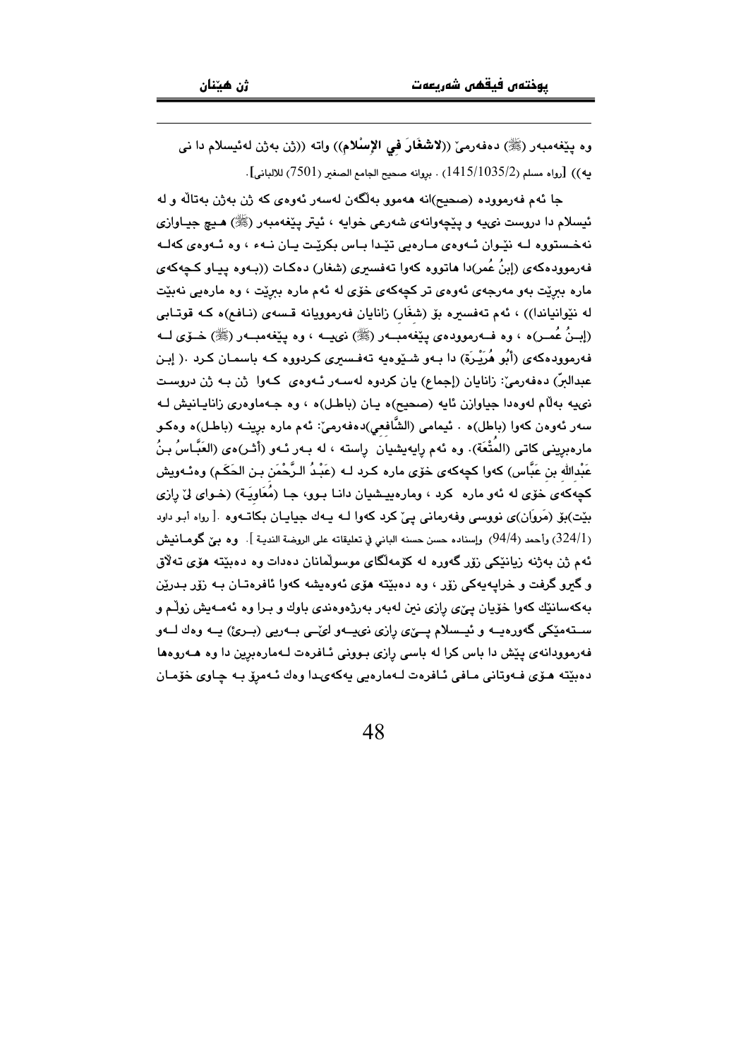وە پێغەمبەر (ﷺ) دەفەرمێ ((**لاشغَارَ فِي الإِسْلام**)) واتە ((ژن بەژن لەئیسلام دا نی یە)) [رواه مسلم (1415/1035/2) . بروانە صحيح الجامع الصغير (7501) للالباني].

جا ئەم فەرموودە (صحيح)انە هەموو بەڵگەن لەسەر ئەوەی کە ژن بەژن بەتاڵە و لە ئیسلام دا دروست نی یە و پێچەوانەی شەرعی خوایە ، ئیتر پێغەمبەر (ﷺ) هـیچ جیـاوازی نەخـستووە لـە نێـوان ئـەوەی مـارەیی تێـدا بـاس بکرێـت یـان نـەء ، وە ئـەوەی کەلـە فەرموودەکەی (إبنُ عُمر)دا هاتووە کەوا تەفسیری (شغار) دەکات ((بـەوە پیـاو کـچەکەی مارە ببڕێت بەو مەرجەی ئەوەی تر کچەکەی خۆی لە ئەم مارە ببڕێت ، وە مارەیی نەبێت لە نێوانیاندا)) ، ئەم تەفسیرە بۆ (شغَار) زانایان فەرموویانە قسەی (نـافع)ە کـە قوتـابی (إبــنُ عُمــر)ە ، وە فــەرموودەی پێغەمبــەر (ﷺ) نی یــە ، وە پێغەمبــەر (ﷺ) خــۆی لــە فەرموودەکەی (أَبُو هُرَيْـرَةَ) دا بـەو شـێوەیە تەفـسیری کـردووە کـە باسمـان کـرد .( إبـن عبدالبرّ) دەفەرمێ: زانایان (إجماع) یان کردووە لەسـەر ئـەوەی کـەوا ژن بـە ژن دروسـت نی یە بەڵام لەوەدا جیاوازن ئایە (صحيح)ە یـان (باطـل)ە ، وە جـەماوەری زانایـانیش لـە سەر ئەوەن کەوا (باطل)ە . ئیمامی (الشَّافعي)دەفەرمێ: ئەم مارە بڕینـە (باطـل)ە وەکـو مارەبڕینی کاتی (المُتْعَة). وە ئەم ڕایەیشیان ڕاستە ، لە بـەر ئـەو (أثـر)ەی (العَبَّـاسُ بـنُ عَبْدالله بن عَبَّاس) کەوا کچەکەی خۆی مارە کـرد لـە (عَبْـدُ الـرَّحْمَنِ بـن الحَكَم) وەئـەویش کچەکەی خۆی لە ئەو مارە کرد ، ومارەییـشیان دانـا بـوو، جـا (مُعَاوِيَـة) (خـوای لێ ڕازی بێت)بۆ (مَروَان)ی نووسی وفەرمانی پێ کرد کەوا لـە یـەك جیایـان بکاتـەوە .[ رواه أبـو داود (324/1) وأحمد (94/4) وإسناده حسن حسنه الباني في تعليقاته على الروضة الندية ]. وە بێ گومـانیش ئەم ژن بەژنە زیانێکی زۆر گەورە لە کۆمەڵگای موسوڵمانان دەدات وە دەبێتە هۆی تەڵاق و گیرو گرفت و خراپەیەکی زۆر ، وە دەبێتە هۆی ئەوەیشە کەوا ئافرەتـان بـە زۆر بـدرێن بەکەسانێك کەوا خۆیان پێی ڕازی نین لەبەر بەرژەوەندی باوك و بـرا وە ئەمـەیش زوڵـم و سـتەمێکی گەورەیـە و ئیـسلام پـێی ڕازی نی یـەو لێـی بـەریی (بـریء) یـە وەك لـەو فەرموودانەی پێش دا باس کرا لە باسی ڕازی بـوونی ئـافرەت لـەمارەبڕین دا وە هـەروەها دەبێتە هـۆی فـەوتانی مـافی ئـافرەت لـەمارەیی یەکەیـدا وەك ئـەمڕۆ بـە چـاوی خۆمـان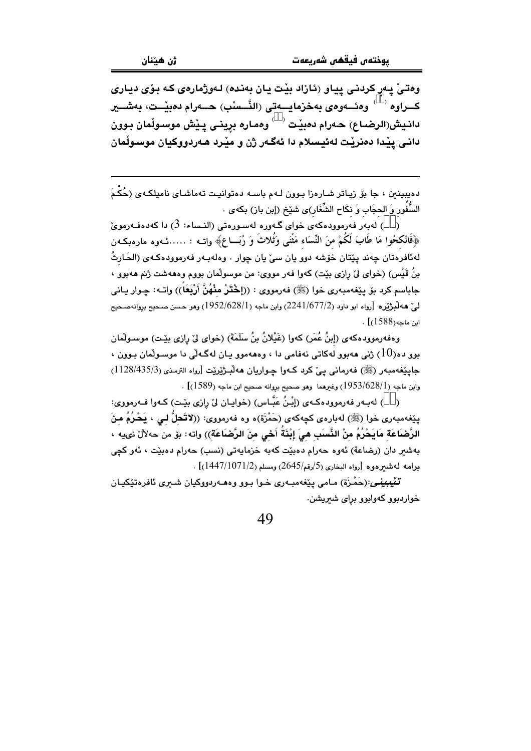وەتیّ پەرکردنی پیاو (ئازاد بێت یان بەندە) لەوژمارەی کە بۆی دیاری کــراوە ( ) وەئــەوەی بەخزمایــەتی (النَّــسَب) حــەرام دەبێــت، بەشــیر دانیش(الرضاع) حەرام دەبێت ( ) وەمارە برینی پێش موسوڵمان بوون دانی پێدا دەنرێت لەئیسلام دا ئەگەر ژن و مێرد هەردووکیان موسوڵمان

---

دەبینین ، جا بۆ زیاتر شارەزا بوون لەم باسە دەتوانیت تەماشای نامیلکەی (حُكْمَ السُّفُور وَ الحِجَاب وَ نكَاح الشِّغَار)ی شێخ (إبن باز) بکەی .

( ) لەبەر فەرموودەکەی خوای گەورە لەسورەتی (النساء: 3) دا کەدەفەرمویّ ﴿فَانْكِحُوا مَا طَابَ لَكُمْ مِنَ النِّسَاءِ مَثْنَى وَثُلاثَ وَ رُبَاعَ﴾ واتە : .....ئەوە مارەبکەن لەئافرەتان چەند پێتان خۆشە دوو یان سیّ یان چوار . وەلەبەر فەرموودەکەی (الحَارِثُ بنُ قَيْس) (خوای لیّ رازی بێت) کەوا فەر مووی: من موسوڵمان بووم وەهەشت ژنم هەبوو ، جاباسم کرد بۆ پێغەمبەری خوا (ﷺ) فەرمووی : ((إِخْتَرْ مِنْهُنَّ أَرْبَعًا)) واتە: چوار یانی لیّ هەڵبژێرە [رواه ابو داود (2241/677/2) وابن ماجه (1952/628/1) وهو حسن صحيح بروانەصحيح ابن ماجه(1588)] .

وەفەرموودەکەی (إبنُ عُمَر) کەوا (غَيْلانُ بنُ سَلَمَةَ) (خوای لیّ رازی بێت) موسوڵمان بوو دە(10) ژنی هەبوو لەکاتی نەفامی دا ، وەهەموو یان لەگەڵی دا موسوڵمان بوون ، جاپێغەمبەر (ﷺ) فەرمانی پیّ کرد کەوا چواریان هەڵبـژێرێت [رواه الترمذی (1128/435/3) وابن ماجه (1953/628/1) وغيرهما وهو صحيح بروانە صحيح ابن ماجه (1589)] .

( ) لەبەر فەرموودەکەی (إبْنُ عَبَّاس) (خوایان لیّ رازی بێت) کەوا فەرمووی: پێغەمبەری خوا (ﷺ) لەبارەی کچەکەی (حَمْزَة)ە وە فەرمووی: ((لاتَحِلُّ لِي ، يَحْرُمُ مِنَ الرَّضَاعَةِ مَايَحْرُمُ مِنْ النَّسَبِ هِيَ إِبْنَةُ أَخِي مِنَ الرَّضَاعَةِ)) واتە: بۆ من حەڵاڵ نیيە ، بەشیر دان (رضاعة) ئەوە حەرام دەبێت کەبە خزمایەتی (نسب) حەرام دەبێت ، ئەو کچی برامە لەشیرەوە [رواه البخاري (5/رقم/2645) ومسلم (1447/1071/2)] .

*تێبینی*:(حَمْزَة) مامی پێغەمبەری خوا بوو وەهەردووکیان شیری ئافرەتێکیان خواردبوو کەوابوو برای شیریشن.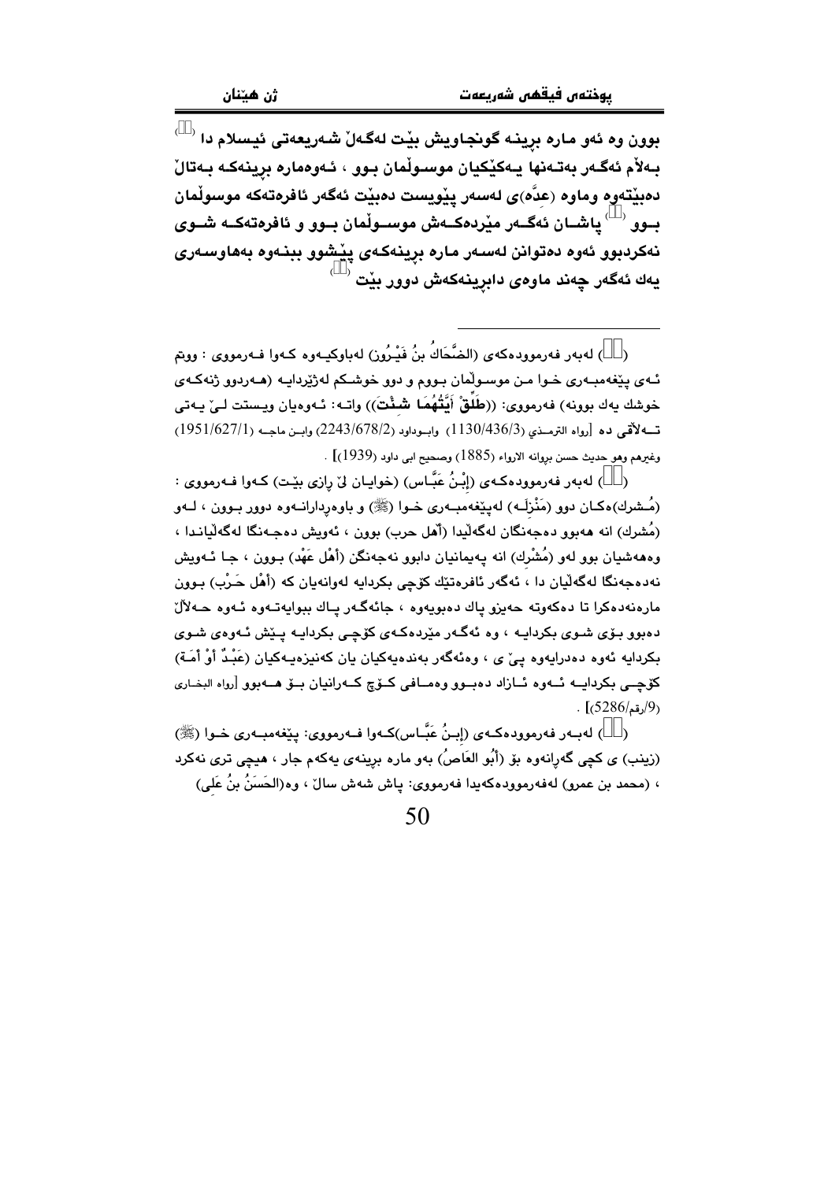بوون وە ئەو مارە برینە گونجاویش بێت لەگەڵ شەریعەتی ئیسلام دا ([]) بەڵام ئەگەر بەتەنها یەکێکیان موسوڵمان بوو ، ئەوەمارە برینەکە بەتاڵ دەبێتەوە وماوە (عِدَّە)ی لەسەر پێویست دەبێت ئەگەر ئافرەتەکە موسوڵمان بوو ([]) پاشان ئەگەر مێردەکەش موسوڵمان بوو و ئافرەتەکە شوی نەکردبوو ئەوە دەتوانن لەسەر مارە برینەکەی پێشوو ببنەوە بەهاوسەری یەك ئەگەر چەند ماوەی دابڕینەکەش دوور بێت ([])

---

([]) لەبەر فەرموودەکەی (الضَّحَاكُ بنُ فَيْـرُون) لەباوکیەوە کەوا فەرمووی : ووتم ئەی پێغەمبەری خوا من موسوڵمان بووم و دوو خوشکم لەژێردایە (هەردوو ژنەکەی خوشك یەك بوونە) فەرمووی: ((طَلِّقْ أَيَّتُهُمَا شِئْتَ)) واتە: ئەوەیان ویستت لێ یەتی تەڵاقی دە [رواه الترمذي (1130/436/3) وابوداود (2243/678/2) وابن ماجه (1951/627/1) وغيرهم وهو حديث حسن بروانه الارواء (1885) وصحيح ابى داود (1939)] .

([]) لەبەر فەرموودەکەی (إِبْنُ عَبَّاس) (خوایان لێ ڕازی بێت) کەوا فەرمووی : (مُشرك)ەکان دوو (مَنْزِلَە) لەپێغەمبەری خوا (ﷺ) و باوەڕدارانەوە دوور بوون ، لەو (مُشرك) انە هەبوو دەجەنگان لەگەڵیدا (أهل حرب) بوون ، ئەویش دەجەنگا لەگەڵیاندا ، وەهەشیان بوو لەو (مُشْرِك) انە پەیمانیان دابوو نەجەنگن (أَهْل عَهْد) بوون ، جا ئەویش نەدەجەنگا لەگەڵیان دا ، ئەگەر ئافرەتێك کۆچی بکردایە لەوانەیان کە (أَهْل حَرْب) بوون مارەنەدەکرا تا دەکەوتە حەیزو پاك دەبویەوە ، جائەگەر پاك ببوایەتەوە ئەوە حەڵاڵ دەبوو بۆی شوی بکردایە ، وە ئەگەر مێردەکەی کۆچی بکردایە پێش ئەوەی شوی بکردایە ئەوە دەدرایەوە پێ ی ، وەئەگەر بەندەیەکیان یان کەنیزەیەکیان (عَبْدٌ أَوْ أَمَـةٌ) کۆچی بکردایە ئەوە ئازاد دەبوو وەمافی کۆچ کەرانیان بۆ هەبوو [رواه البخاري (9/رقم/5286)] .

([]) لەبەر فەرموودەکەی (إِبنُ عَبَّاس)کەوا فەرمووی: پێغەمبەری خوا (ﷺ) (زينب) ی کچی گەڕانەوە بۆ (أَبُو العَاصُ) بەو مارە برینەی یەکەم جار ، هیچی تری نەکرد ، (محمد بن عمرو) لەفەرموودەکەیدا فەرمووی: پاش شەش ساڵ ، وە(الحَسَنُ بنُ عَلِي)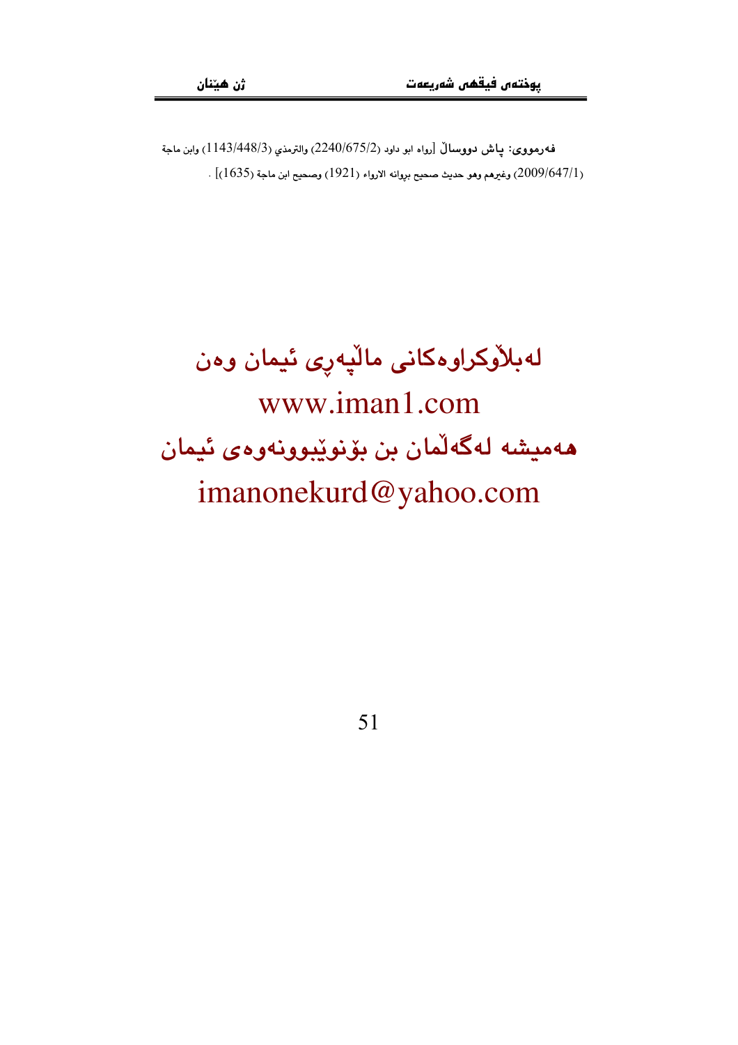**فەرمووی: پاش دووساڵ** [رواه ابو داود (2240/675/2) والترمذي (1143/448/3) وابن ماجة (2009/647/1) وغيرهم وهو حديث صحيح بروانه الارواء (1921) وصحيح ابن ماجة (1635)] .

# لەبلاَوكراوەكانى ماڵپەڕى ئيمان وەن

# www.iman1.com

# هەميشە لەگەڵمان بن بۆنوێبوونەوەى ئيمان

# imanonekurd@yahoo.com